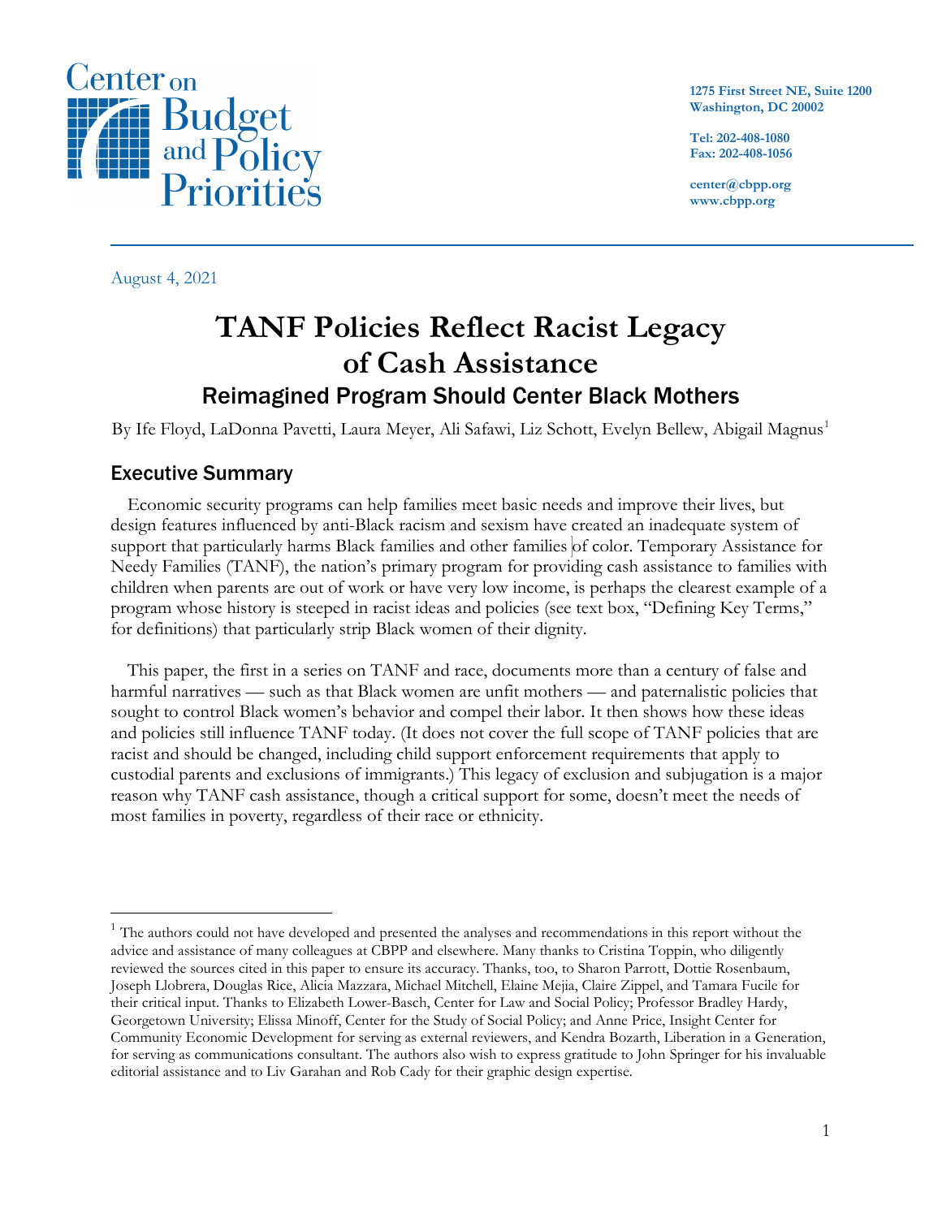Center on Budget and Policy Priorities

1275 First Street NE, Suite 1200
Washington, DC 20002

Tel: 202-408-1080
Fax: 202-408-1056

center@cbpp.org
www.cbpp.org

August 4, 2021

# TANF Policies Reflect Racist Legacy of Cash Assistance

## Reimagined Program Should Center Black Mothers

By Ife Floyd, LaDonna Pavetti, Laura Meyer, Ali Safawi, Liz Schott, Evelyn Bellew, Abigail Magnus[1]

## Executive Summary

Economic security programs can help families meet basic needs and improve their lives, but design features influenced by anti-Black racism and sexism have created an inadequate system of support that particularly harms Black families and other families of color. Temporary Assistance for Needy Families (TANF), the nation's primary program for providing cash assistance to families with children when parents are out of work or have very low income, is perhaps the clearest example of a program whose history is steeped in racist ideas and policies (see text box, "Defining Key Terms," for definitions) that particularly strip Black women of their dignity.

This paper, the first in a series on TANF and race, documents more than a century of false and harmful narratives — such as that Black women are unfit mothers — and paternalistic policies that sought to control Black women's behavior and compel their labor. It then shows how these ideas and policies still influence TANF today. (It does not cover the full scope of TANF policies that are racist and should be changed, including child support enforcement requirements that apply to custodial parents and exclusions of immigrants.) This legacy of exclusion and subjugation is a major reason why TANF cash assistance, though a critical support for some, doesn't meet the needs of most families in poverty, regardless of their race or ethnicity.

[1] The authors could not have developed and presented the analyses and recommendations in this report without the advice and assistance of many colleagues at CBPP and elsewhere. Many thanks to Cristina Toppin, who diligently reviewed the sources cited in this paper to ensure its accuracy. Thanks, too, to Sharon Parrott, Dottie Rosenbaum, Joseph Llobrera, Douglas Rice, Alicia Mazzara, Michael Mitchell, Elaine Mejia, Claire Zippel, and Tamara Fucile for their critical input. Thanks to Elizabeth Lower-Basch, Center for Law and Social Policy; Professor Bradley Hardy, Georgetown University; Elissa Minoff, Center for the Study of Social Policy; and Anne Price, Insight Center for Community Economic Development for serving as external reviewers, and Kendra Bozarth, Liberation in a Generation, for serving as communications consultant. The authors also wish to express gratitude to John Springer for his invaluable editorial assistance and to Liv Garahan and Rob Cady for their graphic design expertise.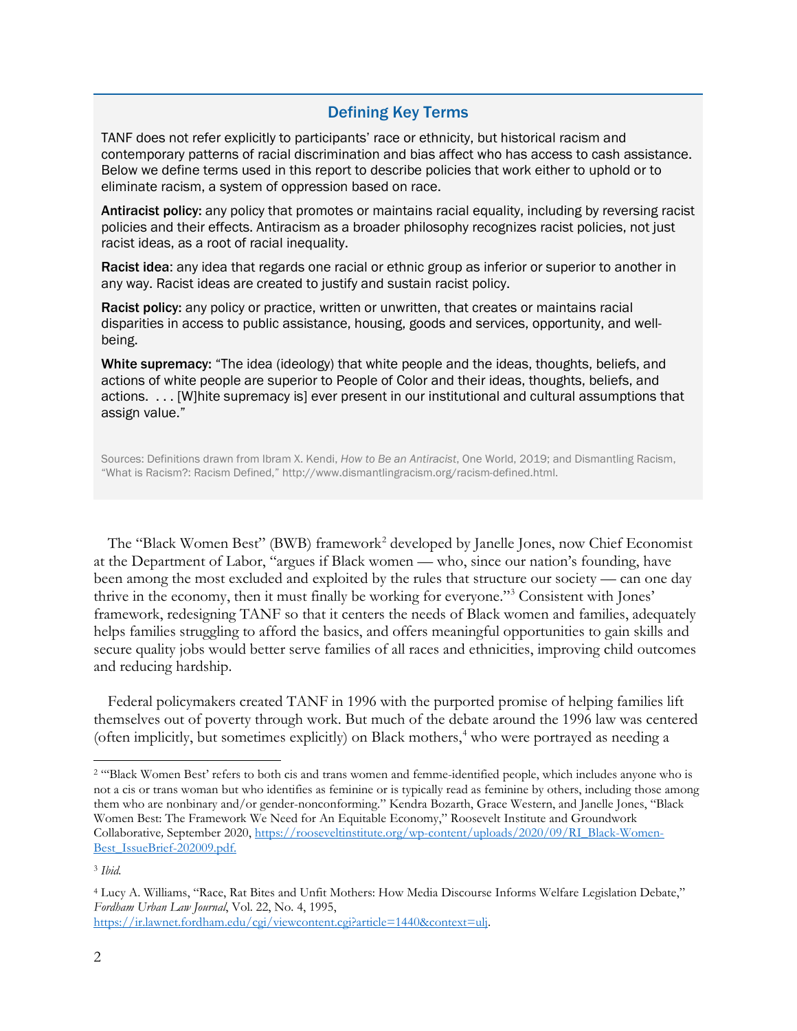### Defining Key Terms

TANF does not refer explicitly to participants' race or ethnicity, but historical racism and contemporary patterns of racial discrimination and bias affect who has access to cash assistance. Below we define terms used in this report to describe policies that work either to uphold or to eliminate racism, a system of oppression based on race.

**Antiracist policy:** any policy that promotes or maintains racial equality, including by reversing racist policies and their effects. Antiracism as a broader philosophy recognizes racist policies, not just racist ideas, as a root of racial inequality.

**Racist idea**: any idea that regards one racial or ethnic group as inferior or superior to another in any way. Racist ideas are created to justify and sustain racist policy.

**Racist policy:** any policy or practice, written or unwritten, that creates or maintains racial disparities in access to public assistance, housing, goods and services, opportunity, and well-being.

**White supremacy:** "The idea (ideology) that white people and the ideas, thoughts, beliefs, and actions of white people are superior to People of Color and their ideas, thoughts, beliefs, and actions. . . . [W]hite supremacy is] ever present in our institutional and cultural assumptions that assign value."

Sources: Definitions drawn from Ibram X. Kendi, *How to Be an Antiracist*, One World, 2019; and Dismantling Racism, "What is Racism?: Racism Defined," http://www.dismantlingracism.org/racism-defined.html.

The "Black Women Best" (BWB) framework[2] developed by Janelle Jones, now Chief Economist at the Department of Labor, "argues if Black women — who, since our nation's founding, have been among the most excluded and exploited by the rules that structure our society — can one day thrive in the economy, then it must finally be working for everyone."[3] Consistent with Jones' framework, redesigning TANF so that it centers the needs of Black women and families, adequately helps families struggling to afford the basics, and offers meaningful opportunities to gain skills and secure quality jobs would better serve families of all races and ethnicities, improving child outcomes and reducing hardship.

Federal policymakers created TANF in 1996 with the purported promise of helping families lift themselves out of poverty through work. But much of the debate around the 1996 law was centered (often implicitly, but sometimes explicitly) on Black mothers,[4] who were portrayed as needing a

---

[2] "'Black Women Best' refers to both cis and trans women and femme-identified people, which includes anyone who is not a cis or trans woman but who identifies as feminine or is typically read as feminine by others, including those among them who are nonbinary and/or gender-nonconforming." Kendra Bozarth, Grace Western, and Janelle Jones, "Black Women Best: The Framework We Need for An Equitable Economy," Roosevelt Institute and Groundwork Collaborative, September 2020, https://rooseveltinstitute.org/wp-content/uploads/2020/09/RI_Black-Women-Best_IssueBrief-202009.pdf.

[3] *Ibid.*

[4] Lucy A. Williams, "Race, Rat Bites and Unfit Mothers: How Media Discourse Informs Welfare Legislation Debate," *Fordham Urban Law Journal*, Vol. 22, No. 4, 1995, https://ir.lawnet.fordham.edu/cgi/viewcontent.cgi?article=1440&context=ulj.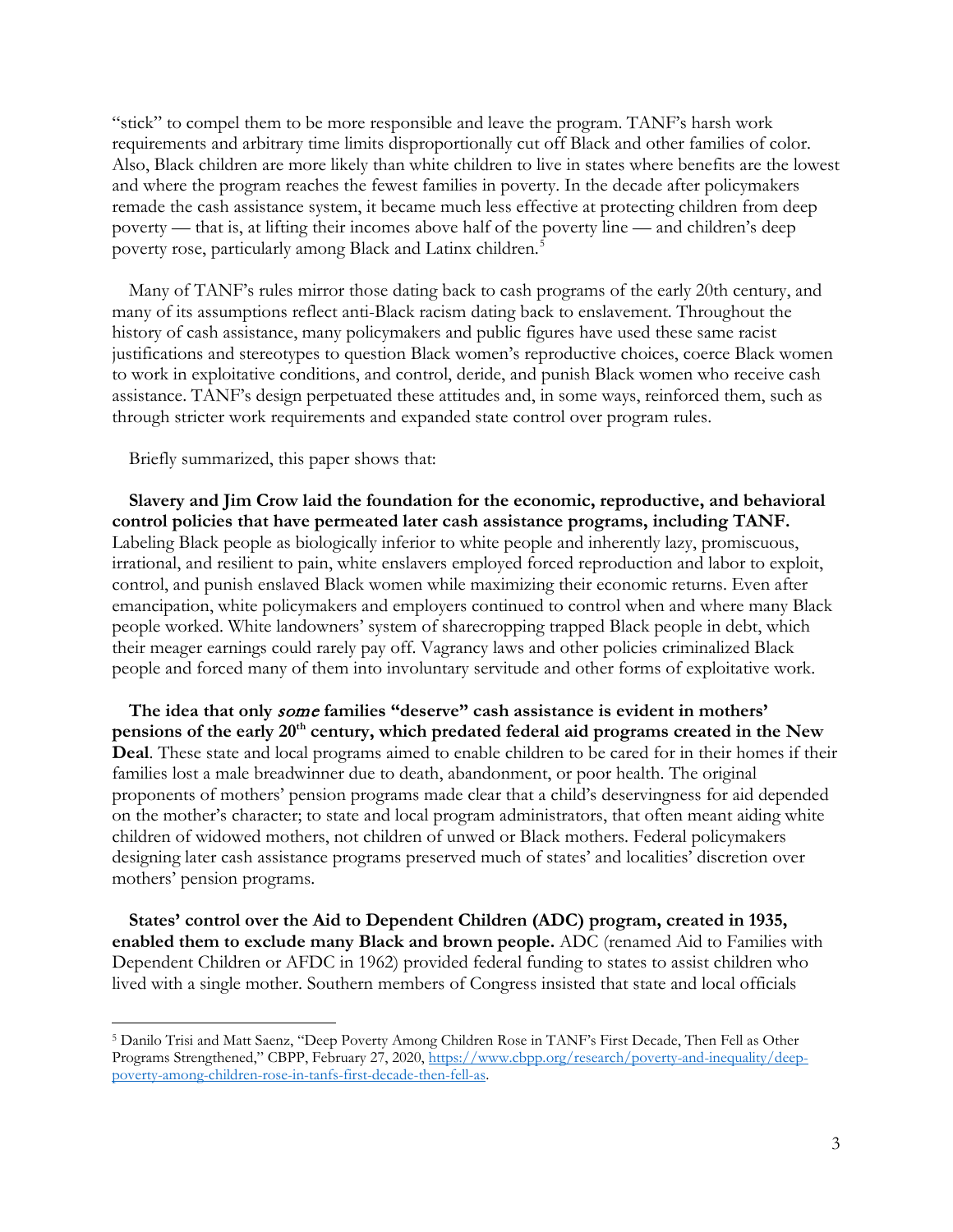"stick" to compel them to be more responsible and leave the program. TANF's harsh work requirements and arbitrary time limits disproportionally cut off Black and other families of color. Also, Black children are more likely than white children to live in states where benefits are the lowest and where the program reaches the fewest families in poverty. In the decade after policymakers remade the cash assistance system, it became much less effective at protecting children from deep poverty — that is, at lifting their incomes above half of the poverty line — and children's deep poverty rose, particularly among Black and Latinx children.[5]

Many of TANF's rules mirror those dating back to cash programs of the early 20th century, and many of its assumptions reflect anti-Black racism dating back to enslavement. Throughout the history of cash assistance, many policymakers and public figures have used these same racist justifications and stereotypes to question Black women's reproductive choices, coerce Black women to work in exploitative conditions, and control, deride, and punish Black women who receive cash assistance. TANF's design perpetuated these attitudes and, in some ways, reinforced them, such as through stricter work requirements and expanded state control over program rules.

Briefly summarized, this paper shows that:

**Slavery and Jim Crow laid the foundation for the economic, reproductive, and behavioral control policies that have permeated later cash assistance programs, including TANF.** Labeling Black people as biologically inferior to white people and inherently lazy, promiscuous, irrational, and resilient to pain, white enslavers employed forced reproduction and labor to exploit, control, and punish enslaved Black women while maximizing their economic returns. Even after emancipation, white policymakers and employers continued to control when and where many Black people worked. White landowners' system of sharecropping trapped Black people in debt, which their meager earnings could rarely pay off. Vagrancy laws and other policies criminalized Black people and forced many of them into involuntary servitude and other forms of exploitative work.

**The idea that only *some* families "deserve" cash assistance is evident in mothers' pensions of the early 20th century, which predated federal aid programs created in the New Deal**. These state and local programs aimed to enable children to be cared for in their homes if their families lost a male breadwinner due to death, abandonment, or poor health. The original proponents of mothers' pension programs made clear that a child's deservingness for aid depended on the mother's character; to state and local program administrators, that often meant aiding white children of widowed mothers, not children of unwed or Black mothers. Federal policymakers designing later cash assistance programs preserved much of states' and localities' discretion over mothers' pension programs.

**States' control over the Aid to Dependent Children (ADC) program, created in 1935, enabled them to exclude many Black and brown people.** ADC (renamed Aid to Families with Dependent Children or AFDC in 1962) provided federal funding to states to assist children who lived with a single mother. Southern members of Congress insisted that state and local officials

---

[5] Danilo Trisi and Matt Saenz, "Deep Poverty Among Children Rose in TANF's First Decade, Then Fell as Other Programs Strengthened," CBPP, February 27, 2020, https://www.cbpp.org/research/poverty-and-inequality/deep-poverty-among-children-rose-in-tanfs-first-decade-then-fell-as.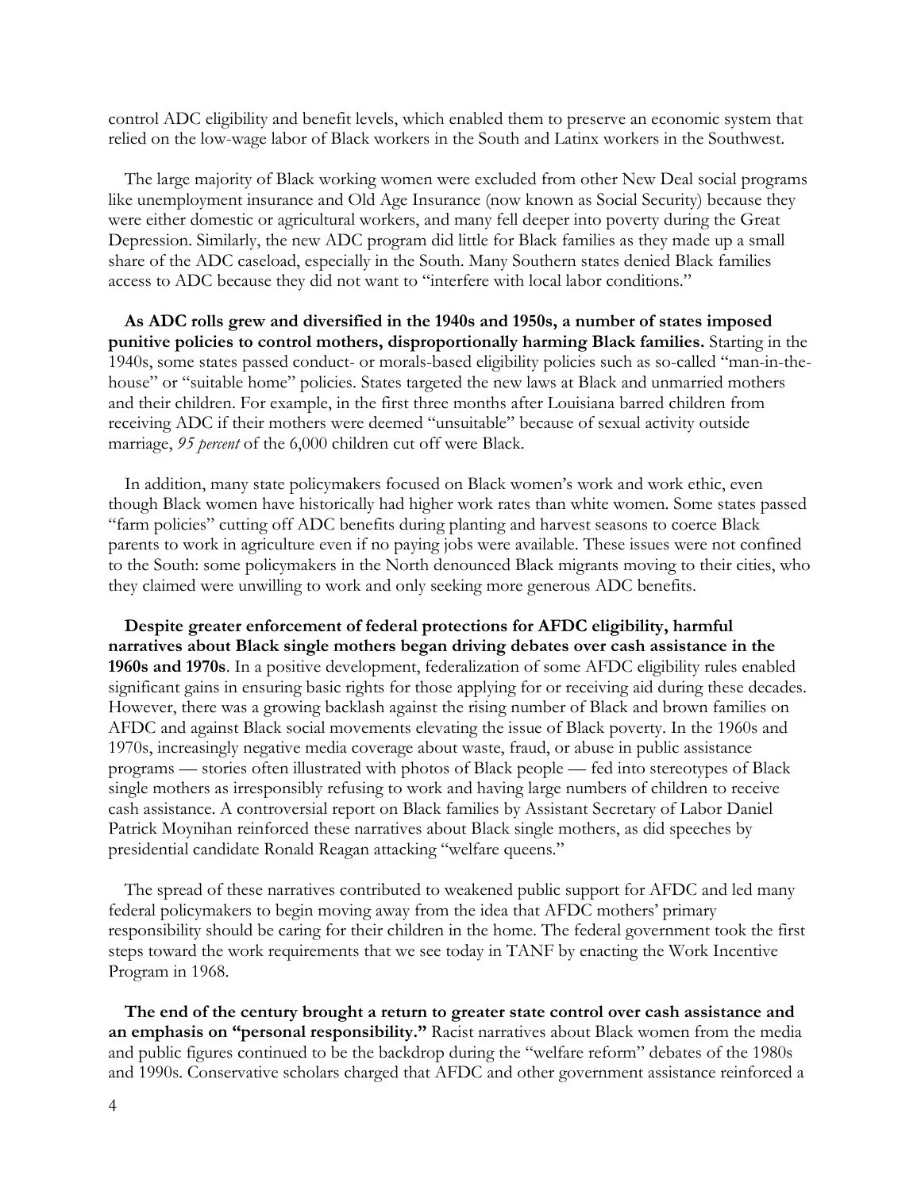control ADC eligibility and benefit levels, which enabled them to preserve an economic system that relied on the low-wage labor of Black workers in the South and Latinx workers in the Southwest.

The large majority of Black working women were excluded from other New Deal social programs like unemployment insurance and Old Age Insurance (now known as Social Security) because they were either domestic or agricultural workers, and many fell deeper into poverty during the Great Depression. Similarly, the new ADC program did little for Black families as they made up a small share of the ADC caseload, especially in the South. Many Southern states denied Black families access to ADC because they did not want to "interfere with local labor conditions."

**As ADC rolls grew and diversified in the 1940s and 1950s, a number of states imposed punitive policies to control mothers, disproportionally harming Black families.** Starting in the 1940s, some states passed conduct- or morals-based eligibility policies such as so-called "man-in-the-house" or "suitable home" policies. States targeted the new laws at Black and unmarried mothers and their children. For example, in the first three months after Louisiana barred children from receiving ADC if their mothers were deemed "unsuitable" because of sexual activity outside marriage, *95 percent* of the 6,000 children cut off were Black.

In addition, many state policymakers focused on Black women's work and work ethic, even though Black women have historically had higher work rates than white women. Some states passed "farm policies" cutting off ADC benefits during planting and harvest seasons to coerce Black parents to work in agriculture even if no paying jobs were available. These issues were not confined to the South: some policymakers in the North denounced Black migrants moving to their cities, who they claimed were unwilling to work and only seeking more generous ADC benefits.

**Despite greater enforcement of federal protections for AFDC eligibility, harmful narratives about Black single mothers began driving debates over cash assistance in the 1960s and 1970s**. In a positive development, federalization of some AFDC eligibility rules enabled significant gains in ensuring basic rights for those applying for or receiving aid during these decades. However, there was a growing backlash against the rising number of Black and brown families on AFDC and against Black social movements elevating the issue of Black poverty. In the 1960s and 1970s, increasingly negative media coverage about waste, fraud, or abuse in public assistance programs — stories often illustrated with photos of Black people — fed into stereotypes of Black single mothers as irresponsibly refusing to work and having large numbers of children to receive cash assistance. A controversial report on Black families by Assistant Secretary of Labor Daniel Patrick Moynihan reinforced these narratives about Black single mothers, as did speeches by presidential candidate Ronald Reagan attacking "welfare queens."

The spread of these narratives contributed to weakened public support for AFDC and led many federal policymakers to begin moving away from the idea that AFDC mothers' primary responsibility should be caring for their children in the home. The federal government took the first steps toward the work requirements that we see today in TANF by enacting the Work Incentive Program in 1968.

**The end of the century brought a return to greater state control over cash assistance and an emphasis on "personal responsibility."** Racist narratives about Black women from the media and public figures continued to be the backdrop during the "welfare reform" debates of the 1980s and 1990s. Conservative scholars charged that AFDC and other government assistance reinforced a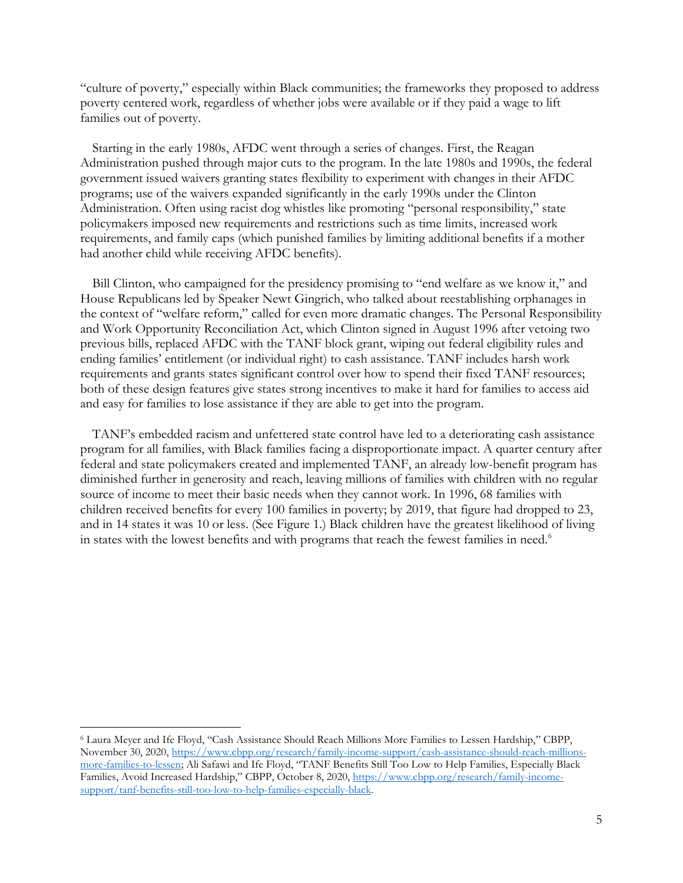"culture of poverty," especially within Black communities; the frameworks they proposed to address poverty centered work, regardless of whether jobs were available or if they paid a wage to lift families out of poverty.

Starting in the early 1980s, AFDC went through a series of changes. First, the Reagan Administration pushed through major cuts to the program. In the late 1980s and 1990s, the federal government issued waivers granting states flexibility to experiment with changes in their AFDC programs; use of the waivers expanded significantly in the early 1990s under the Clinton Administration. Often using racist dog whistles like promoting "personal responsibility," state policymakers imposed new requirements and restrictions such as time limits, increased work requirements, and family caps (which punished families by limiting additional benefits if a mother had another child while receiving AFDC benefits).

Bill Clinton, who campaigned for the presidency promising to "end welfare as we know it," and House Republicans led by Speaker Newt Gingrich, who talked about reestablishing orphanages in the context of "welfare reform," called for even more dramatic changes. The Personal Responsibility and Work Opportunity Reconciliation Act, which Clinton signed in August 1996 after vetoing two previous bills, replaced AFDC with the TANF block grant, wiping out federal eligibility rules and ending families' entitlement (or individual right) to cash assistance. TANF includes harsh work requirements and grants states significant control over how to spend their fixed TANF resources; both of these design features give states strong incentives to make it hard for families to access aid and easy for families to lose assistance if they are able to get into the program.

TANF's embedded racism and unfettered state control have led to a deteriorating cash assistance program for all families, with Black families facing a disproportionate impact. A quarter century after federal and state policymakers created and implemented TANF, an already low-benefit program has diminished further in generosity and reach, leaving millions of families with children with no regular source of income to meet their basic needs when they cannot work. In 1996, 68 families with children received benefits for every 100 families in poverty; by 2019, that figure had dropped to 23, and in 14 states it was 10 or less. (See Figure 1.) Black children have the greatest likelihood of living in states with the lowest benefits and with programs that reach the fewest families in need.[6]

---

[6] Laura Meyer and Ife Floyd, "Cash Assistance Should Reach Millions More Families to Lessen Hardship," CBPP, November 30, 2020, https://www.cbpp.org/research/family-income-support/cash-assistance-should-reach-millions-more-families-to-lessen; Ali Safawi and Ife Floyd, "TANF Benefits Still Too Low to Help Families, Especially Black Families, Avoid Increased Hardship," CBPP, October 8, 2020, https://www.cbpp.org/research/family-income-support/tanf-benefits-still-too-low-to-help-families-especially-black.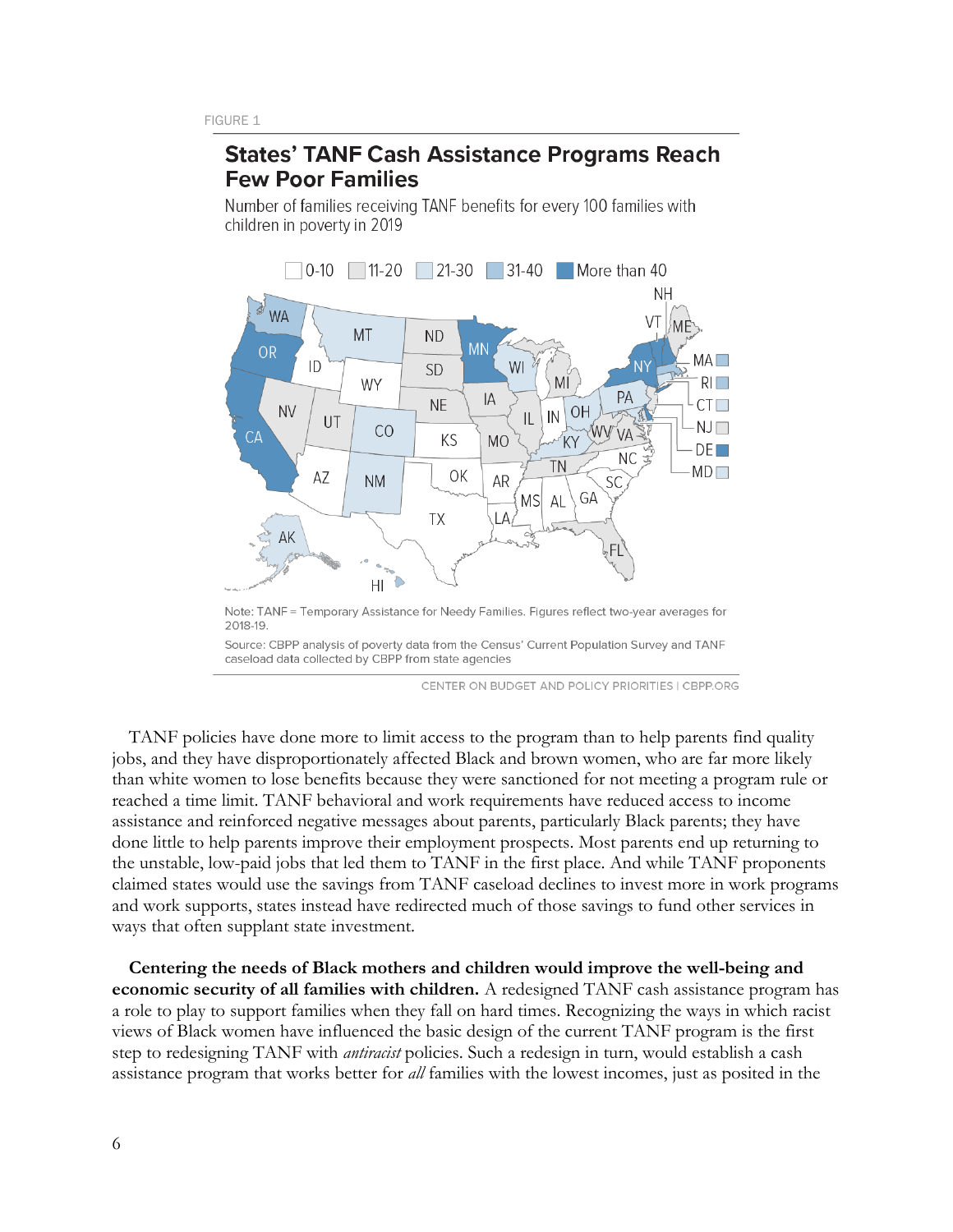FIGURE 1

## States' TANF Cash Assistance Programs Reach Few Poor Families

Number of families receiving TANF benefits for every 100 families with children in poverty in 2019

Note: TANF = Temporary Assistance for Needy Families. Figures reflect two-year averages for 2018-19.

Source: CBPP analysis of poverty data from the Census' Current Population Survey and TANF caseload data collected by CBPP from state agencies

CENTER ON BUDGET AND POLICY PRIORITIES | CBPP.ORG

TANF policies have done more to limit access to the program than to help parents find quality jobs, and they have disproportionately affected Black and brown women, who are far more likely than white women to lose benefits because they were sanctioned for not meeting a program rule or reached a time limit. TANF behavioral and work requirements have reduced access to income assistance and reinforced negative messages about parents, particularly Black parents; they have done little to help parents improve their employment prospects. Most parents end up returning to the unstable, low-paid jobs that led them to TANF in the first place. And while TANF proponents claimed states would use the savings from TANF caseload declines to invest more in work programs and work supports, states instead have redirected much of those savings to fund other services in ways that often supplant state investment.

**Centering the needs of Black mothers and children would improve the well-being and economic security of all families with children.** A redesigned TANF cash assistance program has a role to play to support families when they fall on hard times. Recognizing the ways in which racist views of Black women have influenced the basic design of the current TANF program is the first step to redesigning TANF with *antiracist* policies. Such a redesign in turn, would establish a cash assistance program that works better for *all* families with the lowest incomes, just as posited in the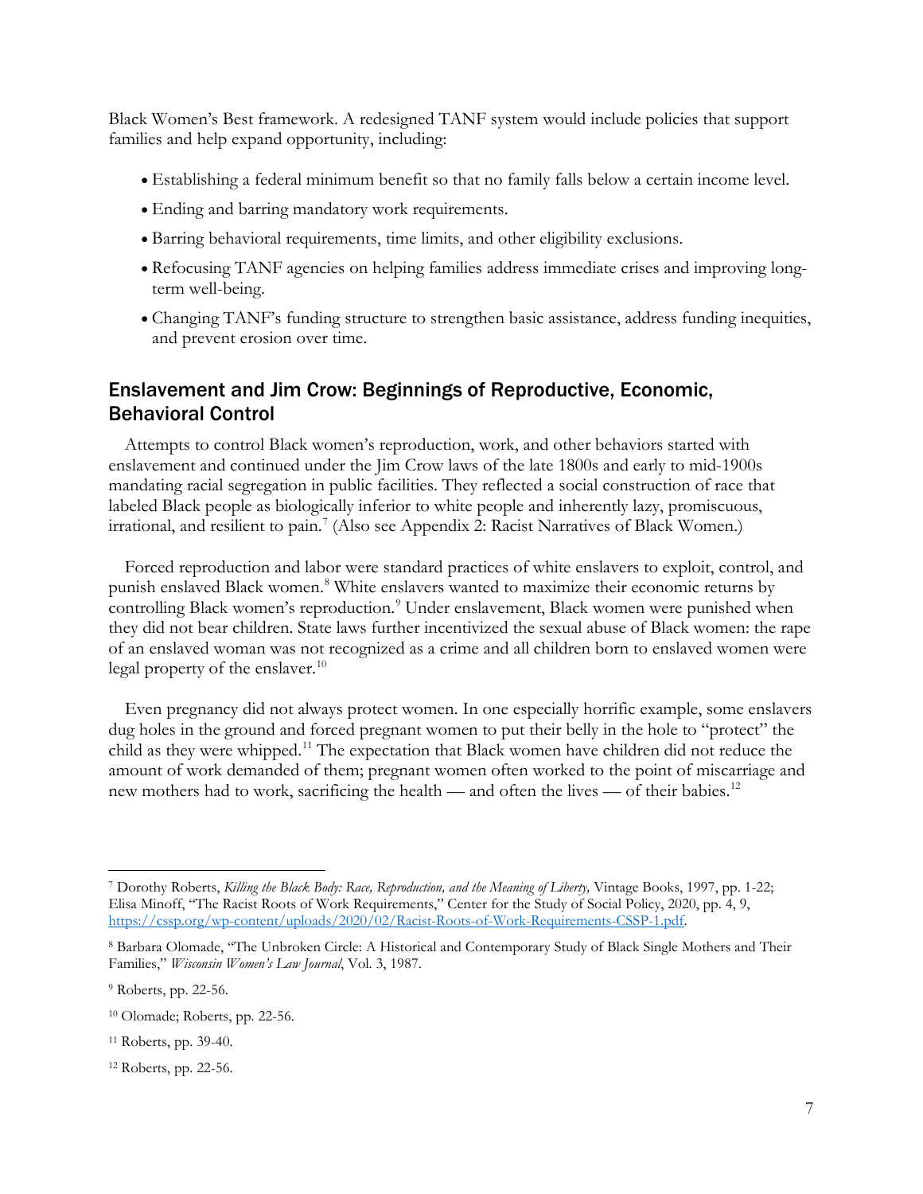Black Women's Best framework. A redesigned TANF system would include policies that support families and help expand opportunity, including:

- Establishing a federal minimum benefit so that no family falls below a certain income level.
- Ending and barring mandatory work requirements.
- Barring behavioral requirements, time limits, and other eligibility exclusions.
- Refocusing TANF agencies on helping families address immediate crises and improving long-term well-being.
- Changing TANF's funding structure to strengthen basic assistance, address funding inequities, and prevent erosion over time.

## Enslavement and Jim Crow: Beginnings of Reproductive, Economic, Behavioral Control

Attempts to control Black women's reproduction, work, and other behaviors started with enslavement and continued under the Jim Crow laws of the late 1800s and early to mid-1900s mandating racial segregation in public facilities. They reflected a social construction of race that labeled Black people as biologically inferior to white people and inherently lazy, promiscuous, irrational, and resilient to pain.[7] (Also see Appendix 2: Racist Narratives of Black Women.)

Forced reproduction and labor were standard practices of white enslavers to exploit, control, and punish enslaved Black women.[8] White enslavers wanted to maximize their economic returns by controlling Black women's reproduction.[9] Under enslavement, Black women were punished when they did not bear children. State laws further incentivized the sexual abuse of Black women: the rape of an enslaved woman was not recognized as a crime and all children born to enslaved women were legal property of the enslaver.[10]

Even pregnancy did not always protect women. In one especially horrific example, some enslavers dug holes in the ground and forced pregnant women to put their belly in the hole to "protect" the child as they were whipped.[11] The expectation that Black women have children did not reduce the amount of work demanded of them; pregnant women often worked to the point of miscarriage and new mothers had to work, sacrificing the health — and often the lives — of their babies.[12]

---

[7] Dorothy Roberts, *Killing the Black Body: Race, Reproduction, and the Meaning of Liberty,* Vintage Books, 1997, pp. 1-22; Elisa Minoff, "The Racist Roots of Work Requirements," Center for the Study of Social Policy, 2020, pp. 4, 9, https://cssp.org/wp-content/uploads/2020/02/Racist-Roots-of-Work-Requirements-CSSP-1.pdf.

[8] Barbara Olomade, "The Unbroken Circle: A Historical and Contemporary Study of Black Single Mothers and Their Families," *Wisconsin Women's Law Journal*, Vol. 3, 1987.

[9] Roberts, pp. 22-56.

[10] Olomade; Roberts, pp. 22-56.

[11] Roberts, pp. 39-40.

[12] Roberts, pp. 22-56.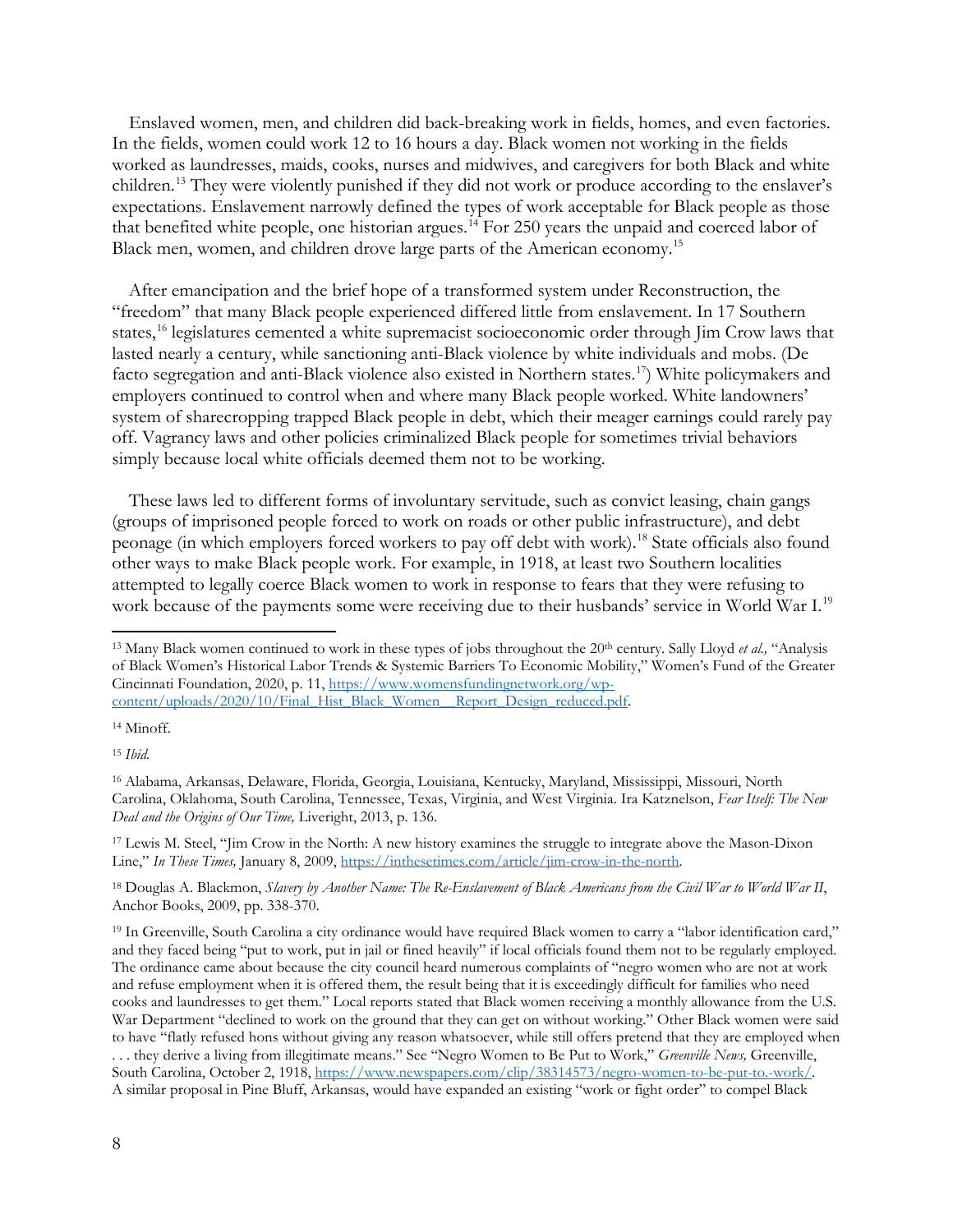Enslaved women, men, and children did back-breaking work in fields, homes, and even factories. In the fields, women could work 12 to 16 hours a day. Black women not working in the fields worked as laundresses, maids, cooks, nurses and midwives, and caregivers for both Black and white children.[13] They were violently punished if they did not work or produce according to the enslaver's expectations. Enslavement narrowly defined the types of work acceptable for Black people as those that benefited white people, one historian argues.[14] For 250 years the unpaid and coerced labor of Black men, women, and children drove large parts of the American economy.[15]

After emancipation and the brief hope of a transformed system under Reconstruction, the "freedom" that many Black people experienced differed little from enslavement. In 17 Southern states,[16] legislatures cemented a white supremacist socioeconomic order through Jim Crow laws that lasted nearly a century, while sanctioning anti-Black violence by white individuals and mobs. (De facto segregation and anti-Black violence also existed in Northern states.[17]) White policymakers and employers continued to control when and where many Black people worked. White landowners' system of sharecropping trapped Black people in debt, which their meager earnings could rarely pay off. Vagrancy laws and other policies criminalized Black people for sometimes trivial behaviors simply because local white officials deemed them not to be working.

These laws led to different forms of involuntary servitude, such as convict leasing, chain gangs (groups of imprisoned people forced to work on roads or other public infrastructure), and debt peonage (in which employers forced workers to pay off debt with work).[18] State officials also found other ways to make Black people work. For example, in 1918, at least two Southern localities attempted to legally coerce Black women to work in response to fears that they were refusing to work because of the payments some were receiving due to their husbands' service in World War I.[19]

---

[13] Many Black women continued to work in these types of jobs throughout the 20th century. Sally Lloyd *et al.,* "Analysis of Black Women's Historical Labor Trends & Systemic Barriers To Economic Mobility," Women's Fund of the Greater Cincinnati Foundation, 2020, p. 11, https://www.womensfundingnetwork.org/wp-content/uploads/2020/10/Final_Hist_Black_Women__Report_Design_reduced.pdf.

[14] Minoff.

[15] *Ibid.*

[16] Alabama, Arkansas, Delaware, Florida, Georgia, Louisiana, Kentucky, Maryland, Mississippi, Missouri, North Carolina, Oklahoma, South Carolina, Tennessee, Texas, Virginia, and West Virginia. Ira Katznelson, *Fear Itself: The New Deal and the Origins of Our Time,* Liveright, 2013, p. 136.

[17] Lewis M. Steel, "Jim Crow in the North: A new history examines the struggle to integrate above the Mason-Dixon Line," *In These Times,* January 8, 2009, https://inthesetimes.com/article/jim-crow-in-the-north.

[18] Douglas A. Blackmon, *Slavery by Another Name: The Re-Enslavement of Black Americans from the Civil War to World War II*, Anchor Books, 2009, pp. 338-370.

[19] In Greenville, South Carolina a city ordinance would have required Black women to carry a "labor identification card," and they faced being "put to work, put in jail or fined heavily" if local officials found them not to be regularly employed. The ordinance came about because the city council heard numerous complaints of "negro women who are not at work and refuse employment when it is offered them, the result being that it is exceedingly difficult for families who need cooks and laundresses to get them." Local reports stated that Black women receiving a monthly allowance from the U.S. War Department "declined to work on the ground that they can get on without working." Other Black women were said to have "flatly refused hons without giving any reason whatsoever, while still offers pretend that they are employed when . . . they derive a living from illegitimate means." See "Negro Women to Be Put to Work," *Greenville News,* Greenville, South Carolina, October 2, 1918, https://www.newspapers.com/clip/38314573/negro-women-to-be-put-to.-work/. A similar proposal in Pine Bluff, Arkansas, would have expanded an existing "work or fight order" to compel Black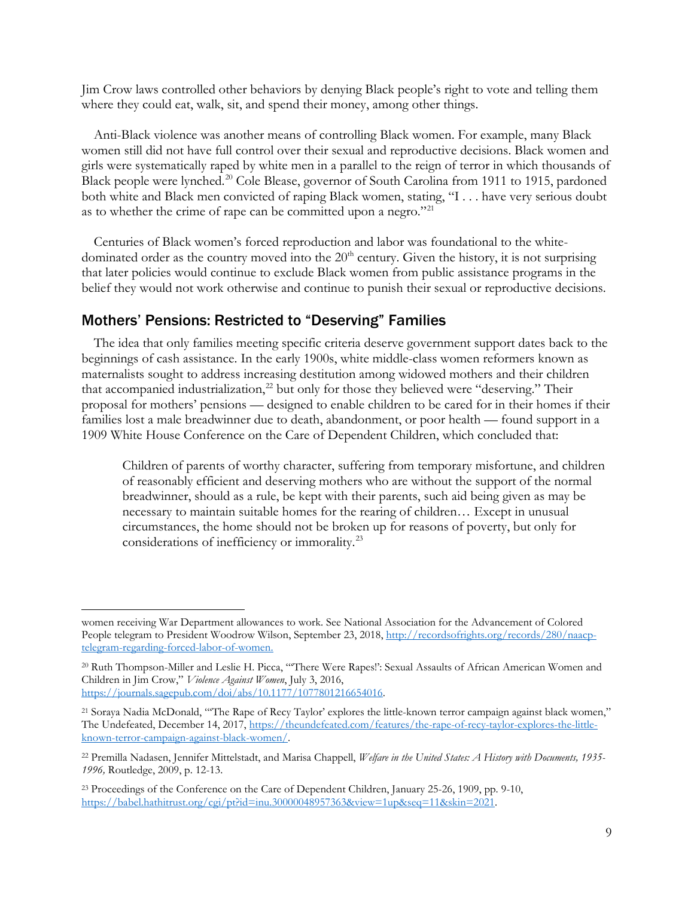Jim Crow laws controlled other behaviors by denying Black people's right to vote and telling them where they could eat, walk, sit, and spend their money, among other things.

Anti-Black violence was another means of controlling Black women. For example, many Black women still did not have full control over their sexual and reproductive decisions. Black women and girls were systematically raped by white men in a parallel to the reign of terror in which thousands of Black people were lynched.[20] Cole Blease, governor of South Carolina from 1911 to 1915, pardoned both white and Black men convicted of raping Black women, stating, "I . . . have very serious doubt as to whether the crime of rape can be committed upon a negro."[21]

Centuries of Black women's forced reproduction and labor was foundational to the white-dominated order as the country moved into the 20th century. Given the history, it is not surprising that later policies would continue to exclude Black women from public assistance programs in the belief they would not work otherwise and continue to punish their sexual or reproductive decisions.

## Mothers' Pensions: Restricted to "Deserving" Families

The idea that only families meeting specific criteria deserve government support dates back to the beginnings of cash assistance. In the early 1900s, white middle-class women reformers known as maternalists sought to address increasing destitution among widowed mothers and their children that accompanied industrialization,[22] but only for those they believed were "deserving." Their proposal for mothers' pensions — designed to enable children to be cared for in their homes if their families lost a male breadwinner due to death, abandonment, or poor health — found support in a 1909 White House Conference on the Care of Dependent Children, which concluded that:

> Children of parents of worthy character, suffering from temporary misfortune, and children of reasonably efficient and deserving mothers who are without the support of the normal breadwinner, should as a rule, be kept with their parents, such aid being given as may be necessary to maintain suitable homes for the rearing of children… Except in unusual circumstances, the home should not be broken up for reasons of poverty, but only for considerations of inefficiency or immorality.[23]

---

women receiving War Department allowances to work. See National Association for the Advancement of Colored People telegram to President Woodrow Wilson, September 23, 2018, http://recordsofrights.org/records/280/naacp-telegram-regarding-forced-labor-of-women.

[20] Ruth Thompson-Miller and Leslie H. Picca, "'There Were Rapes!': Sexual Assaults of African American Women and Children in Jim Crow," *Violence Against Women*, July 3, 2016, https://journals.sagepub.com/doi/abs/10.1177/1077801216654016.

[21] Soraya Nadia McDonald, "'The Rape of Recy Taylor' explores the little-known terror campaign against black women," The Undefeated, December 14, 2017, https://theundefeated.com/features/the-rape-of-recy-taylor-explores-the-little-known-terror-campaign-against-black-women/.

[22] Premilla Nadasen, Jennifer Mittelstadt, and Marisa Chappell, *Welfare in the United States: A History with Documents, 1935-1996,* Routledge, 2009, p. 12-13.

[23] Proceedings of the Conference on the Care of Dependent Children, January 25-26, 1909, pp. 9-10, https://babel.hathitrust.org/cgi/pt?id=inu.30000048957363&view=1up&seq=11&skin=2021.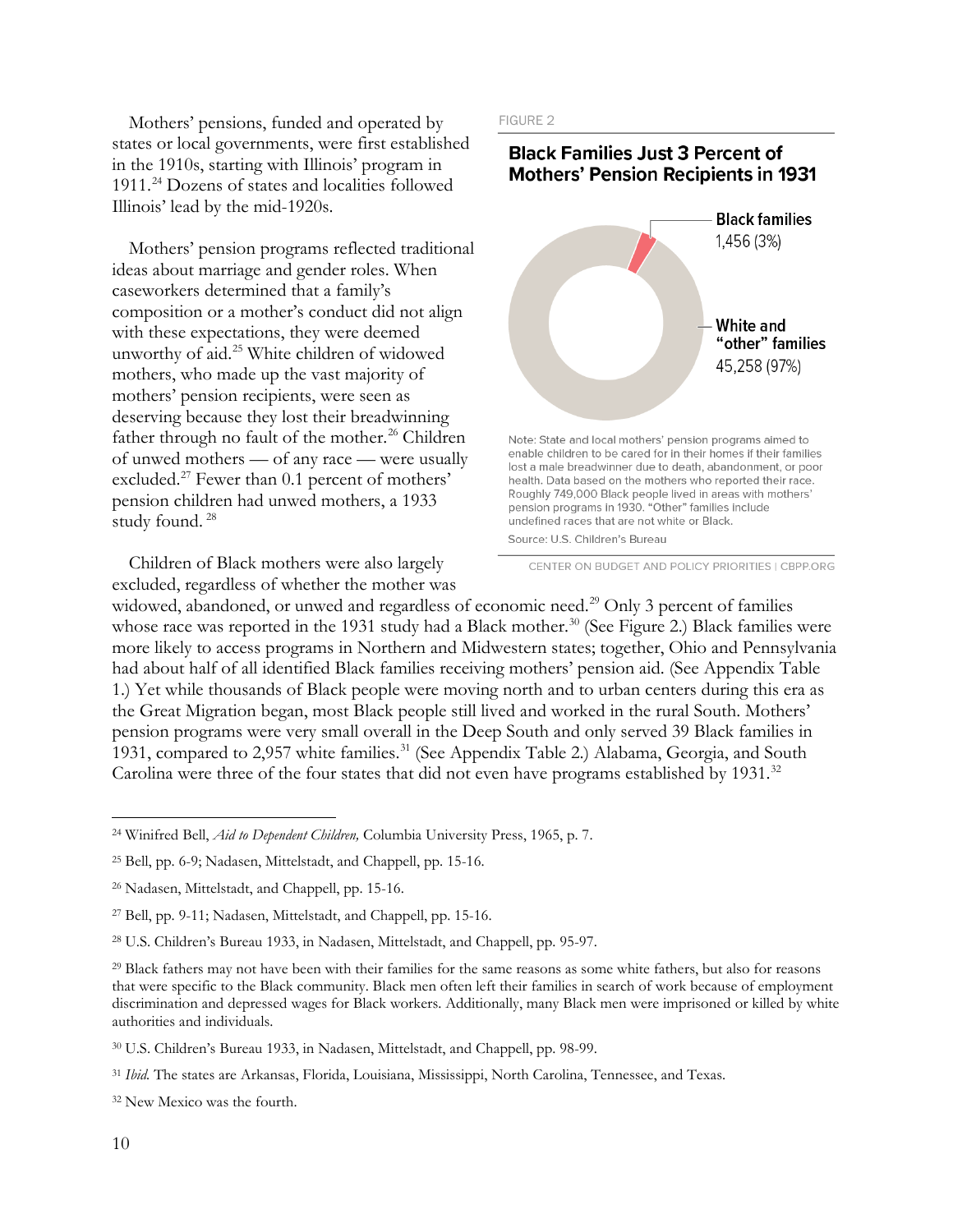Mothers' pensions, funded and operated by states or local governments, were first established in the 1910s, starting with Illinois' program in 1911.[24] Dozens of states and localities followed Illinois' lead by the mid-1920s.

Mothers' pension programs reflected traditional ideas about marriage and gender roles. When caseworkers determined that a family's composition or a mother's conduct did not align with these expectations, they were deemed unworthy of aid.[25] White children of widowed mothers, who made up the vast majority of mothers' pension recipients, were seen as deserving because they lost their breadwinning father through no fault of the mother.[26] Children of unwed mothers — of any race — were usually excluded.[27] Fewer than 0.1 percent of mothers' pension children had unwed mothers, a 1933 study found.[28]

FIGURE 2

**Black Families Just 3 Percent of Mothers' Pension Recipients in 1931**

| Group | Families |
| --- | --- |
| Black families | 1,456 (3%) |
| White and "other" families | 45,258 (97%) |

Note: State and local mothers' pension programs aimed to enable children to be cared for in their homes if their families lost a male breadwinner due to death, abandonment, or poor health. Data based on the mothers who reported their race. Roughly 749,000 Black people lived in areas with mothers' pension programs in 1930. "Other" families include undefined races that are not white or Black.

Source: U.S. Children's Bureau

CENTER ON BUDGET AND POLICY PRIORITIES | CBPP.ORG

Children of Black mothers were also largely excluded, regardless of whether the mother was widowed, abandoned, or unwed and regardless of economic need.[29] Only 3 percent of families whose race was reported in the 1931 study had a Black mother.[30] (See Figure 2.) Black families were more likely to access programs in Northern and Midwestern states; together, Ohio and Pennsylvania had about half of all identified Black families receiving mothers' pension aid. (See Appendix Table 1.) Yet while thousands of Black people were moving north and to urban centers during this era as the Great Migration began, most Black people still lived and worked in the rural South. Mothers' pension programs were very small overall in the Deep South and only served 39 Black families in 1931, compared to 2,957 white families.[31] (See Appendix Table 2.) Alabama, Georgia, and South Carolina were three of the four states that did not even have programs established by 1931.[32]

---

[24] Winifred Bell, *Aid to Dependent Children,* Columbia University Press, 1965, p. 7.

[25] Bell, pp. 6-9; Nadasen, Mittelstadt, and Chappell, pp. 15-16.

[26] Nadasen, Mittelstadt, and Chappell, pp. 15-16.

[27] Bell, pp. 9-11; Nadasen, Mittelstadt, and Chappell, pp. 15-16.

[28] U.S. Children's Bureau 1933, in Nadasen, Mittelstadt, and Chappell, pp. 95-97.

[29] Black fathers may not have been with their families for the same reasons as some white fathers, but also for reasons that were specific to the Black community. Black men often left their families in search of work because of employment discrimination and depressed wages for Black workers. Additionally, many Black men were imprisoned or killed by white authorities and individuals.

[30] U.S. Children's Bureau 1933, in Nadasen, Mittelstadt, and Chappell, pp. 98-99.

[31] *Ibid.* The states are Arkansas, Florida, Louisiana, Mississippi, North Carolina, Tennessee, and Texas.

[32] New Mexico was the fourth.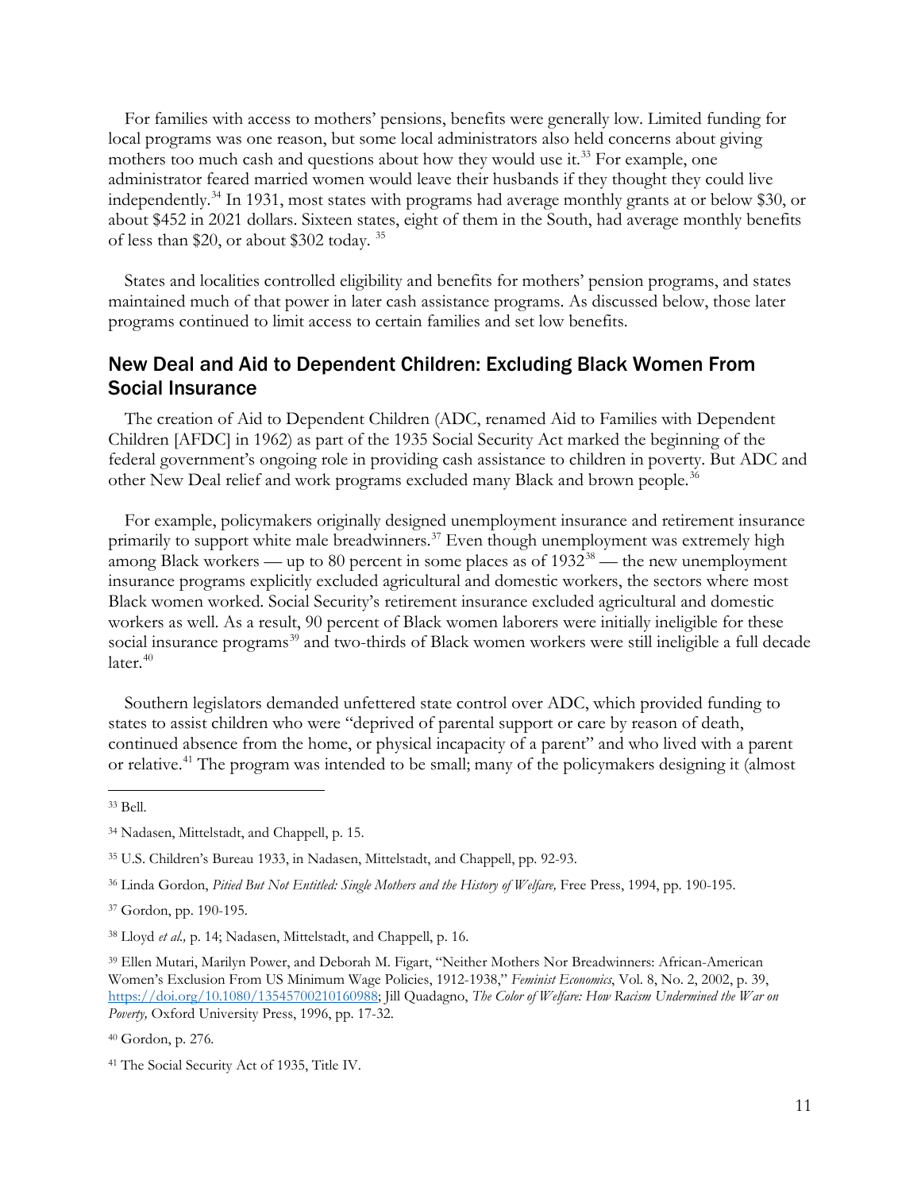For families with access to mothers' pensions, benefits were generally low. Limited funding for local programs was one reason, but some local administrators also held concerns about giving mothers too much cash and questions about how they would use it.[33] For example, one administrator feared married women would leave their husbands if they thought they could live independently.[34] In 1931, most states with programs had average monthly grants at or below $30, or about $452 in 2021 dollars. Sixteen states, eight of them in the South, had average monthly benefits of less than $20, or about $302 today. [35]

States and localities controlled eligibility and benefits for mothers' pension programs, and states maintained much of that power in later cash assistance programs. As discussed below, those later programs continued to limit access to certain families and set low benefits.

## New Deal and Aid to Dependent Children: Excluding Black Women From Social Insurance

The creation of Aid to Dependent Children (ADC, renamed Aid to Families with Dependent Children [AFDC] in 1962) as part of the 1935 Social Security Act marked the beginning of the federal government's ongoing role in providing cash assistance to children in poverty. But ADC and other New Deal relief and work programs excluded many Black and brown people.[36]

For example, policymakers originally designed unemployment insurance and retirement insurance primarily to support white male breadwinners.[37] Even though unemployment was extremely high among Black workers — up to 80 percent in some places as of 1932[38] — the new unemployment insurance programs explicitly excluded agricultural and domestic workers, the sectors where most Black women worked. Social Security's retirement insurance excluded agricultural and domestic workers as well. As a result, 90 percent of Black women laborers were initially ineligible for these social insurance programs[39] and two-thirds of Black women workers were still ineligible a full decade later.[40]

Southern legislators demanded unfettered state control over ADC, which provided funding to states to assist children who were "deprived of parental support or care by reason of death, continued absence from the home, or physical incapacity of a parent" and who lived with a parent or relative.[41] The program was intended to be small; many of the policymakers designing it (almost

---

[33] Bell.

[34] Nadasen, Mittelstadt, and Chappell, p. 15.

[35] U.S. Children's Bureau 1933, in Nadasen, Mittelstadt, and Chappell, pp. 92-93.

[36] Linda Gordon, *Pitied But Not Entitled: Single Mothers and the History of Welfare,* Free Press, 1994, pp. 190-195.

[37] Gordon, pp. 190-195.

[38] Lloyd *et al.,* p. 14; Nadasen, Mittelstadt, and Chappell, p. 16.

[39] Ellen Mutari, Marilyn Power, and Deborah M. Figart, "Neither Mothers Nor Breadwinners: African-American Women's Exclusion From US Minimum Wage Policies, 1912-1938," *Feminist Economics*, Vol. 8, No. 2, 2002, p. 39, https://doi.org/10.1080/13545700210160988; Jill Quadagno, *The Color of Welfare: How Racism Undermined the War on Poverty,* Oxford University Press, 1996, pp. 17-32.

[40] Gordon, p. 276.

[41] The Social Security Act of 1935, Title IV.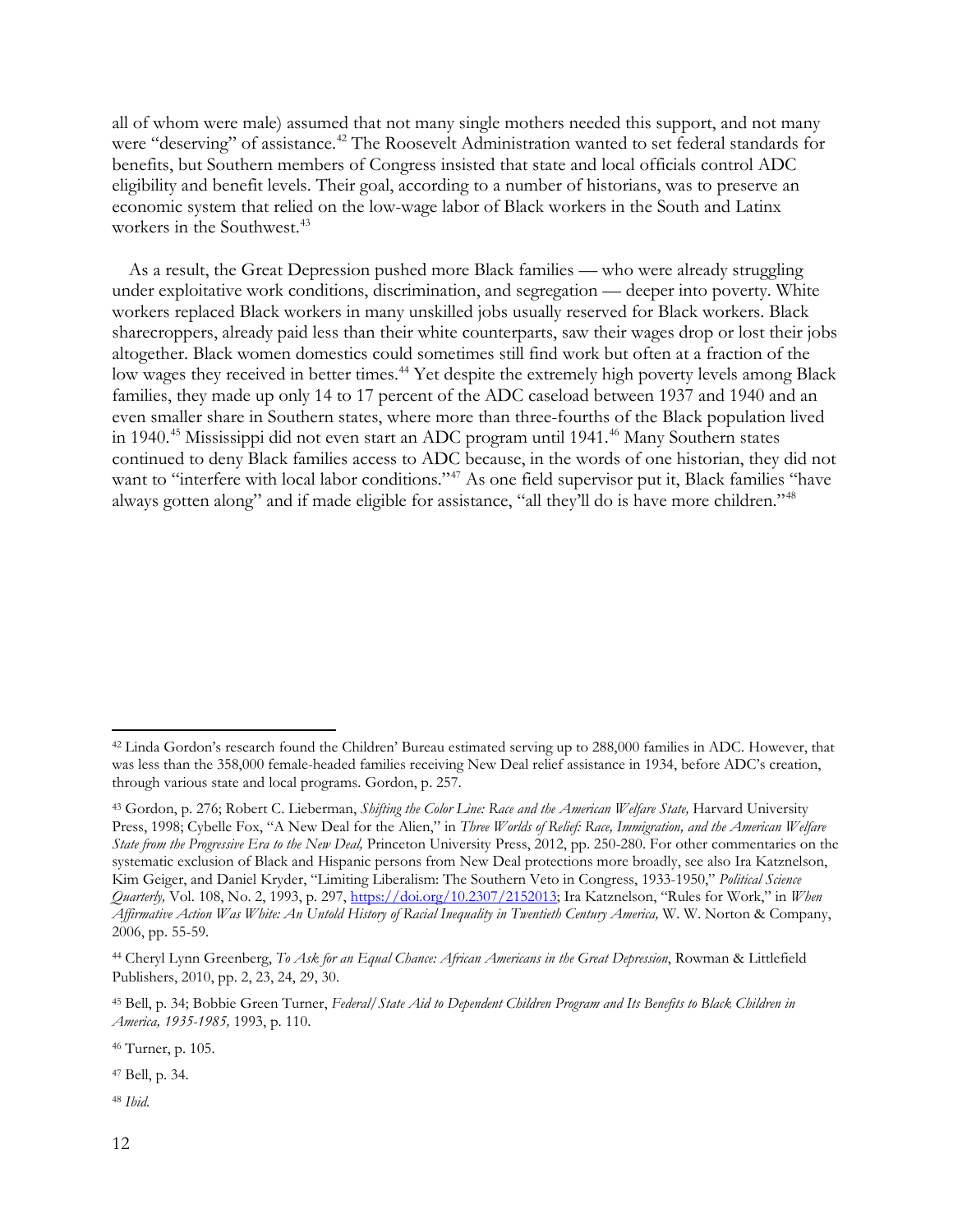all of whom were male) assumed that not many single mothers needed this support, and not many were "deserving" of assistance.[42] The Roosevelt Administration wanted to set federal standards for benefits, but Southern members of Congress insisted that state and local officials control ADC eligibility and benefit levels. Their goal, according to a number of historians, was to preserve an economic system that relied on the low-wage labor of Black workers in the South and Latinx workers in the Southwest.[43]

As a result, the Great Depression pushed more Black families — who were already struggling under exploitative work conditions, discrimination, and segregation — deeper into poverty. White workers replaced Black workers in many unskilled jobs usually reserved for Black workers. Black sharecroppers, already paid less than their white counterparts, saw their wages drop or lost their jobs altogether. Black women domestics could sometimes still find work but often at a fraction of the low wages they received in better times.[44] Yet despite the extremely high poverty levels among Black families, they made up only 14 to 17 percent of the ADC caseload between 1937 and 1940 and an even smaller share in Southern states, where more than three-fourths of the Black population lived in 1940.[45] Mississippi did not even start an ADC program until 1941.[46] Many Southern states continued to deny Black families access to ADC because, in the words of one historian, they did not want to "interfere with local labor conditions."[47] As one field supervisor put it, Black families "have always gotten along" and if made eligible for assistance, "all they'll do is have more children."[48]

---

[42] Linda Gordon's research found the Childrens' Bureau estimated serving up to 288,000 families in ADC. However, that was less than the 358,000 female-headed families receiving New Deal relief assistance in 1934, before ADC's creation, through various state and local programs. Gordon, p. 257.

[43] Gordon, p. 276; Robert C. Lieberman, *Shifting the Color Line: Race and the American Welfare State,* Harvard University Press, 1998; Cybelle Fox, "A New Deal for the Alien," in *Three Worlds of Relief: Race, Immigration, and the American Welfare State from the Progressive Era to the New Deal,* Princeton University Press, 2012, pp. 250-280. For other commentaries on the systematic exclusion of Black and Hispanic persons from New Deal protections more broadly, see also Ira Katznelson, Kim Geiger, and Daniel Kryder, "Limiting Liberalism: The Southern Veto in Congress, 1933-1950," *Political Science Quarterly,* Vol. 108, No. 2, 1993, p. 297, https://doi.org/10.2307/2152013; Ira Katznelson, "Rules for Work," in *When Affirmative Action Was White: An Untold History of Racial Inequality in Twentieth Century America,* W. W. Norton & Company, 2006, pp. 55-59.

[44] Cheryl Lynn Greenberg, *To Ask for an Equal Chance: African Americans in the Great Depression*, Rowman & Littlefield Publishers, 2010, pp. 2, 23, 24, 29, 30.

[45] Bell, p. 34; Bobbie Green Turner, *Federal/State Aid to Dependent Children Program and Its Benefits to Black Children in America, 1935-1985,* 1993, p. 110.

[46] Turner, p. 105.

[47] Bell, p. 34.

[48] *Ibid.*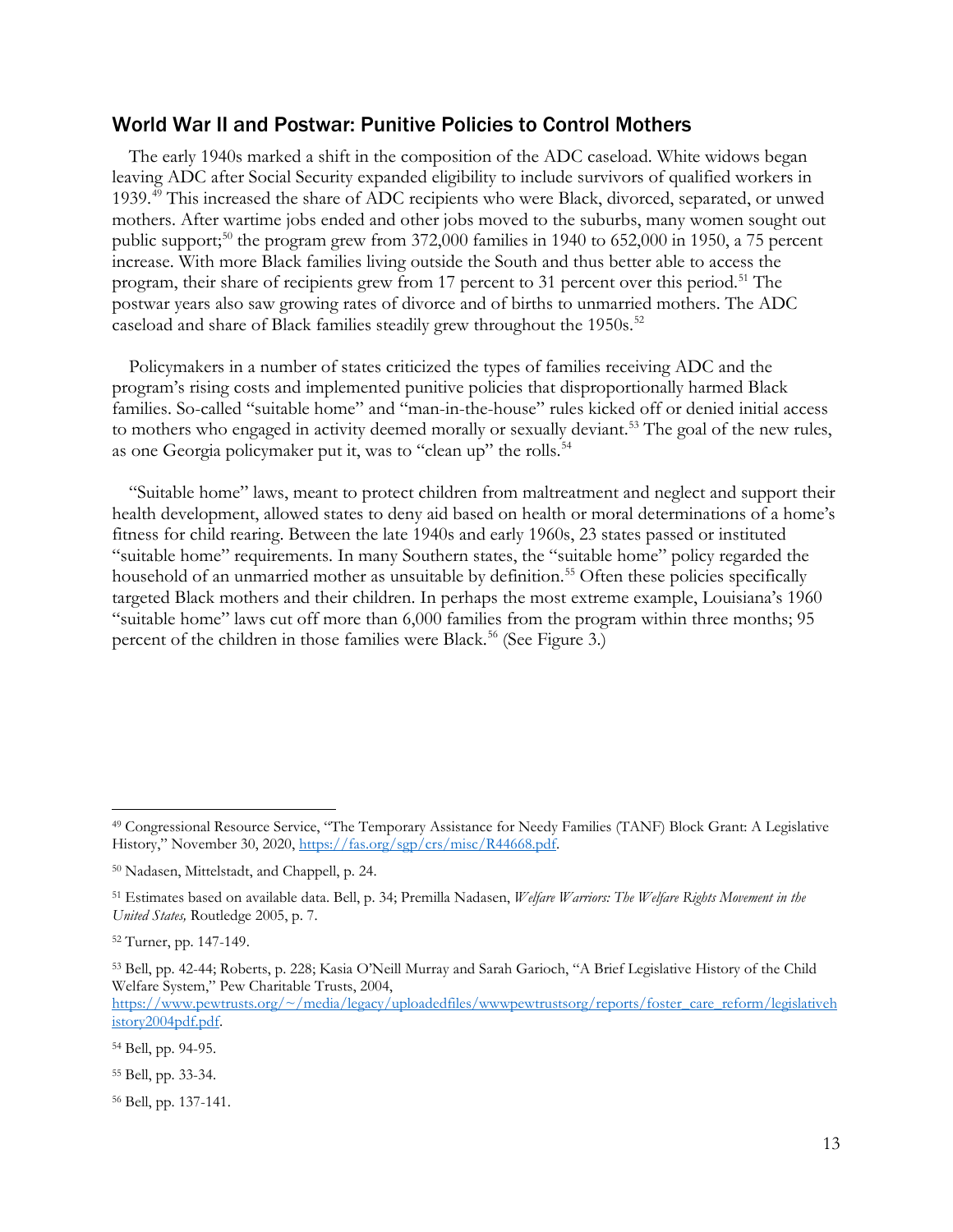## World War II and Postwar: Punitive Policies to Control Mothers

The early 1940s marked a shift in the composition of the ADC caseload. White widows began leaving ADC after Social Security expanded eligibility to include survivors of qualified workers in 1939.[49] This increased the share of ADC recipients who were Black, divorced, separated, or unwed mothers. After wartime jobs ended and other jobs moved to the suburbs, many women sought out public support;[50] the program grew from 372,000 families in 1940 to 652,000 in 1950, a 75 percent increase. With more Black families living outside the South and thus better able to access the program, their share of recipients grew from 17 percent to 31 percent over this period.[51] The postwar years also saw growing rates of divorce and of births to unmarried mothers. The ADC caseload and share of Black families steadily grew throughout the 1950s.[52]

Policymakers in a number of states criticized the types of families receiving ADC and the program's rising costs and implemented punitive policies that disproportionally harmed Black families. So-called "suitable home" and "man-in-the-house" rules kicked off or denied initial access to mothers who engaged in activity deemed morally or sexually deviant.[53] The goal of the new rules, as one Georgia policymaker put it, was to "clean up" the rolls.[54]

"Suitable home" laws, meant to protect children from maltreatment and neglect and support their health development, allowed states to deny aid based on health or moral determinations of a home's fitness for child rearing. Between the late 1940s and early 1960s, 23 states passed or instituted "suitable home" requirements. In many Southern states, the "suitable home" policy regarded the household of an unmarried mother as unsuitable by definition.[55] Often these policies specifically targeted Black mothers and their children. In perhaps the most extreme example, Louisiana's 1960 "suitable home" laws cut off more than 6,000 families from the program within three months; 95 percent of the children in those families were Black.[56] (See Figure 3.)

---

[49] Congressional Resource Service, "The Temporary Assistance for Needy Families (TANF) Block Grant: A Legislative History," November 30, 2020, https://fas.org/sgp/crs/misc/R44668.pdf.

[50] Nadasen, Mittelstadt, and Chappell, p. 24.

[51] Estimates based on available data. Bell, p. 34; Premilla Nadasen, *Welfare Warriors: The Welfare Rights Movement in the United States,* Routledge 2005, p. 7.

[52] Turner, pp. 147-149.

[53] Bell, pp. 42-44; Roberts, p. 228; Kasia O'Neill Murray and Sarah Garioch, "A Brief Legislative History of the Child Welfare System," Pew Charitable Trusts, 2004, https://www.pewtrusts.org/~/media/legacy/uploadedfiles/wwwpewtrustsorg/reports/foster_care_reform/legislativehistory2004pdf.pdf.

[54] Bell, pp. 94-95.

[55] Bell, pp. 33-34.

[56] Bell, pp. 137-141.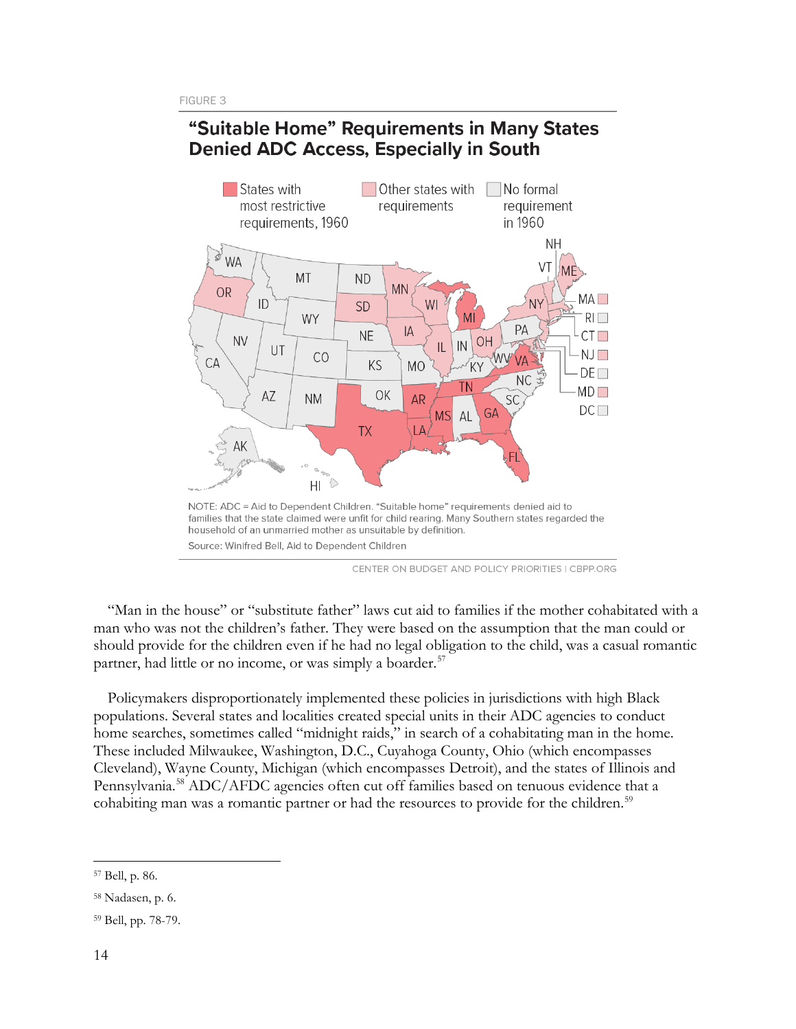FIGURE 3

## "Suitable Home" Requirements in Many States Denied ADC Access, Especially in South

NOTE: ADC = Aid to Dependent Children. "Suitable home" requirements denied aid to families that the state claimed were unfit for child rearing. Many Southern states regarded the household of an unmarried mother as unsuitable by definition.

Source: Winifred Bell, Aid to Dependent Children

CENTER ON BUDGET AND POLICY PRIORITIES | CBPP.ORG

"Man in the house" or "substitute father" laws cut aid to families if the mother cohabitated with a man who was not the children's father. They were based on the assumption that the man could or should provide for the children even if he had no legal obligation to the child, was a casual romantic partner, had little or no income, or was simply a boarder.[57]

Policymakers disproportionately implemented these policies in jurisdictions with high Black populations. Several states and localities created special units in their ADC agencies to conduct home searches, sometimes called "midnight raids," in search of a cohabitating man in the home. These included Milwaukee, Washington, D.C., Cuyahoga County, Ohio (which encompasses Cleveland), Wayne County, Michigan (which encompasses Detroit), and the states of Illinois and Pennsylvania.[58] ADC/AFDC agencies often cut off families based on tenuous evidence that a cohabiting man was a romantic partner or had the resources to provide for the children.[59]

---

[57] Bell, p. 86.

[58] Nadasen, p. 6.

[59] Bell, pp. 78-79.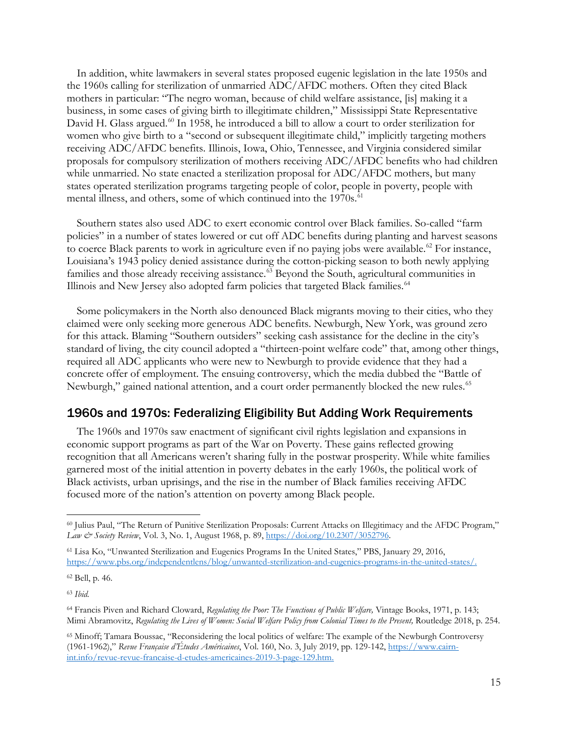In addition, white lawmakers in several states proposed eugenic legislation in the late 1950s and the 1960s calling for sterilization of unmarried ADC/AFDC mothers. Often they cited Black mothers in particular: "The negro woman, because of child welfare assistance, [is] making it a business, in some cases of giving birth to illegitimate children," Mississippi State Representative David H. Glass argued.[60] In 1958, he introduced a bill to allow a court to order sterilization for women who give birth to a "second or subsequent illegitimate child," implicitly targeting mothers receiving ADC/AFDC benefits. Illinois, Iowa, Ohio, Tennessee, and Virginia considered similar proposals for compulsory sterilization of mothers receiving ADC/AFDC benefits who had children while unmarried. No state enacted a sterilization proposal for ADC/AFDC mothers, but many states operated sterilization programs targeting people of color, people in poverty, people with mental illness, and others, some of which continued into the 1970s.[61]

Southern states also used ADC to exert economic control over Black families. So-called "farm policies" in a number of states lowered or cut off ADC benefits during planting and harvest seasons to coerce Black parents to work in agriculture even if no paying jobs were available.[62] For instance, Louisiana's 1943 policy denied assistance during the cotton-picking season to both newly applying families and those already receiving assistance.[63] Beyond the South, agricultural communities in Illinois and New Jersey also adopted farm policies that targeted Black families.[64]

Some policymakers in the North also denounced Black migrants moving to their cities, who they claimed were only seeking more generous ADC benefits. Newburgh, New York, was ground zero for this attack. Blaming "Southern outsiders" seeking cash assistance for the decline in the city's standard of living, the city council adopted a "thirteen-point welfare code" that, among other things, required all ADC applicants who were new to Newburgh to provide evidence that they had a concrete offer of employment. The ensuing controversy, which the media dubbed the "Battle of Newburgh," gained national attention, and a court order permanently blocked the new rules.[65]

## 1960s and 1970s: Federalizing Eligibility But Adding Work Requirements

The 1960s and 1970s saw enactment of significant civil rights legislation and expansions in economic support programs as part of the War on Poverty. These gains reflected growing recognition that all Americans weren't sharing fully in the postwar prosperity. While white families garnered most of the initial attention in poverty debates in the early 1960s, the political work of Black activists, urban uprisings, and the rise in the number of Black families receiving AFDC focused more of the nation's attention on poverty among Black people.

---

[60] Julius Paul, "The Return of Punitive Sterilization Proposals: Current Attacks on Illegitimacy and the AFDC Program," *Law & Society Review*, Vol. 3, No. 1, August 1968, p. 89, https://doi.org/10.2307/3052796.

[61] Lisa Ko, "Unwanted Sterilization and Eugenics Programs In the United States," PBS, January 29, 2016, https://www.pbs.org/independentlens/blog/unwanted-sterilization-and-eugenics-programs-in-the-united-states/.

[62] Bell, p. 46.

[63] *Ibid.*

[64] Francis Piven and Richard Cloward, *Regulating the Poor: The Functions of Public Welfare,* Vintage Books, 1971, p. 143; Mimi Abramovitz, *Regulating the Lives of Women: Social Welfare Policy from Colonial Times to the Present,* Routledge 2018, p. 254.

[65] Minoff; Tamara Boussac, "Reconsidering the local politics of welfare: The example of the Newburgh Controversy (1961-1962)," *Revue Française d'Études Américaines*, Vol. 160, No. 3, July 2019, pp. 129-142, https://www.cairn-int.info/revue-revue-francaise-d-etudes-americaines-2019-3-page-129.htm.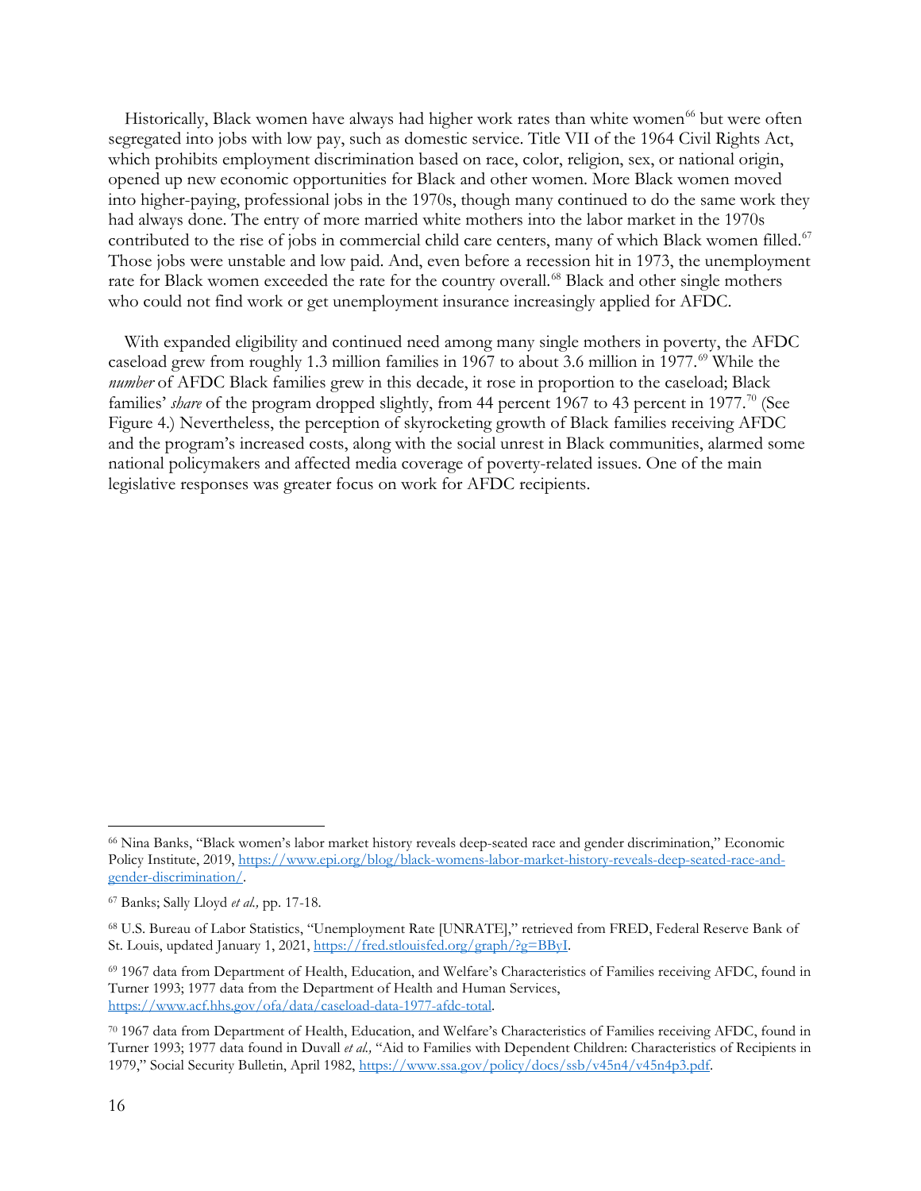Historically, Black women have always had higher work rates than white women[66] but were often segregated into jobs with low pay, such as domestic service. Title VII of the 1964 Civil Rights Act, which prohibits employment discrimination based on race, color, religion, sex, or national origin, opened up new economic opportunities for Black and other women. More Black women moved into higher-paying, professional jobs in the 1970s, though many continued to do the same work they had always done. The entry of more married white mothers into the labor market in the 1970s contributed to the rise of jobs in commercial child care centers, many of which Black women filled.[67] Those jobs were unstable and low paid. And, even before a recession hit in 1973, the unemployment rate for Black women exceeded the rate for the country overall.[68] Black and other single mothers who could not find work or get unemployment insurance increasingly applied for AFDC.

With expanded eligibility and continued need among many single mothers in poverty, the AFDC caseload grew from roughly 1.3 million families in 1967 to about 3.6 million in 1977.[69] While the *number* of AFDC Black families grew in this decade, it rose in proportion to the caseload; Black families' *share* of the program dropped slightly, from 44 percent 1967 to 43 percent in 1977.[70] (See Figure 4.) Nevertheless, the perception of skyrocketing growth of Black families receiving AFDC and the program's increased costs, along with the social unrest in Black communities, alarmed some national policymakers and affected media coverage of poverty-related issues. One of the main legislative responses was greater focus on work for AFDC recipients.

---

[66] Nina Banks, "Black women's labor market history reveals deep-seated race and gender discrimination," Economic Policy Institute, 2019, https://www.epi.org/blog/black-womens-labor-market-history-reveals-deep-seated-race-and-gender-discrimination/.

[67] Banks; Sally Lloyd *et al.,* pp. 17-18.

[68] U.S. Bureau of Labor Statistics, "Unemployment Rate [UNRATE]," retrieved from FRED, Federal Reserve Bank of St. Louis, updated January 1, 2021, https://fred.stlouisfed.org/graph/?g=BByI.

[69] 1967 data from Department of Health, Education, and Welfare's Characteristics of Families receiving AFDC, found in Turner 1993; 1977 data from the Department of Health and Human Services, https://www.acf.hhs.gov/ofa/data/caseload-data-1977-afdc-total.

[70] 1967 data from Department of Health, Education, and Welfare's Characteristics of Families receiving AFDC, found in Turner 1993; 1977 data found in Duvall *et al.,* "Aid to Families with Dependent Children: Characteristics of Recipients in 1979," Social Security Bulletin, April 1982, https://www.ssa.gov/policy/docs/ssb/v45n4/v45n4p3.pdf.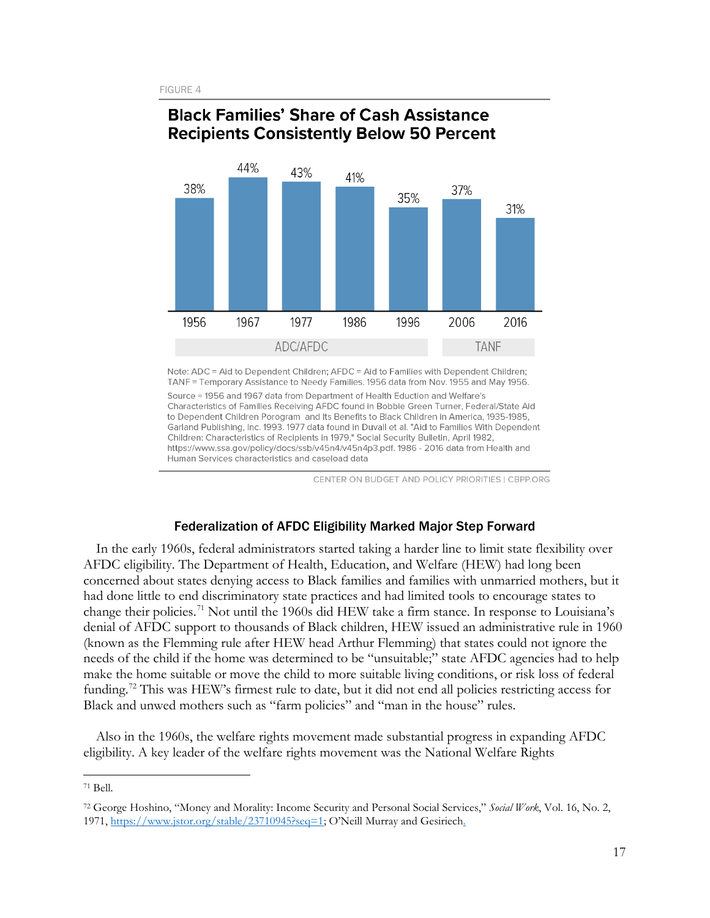FIGURE 4

**Black Families' Share of Cash Assistance Recipients Consistently Below 50 Percent**

| Year | 1956 | 1967 | 1977 | 1986 | 1996 | 2006 | 2016 |
|---|---|---|---|---|---|---|---|
| Share | 38% | 44% | 43% | 41% | 35% | 37% | 31% |
| Program | ADC/AFDC | | | | | TANF | |

Note: ADC = Aid to Dependent Children; AFDC = Aid to Families with Dependent Children; TANF = Temporary Assistance to Needy Families. 1956 data from Nov. 1955 and May 1956.

Source = 1956 and 1967 data from Department of Health Eduction and Welfare's Characteristics of Families Receiving AFDC found in Bobbie Green Turner, Federal/State Aid to Dependent Children Porogram and Its Benefits to Black Children in America, 1935-1985, Garland Publishing, Inc. 1993. 1977 data found in Duvall et al. "Aid to Families With Dependent Children: Characteristics of Recipients in 1979," Social Security Bulletin, April 1982, https://www.ssa.gov/policy/docs/ssb/v45n4/v45n4p3.pdf. 1986 - 2016 data from Health and Human Services characteristics and caseload data

CENTER ON BUDGET AND POLICY PRIORITIES | CBPP.ORG

### Federalization of AFDC Eligibility Marked Major Step Forward

In the early 1960s, federal administrators started taking a harder line to limit state flexibility over AFDC eligibility. The Department of Health, Education, and Welfare (HEW) had long been concerned about states denying access to Black families and families with unmarried mothers, but it had done little to end discriminatory state practices and had limited tools to encourage states to change their policies.[71] Not until the 1960s did HEW take a firm stance. In response to Louisiana's denial of AFDC support to thousands of Black children, HEW issued an administrative rule in 1960 (known as the Flemming rule after HEW head Arthur Flemming) that states could not ignore the needs of the child if the home was determined to be "unsuitable;" state AFDC agencies had to help make the home suitable or move the child to more suitable living conditions, or risk loss of federal funding.[72] This was HEW's firmest rule to date, but it did not end all policies restricting access for Black and unwed mothers such as "farm policies" and "man in the house" rules.

Also in the 1960s, the welfare rights movement made substantial progress in expanding AFDC eligibility. A key leader of the welfare rights movement was the National Welfare Rights

---

[71] Bell.

[72] George Hoshino, "Money and Morality: Income Security and Personal Social Services," *Social Work*, Vol. 16, No. 2, 1971, https://www.jstor.org/stable/23710945?seq=1; O'Neill Murray and Gesiriech.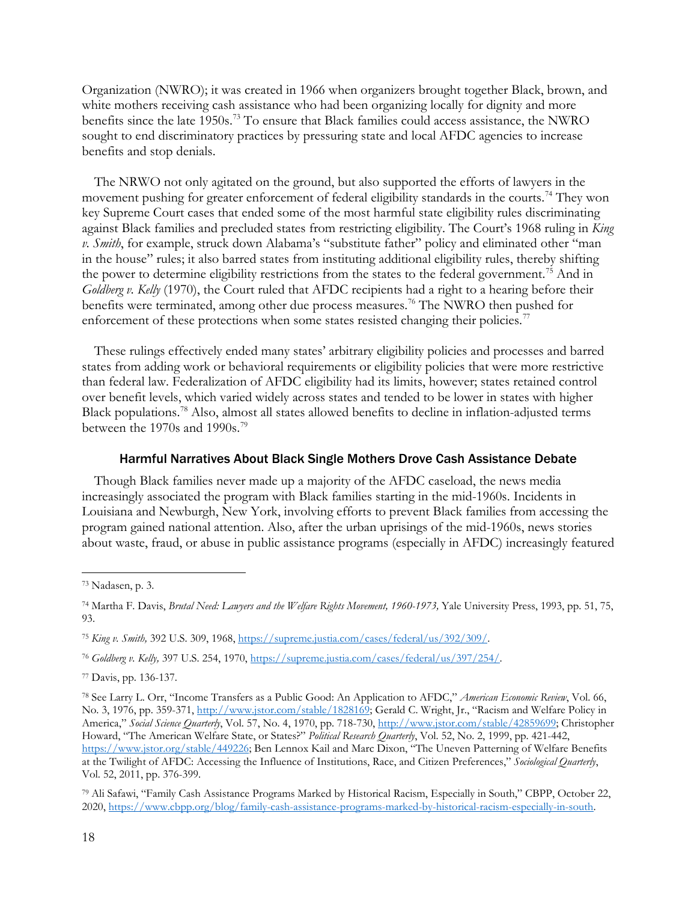Organization (NWRO); it was created in 1966 when organizers brought together Black, brown, and white mothers receiving cash assistance who had been organizing locally for dignity and more benefits since the late 1950s.[73] To ensure that Black families could access assistance, the NWRO sought to end discriminatory practices by pressuring state and local AFDC agencies to increase benefits and stop denials.

The NRWO not only agitated on the ground, but also supported the efforts of lawyers in the movement pushing for greater enforcement of federal eligibility standards in the courts.[74] They won key Supreme Court cases that ended some of the most harmful state eligibility rules discriminating against Black families and precluded states from restricting eligibility. The Court's 1968 ruling in *King v. Smith*, for example, struck down Alabama's "substitute father" policy and eliminated other "man in the house" rules; it also barred states from instituting additional eligibility rules, thereby shifting the power to determine eligibility restrictions from the states to the federal government.[75] And in *Goldberg v. Kelly* (1970), the Court ruled that AFDC recipients had a right to a hearing before their benefits were terminated, among other due process measures.[76] The NWRO then pushed for enforcement of these protections when some states resisted changing their policies.[77]

These rulings effectively ended many states' arbitrary eligibility policies and processes and barred states from adding work or behavioral requirements or eligibility policies that were more restrictive than federal law. Federalization of AFDC eligibility had its limits, however; states retained control over benefit levels, which varied widely across states and tended to be lower in states with higher Black populations.[78] Also, almost all states allowed benefits to decline in inflation-adjusted terms between the 1970s and 1990s.[79]

### Harmful Narratives About Black Single Mothers Drove Cash Assistance Debate

Though Black families never made up a majority of the AFDC caseload, the news media increasingly associated the program with Black families starting in the mid-1960s. Incidents in Louisiana and Newburgh, New York, involving efforts to prevent Black families from accessing the program gained national attention. Also, after the urban uprisings of the mid-1960s, news stories about waste, fraud, or abuse in public assistance programs (especially in AFDC) increasingly featured

---

[73] Nadasen, p. 3.

[74] Martha F. Davis, *Brutal Need: Lawyers and the Welfare Rights Movement, 1960-1973,* Yale University Press, 1993, pp. 51, 75, 93.

[75] *King v. Smith,* 392 U.S. 309, 1968, https://supreme.justia.com/cases/federal/us/392/309/.

[76] *Goldberg v. Kelly,* 397 U.S. 254, 1970, https://supreme.justia.com/cases/federal/us/397/254/.

[77] Davis, pp. 136-137.

[78] See Larry L. Orr, "Income Transfers as a Public Good: An Application to AFDC," *American Economic Review*, Vol. 66, No. 3, 1976, pp. 359-371, http://www.jstor.com/stable/1828169; Gerald C. Wright, Jr., "Racism and Welfare Policy in America," *Social Science Quarterly*, Vol. 57, No. 4, 1970, pp. 718-730, http://www.jstor.com/stable/42859699; Christopher Howard, "The American Welfare State, or States?" *Political Research Quarterly*, Vol. 52, No. 2, 1999, pp. 421-442, https://www.jstor.org/stable/449226; Ben Lennox Kail and Marc Dixon, "The Uneven Patterning of Welfare Benefits at the Twilight of AFDC: Accessing the Influence of Institutions, Race, and Citizen Preferences," *Sociological Quarterly*, Vol. 52, 2011, pp. 376-399.

[79] Ali Safawi, "Family Cash Assistance Programs Marked by Historical Racism, Especially in South," CBPP, October 22, 2020, https://www.cbpp.org/blog/family-cash-assistance-programs-marked-by-historical-racism-especially-in-south.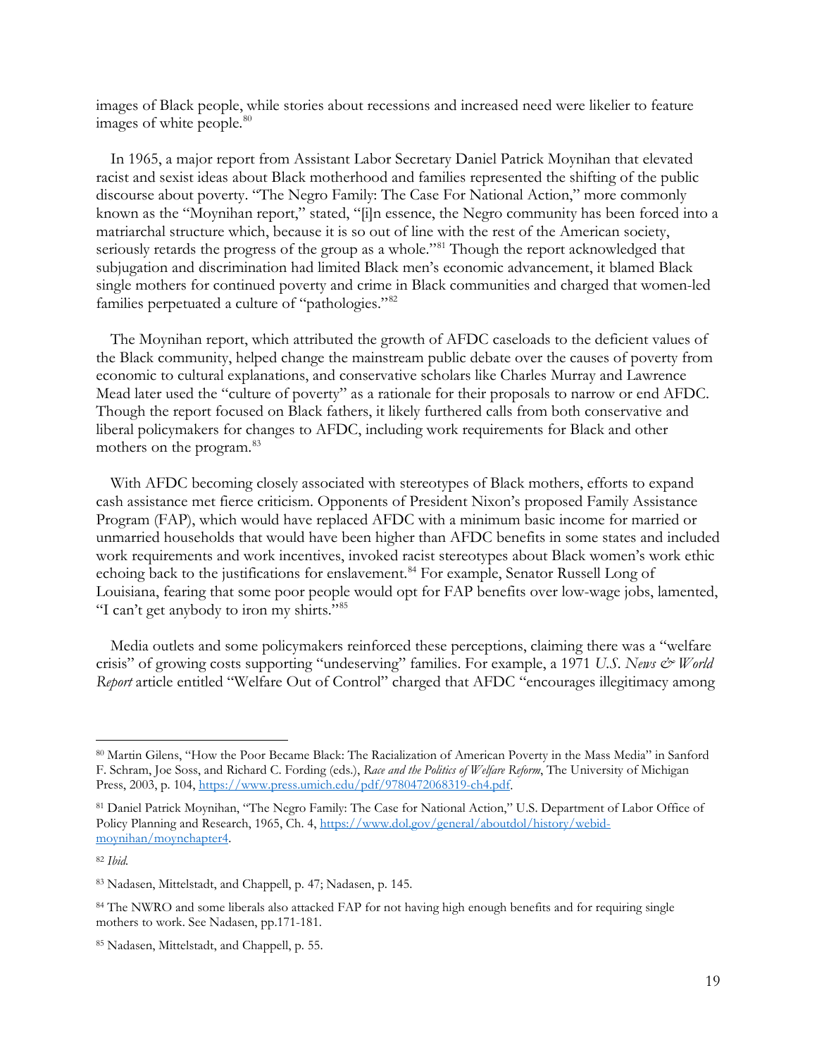images of Black people, while stories about recessions and increased need were likelier to feature images of white people.[80]

In 1965, a major report from Assistant Labor Secretary Daniel Patrick Moynihan that elevated racist and sexist ideas about Black motherhood and families represented the shifting of the public discourse about poverty. "The Negro Family: The Case For National Action," more commonly known as the "Moynihan report," stated, "[i]n essence, the Negro community has been forced into a matriarchal structure which, because it is so out of line with the rest of the American society, seriously retards the progress of the group as a whole."[81] Though the report acknowledged that subjugation and discrimination had limited Black men's economic advancement, it blamed Black single mothers for continued poverty and crime in Black communities and charged that women-led families perpetuated a culture of "pathologies."[82]

The Moynihan report, which attributed the growth of AFDC caseloads to the deficient values of the Black community, helped change the mainstream public debate over the causes of poverty from economic to cultural explanations, and conservative scholars like Charles Murray and Lawrence Mead later used the "culture of poverty" as a rationale for their proposals to narrow or end AFDC. Though the report focused on Black fathers, it likely furthered calls from both conservative and liberal policymakers for changes to AFDC, including work requirements for Black and other mothers on the program.[83]

With AFDC becoming closely associated with stereotypes of Black mothers, efforts to expand cash assistance met fierce criticism. Opponents of President Nixon's proposed Family Assistance Program (FAP), which would have replaced AFDC with a minimum basic income for married or unmarried households that would have been higher than AFDC benefits in some states and included work requirements and work incentives, invoked racist stereotypes about Black women's work ethic echoing back to the justifications for enslavement.[84] For example, Senator Russell Long of Louisiana, fearing that some poor people would opt for FAP benefits over low-wage jobs, lamented, "I can't get anybody to iron my shirts."[85]

Media outlets and some policymakers reinforced these perceptions, claiming there was a "welfare crisis" of growing costs supporting "undeserving" families. For example, a 1971 *U.S. News & World Report* article entitled "Welfare Out of Control" charged that AFDC "encourages illegitimacy among

---

[80] Martin Gilens, "How the Poor Became Black: The Racialization of American Poverty in the Mass Media" in Sanford F. Schram, Joe Soss, and Richard C. Fording (eds.), *Race and the Politics of Welfare Reform*, The University of Michigan Press, 2003, p. 104, https://www.press.umich.edu/pdf/9780472068319-ch4.pdf.

[81] Daniel Patrick Moynihan, "The Negro Family: The Case for National Action," U.S. Department of Labor Office of Policy Planning and Research, 1965, Ch. 4, https://www.dol.gov/general/aboutdol/history/webid-moynihan/moynchapter4.

[82] *Ibid.*

[83] Nadasen, Mittelstadt, and Chappell, p. 47; Nadasen, p. 145.

[84] The NWRO and some liberals also attacked FAP for not having high enough benefits and for requiring single mothers to work. See Nadasen, pp.171-181.

[85] Nadasen, Mittelstadt, and Chappell, p. 55.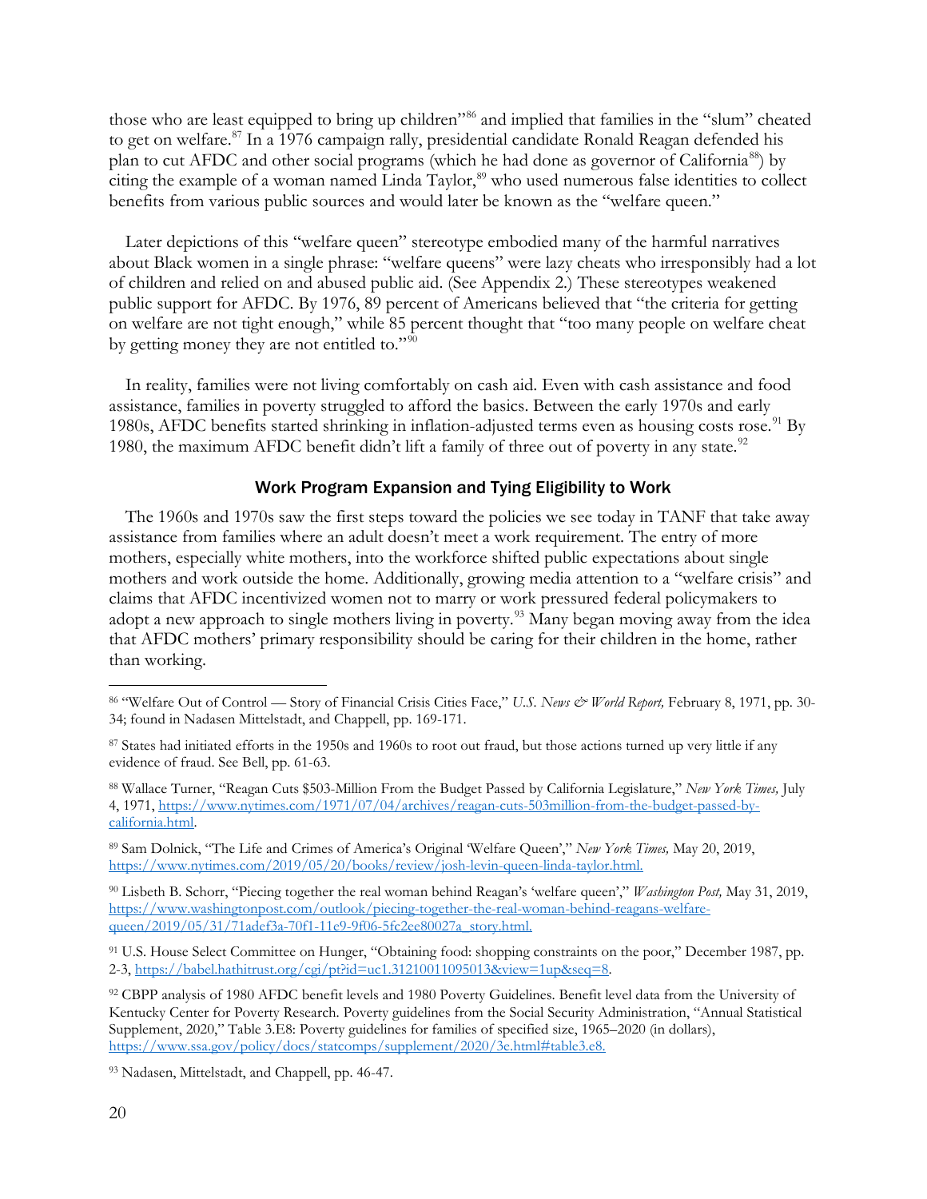those who are least equipped to bring up children"[86] and implied that families in the "slum" cheated to get on welfare.[87] In a 1976 campaign rally, presidential candidate Ronald Reagan defended his plan to cut AFDC and other social programs (which he had done as governor of California[88]) by citing the example of a woman named Linda Taylor,[89] who used numerous false identities to collect benefits from various public sources and would later be known as the "welfare queen."

Later depictions of this "welfare queen" stereotype embodied many of the harmful narratives about Black women in a single phrase: "welfare queens" were lazy cheats who irresponsibly had a lot of children and relied on and abused public aid. (See Appendix 2.) These stereotypes weakened public support for AFDC. By 1976, 89 percent of Americans believed that "the criteria for getting on welfare are not tight enough," while 85 percent thought that "too many people on welfare cheat by getting money they are not entitled to."[90]

In reality, families were not living comfortably on cash aid. Even with cash assistance and food assistance, families in poverty struggled to afford the basics. Between the early 1970s and early 1980s, AFDC benefits started shrinking in inflation-adjusted terms even as housing costs rose.[91] By 1980, the maximum AFDC benefit didn't lift a family of three out of poverty in any state.[92]

### Work Program Expansion and Tying Eligibility to Work

The 1960s and 1970s saw the first steps toward the policies we see today in TANF that take away assistance from families where an adult doesn't meet a work requirement. The entry of more mothers, especially white mothers, into the workforce shifted public expectations about single mothers and work outside the home. Additionally, growing media attention to a "welfare crisis" and claims that AFDC incentivized women not to marry or work pressured federal policymakers to adopt a new approach to single mothers living in poverty.[93] Many began moving away from the idea that AFDC mothers' primary responsibility should be caring for their children in the home, rather than working.

---

[86] "Welfare Out of Control — Story of Financial Crisis Cities Face," *U.S. News & World Report,* February 8, 1971, pp. 30-34; found in Nadasen Mittelstadt, and Chappell, pp. 169-171.

[87] States had initiated efforts in the 1950s and 1960s to root out fraud, but those actions turned up very little if any evidence of fraud. See Bell, pp. 61-63.

[88] Wallace Turner, "Reagan Cuts $503-Million From the Budget Passed by California Legislature," *New York Times,* July 4, 1971, https://www.nytimes.com/1971/07/04/archives/reagan-cuts-503million-from-the-budget-passed-by-california.html.

[89] Sam Dolnick, "The Life and Crimes of America's Original 'Welfare Queen'," *New York Times,* May 20, 2019, https://www.nytimes.com/2019/05/20/books/review/josh-levin-queen-linda-taylor.html.

[90] Lisbeth B. Schorr, "Piecing together the real woman behind Reagan's 'welfare queen'," *Washington Post,* May 31, 2019, https://www.washingtonpost.com/outlook/piecing-together-the-real-woman-behind-reagans-welfare-queen/2019/05/31/71adef3a-70f1-11e9-9f06-5fc2ee80027a_story.html.

[91] U.S. House Select Committee on Hunger, "Obtaining food: shopping constraints on the poor," December 1987, pp. 2-3, https://babel.hathitrust.org/cgi/pt?id=uc1.31210011095013&view=1up&seq=8.

[92] CBPP analysis of 1980 AFDC benefit levels and 1980 Poverty Guidelines. Benefit level data from the University of Kentucky Center for Poverty Research. Poverty guidelines from the Social Security Administration, "Annual Statistical Supplement, 2020," Table 3.E8: Poverty guidelines for families of specified size, 1965–2020 (in dollars), https://www.ssa.gov/policy/docs/statcomps/supplement/2020/3e.html#table3.e8.

[93] Nadasen, Mittelstadt, and Chappell, pp. 46-47.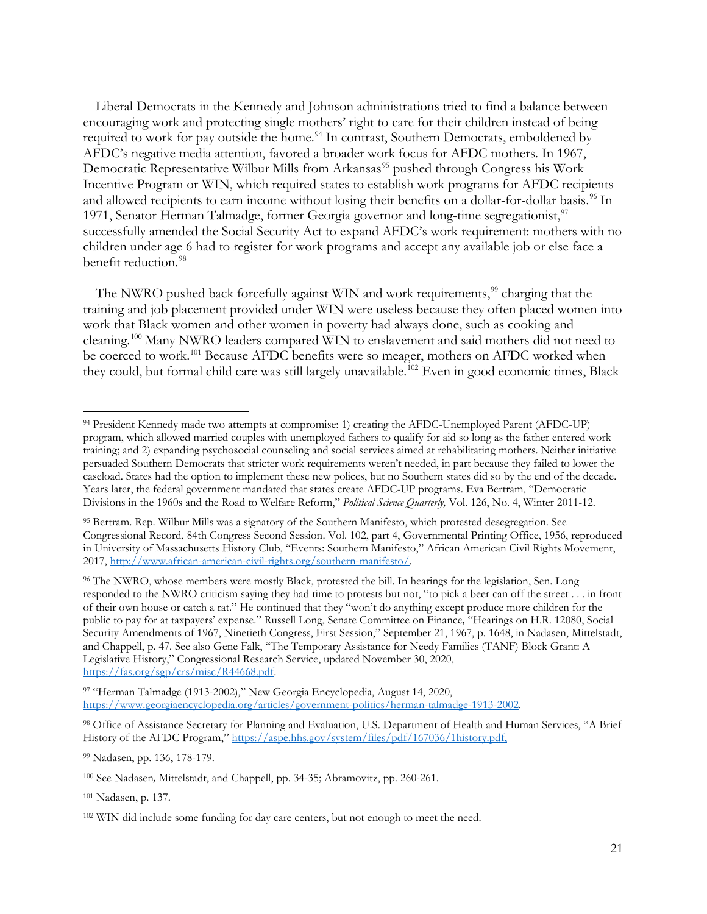Liberal Democrats in the Kennedy and Johnson administrations tried to find a balance between encouraging work and protecting single mothers' right to care for their children instead of being required to work for pay outside the home.[94] In contrast, Southern Democrats, emboldened by AFDC's negative media attention, favored a broader work focus for AFDC mothers. In 1967, Democratic Representative Wilbur Mills from Arkansas[95] pushed through Congress his Work Incentive Program or WIN, which required states to establish work programs for AFDC recipients and allowed recipients to earn income without losing their benefits on a dollar-for-dollar basis.[96] In 1971, Senator Herman Talmadge, former Georgia governor and long-time segregationist,[97] successfully amended the Social Security Act to expand AFDC's work requirement: mothers with no children under age 6 had to register for work programs and accept any available job or else face a benefit reduction.[98]

The NWRO pushed back forcefully against WIN and work requirements,[99] charging that the training and job placement provided under WIN were useless because they often placed women into work that Black women and other women in poverty had always done, such as cooking and cleaning.[100] Many NWRO leaders compared WIN to enslavement and said mothers did not need to be coerced to work.[101] Because AFDC benefits were so meager, mothers on AFDC worked when they could, but formal child care was still largely unavailable.[102] Even in good economic times, Black

---

[94] President Kennedy made two attempts at compromise: 1) creating the AFDC-Unemployed Parent (AFDC-UP) program, which allowed married couples with unemployed fathers to qualify for aid so long as the father entered work training; and 2) expanding psychosocial counseling and social services aimed at rehabilitating mothers. Neither initiative persuaded Southern Democrats that stricter work requirements weren't needed, in part because they failed to lower the caseload. States had the option to implement these new polices, but no Southern states did so by the end of the decade. Years later, the federal government mandated that states create AFDC-UP programs. Eva Bertram, "Democratic Divisions in the 1960s and the Road to Welfare Reform," *Political Science Quarterly,* Vol. 126, No. 4, Winter 2011-12.

[95] Bertram. Rep. Wilbur Mills was a signatory of the Southern Manifesto, which protested desegregation. See Congressional Record, 84th Congress Second Session. Vol. 102, part 4, Governmental Printing Office, 1956, reproduced in University of Massachusetts History Club, "Events: Southern Manifesto," African American Civil Rights Movement, 2017, http://www.african-american-civil-rights.org/southern-manifesto/.

[96] The NWRO, whose members were mostly Black, protested the bill. In hearings for the legislation, Sen. Long responded to the NWRO criticism saying they had time to protests but not, "to pick a beer can off the street . . . in front of their own house or catch a rat." He continued that they "won't do anything except produce more children for the public to pay for at taxpayers' expense." Russell Long, Senate Committee on Finance, "Hearings on H.R. 12080, Social Security Amendments of 1967, Ninetieth Congress, First Session," September 21, 1967, p. 1648, in Nadasen, Mittelstadt, and Chappell, p. 47. See also Gene Falk, "The Temporary Assistance for Needy Families (TANF) Block Grant: A Legislative History," Congressional Research Service, updated November 30, 2020, https://fas.org/sgp/crs/misc/R44668.pdf.

[97] "Herman Talmadge (1913-2002)," New Georgia Encyclopedia, August 14, 2020, https://www.georgiaencyclopedia.org/articles/government-politics/herman-talmadge-1913-2002.

[98] Office of Assistance Secretary for Planning and Evaluation, U.S. Department of Health and Human Services, "A Brief History of the AFDC Program," https://aspe.hhs.gov/system/files/pdf/167036/1history.pdf.

[99] Nadasen, pp. 136, 178-179.

[100] See Nadasen*,* Mittelstadt, and Chappell, pp. 34-35; Abramovitz, pp. 260-261.

[101] Nadasen, p. 137.

[102] WIN did include some funding for day care centers, but not enough to meet the need.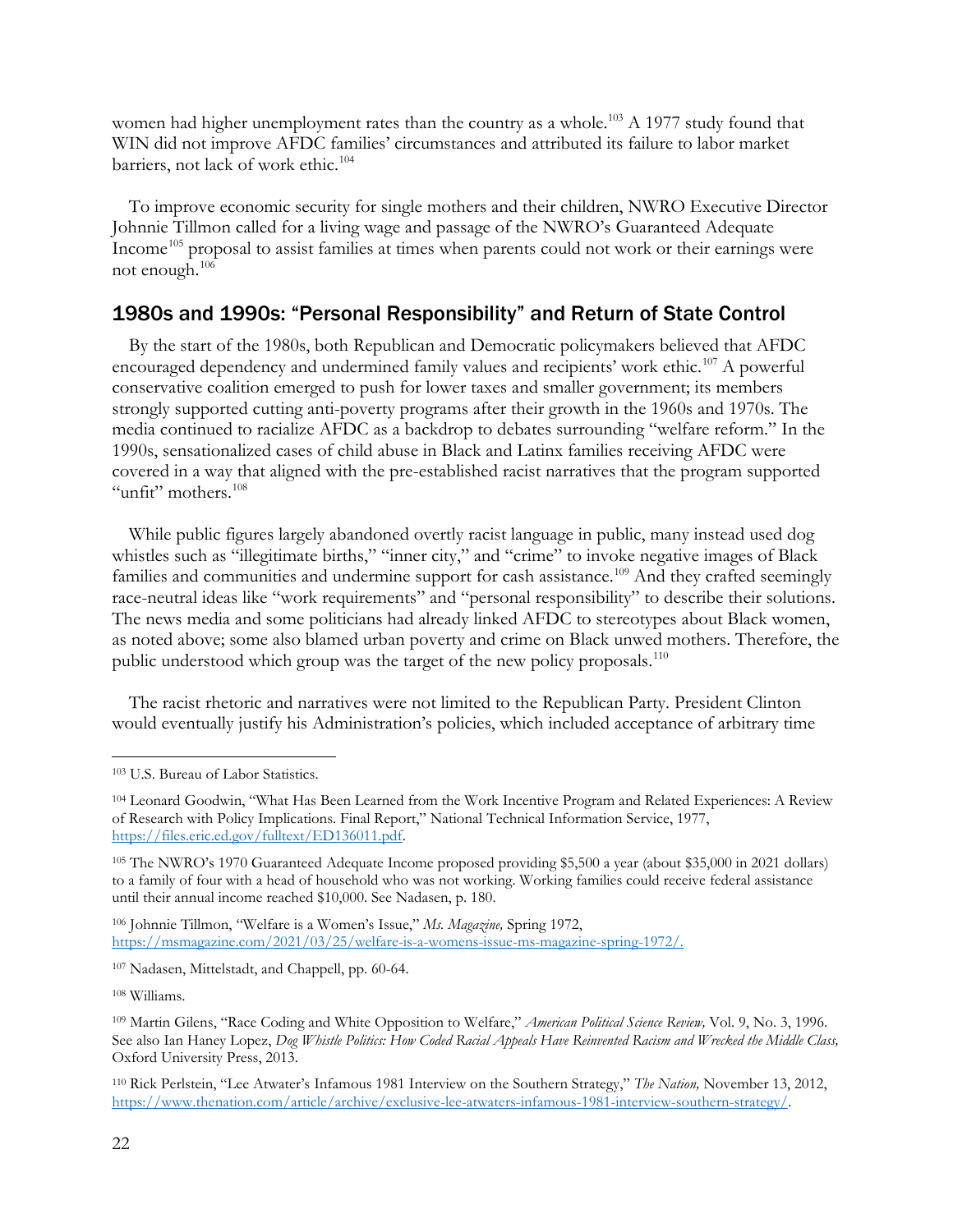women had higher unemployment rates than the country as a whole.[103] A 1977 study found that WIN did not improve AFDC families' circumstances and attributed its failure to labor market barriers, not lack of work ethic.[104]

To improve economic security for single mothers and their children, NWRO Executive Director Johnnie Tillmon called for a living wage and passage of the NWRO's Guaranteed Adequate Income[105] proposal to assist families at times when parents could not work or their earnings were not enough.[106]

## 1980s and 1990s: "Personal Responsibility" and Return of State Control

By the start of the 1980s, both Republican and Democratic policymakers believed that AFDC encouraged dependency and undermined family values and recipients' work ethic.[107] A powerful conservative coalition emerged to push for lower taxes and smaller government; its members strongly supported cutting anti-poverty programs after their growth in the 1960s and 1970s. The media continued to racialize AFDC as a backdrop to debates surrounding "welfare reform." In the 1990s, sensationalized cases of child abuse in Black and Latinx families receiving AFDC were covered in a way that aligned with the pre-established racist narratives that the program supported "unfit" mothers.[108]

While public figures largely abandoned overtly racist language in public, many instead used dog whistles such as "illegitimate births," "inner city," and "crime" to invoke negative images of Black families and communities and undermine support for cash assistance.[109] And they crafted seemingly race-neutral ideas like "work requirements" and "personal responsibility" to describe their solutions. The news media and some politicians had already linked AFDC to stereotypes about Black women, as noted above; some also blamed urban poverty and crime on Black unwed mothers. Therefore, the public understood which group was the target of the new policy proposals.[110]

The racist rhetoric and narratives were not limited to the Republican Party. President Clinton would eventually justify his Administration's policies, which included acceptance of arbitrary time

---

[103] U.S. Bureau of Labor Statistics.

[104] Leonard Goodwin, "What Has Been Learned from the Work Incentive Program and Related Experiences: A Review of Research with Policy Implications. Final Report," National Technical Information Service, 1977, https://files.eric.ed.gov/fulltext/ED136011.pdf.

[105] The NWRO's 1970 Guaranteed Adequate Income proposed providing $5,500 a year (about $35,000 in 2021 dollars) to a family of four with a head of household who was not working. Working families could receive federal assistance until their annual income reached $10,000. See Nadasen, p. 180.

[106] Johnnie Tillmon, "Welfare is a Women's Issue," *Ms. Magazine,* Spring 1972, https://msmagazine.com/2021/03/25/welfare-is-a-womens-issue-ms-magazine-spring-1972/.

[107] Nadasen, Mittelstadt, and Chappell, pp. 60-64.

[108] Williams.

[109] Martin Gilens, "Race Coding and White Opposition to Welfare," *American Political Science Review,* Vol. 9, No. 3, 1996. See also Ian Haney Lopez, *Dog Whistle Politics: How Coded Racial Appeals Have Reinvented Racism and Wrecked the Middle Class,* Oxford University Press, 2013.

[110] Rick Perlstein, "Lee Atwater's Infamous 1981 Interview on the Southern Strategy," *The Nation,* November 13, 2012, https://www.thenation.com/article/archive/exclusive-lee-atwaters-infamous-1981-interview-southern-strategy/.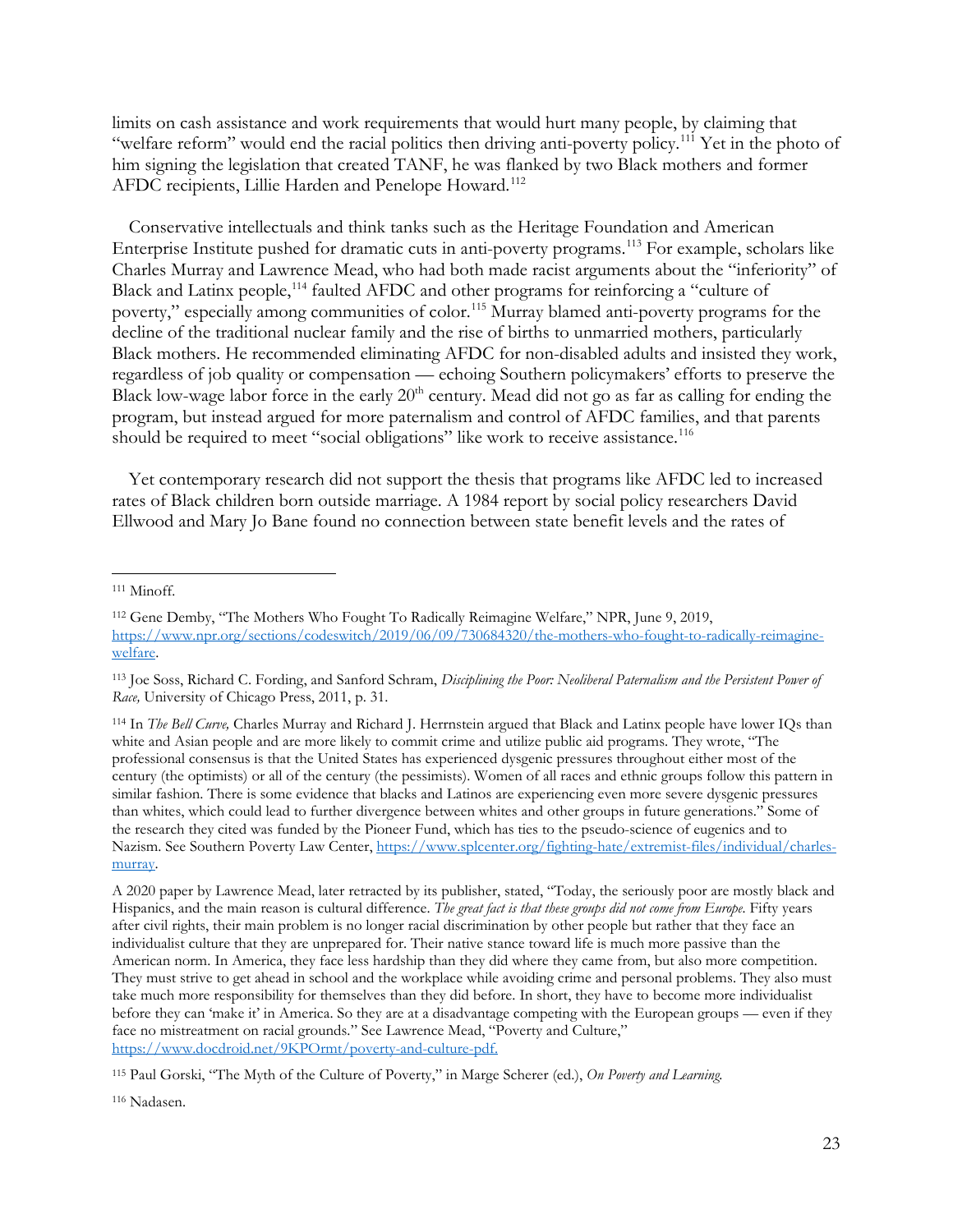limits on cash assistance and work requirements that would hurt many people, by claiming that "welfare reform" would end the racial politics then driving anti-poverty policy.[111] Yet in the photo of him signing the legislation that created TANF, he was flanked by two Black mothers and former AFDC recipients, Lillie Harden and Penelope Howard.[112]

Conservative intellectuals and think tanks such as the Heritage Foundation and American Enterprise Institute pushed for dramatic cuts in anti-poverty programs.[113] For example, scholars like Charles Murray and Lawrence Mead, who had both made racist arguments about the "inferiority" of Black and Latinx people,[114] faulted AFDC and other programs for reinforcing a "culture of poverty," especially among communities of color.[115] Murray blamed anti-poverty programs for the decline of the traditional nuclear family and the rise of births to unmarried mothers, particularly Black mothers. He recommended eliminating AFDC for non-disabled adults and insisted they work, regardless of job quality or compensation — echoing Southern policymakers' efforts to preserve the Black low-wage labor force in the early 20th century. Mead did not go as far as calling for ending the program, but instead argued for more paternalism and control of AFDC families, and that parents should be required to meet "social obligations" like work to receive assistance.[116]

Yet contemporary research did not support the thesis that programs like AFDC led to increased rates of Black children born outside marriage. A 1984 report by social policy researchers David Ellwood and Mary Jo Bane found no connection between state benefit levels and the rates of

---

[111] Minoff.

[112] Gene Demby, "The Mothers Who Fought To Radically Reimagine Welfare," NPR, June 9, 2019, https://www.npr.org/sections/codeswitch/2019/06/09/730684320/the-mothers-who-fought-to-radically-reimagine-welfare.

[113] Joe Soss, Richard C. Fording, and Sanford Schram, *Disciplining the Poor: Neoliberal Paternalism and the Persistent Power of Race,* University of Chicago Press, 2011, p. 31.

[114] In *The Bell Curve,* Charles Murray and Richard J. Herrnstein argued that Black and Latinx people have lower IQs than white and Asian people and are more likely to commit crime and utilize public aid programs. They wrote, "The professional consensus is that the United States has experienced dysgenic pressures throughout either most of the century (the optimists) or all of the century (the pessimists). Women of all races and ethnic groups follow this pattern in similar fashion. There is some evidence that blacks and Latinos are experiencing even more severe dysgenic pressures than whites, which could lead to further divergence between whites and other groups in future generations." Some of the research they cited was funded by the Pioneer Fund, which has ties to the pseudo-science of eugenics and to Nazism. See Southern Poverty Law Center, https://www.splcenter.org/fighting-hate/extremist-files/individual/charles-murray.

A 2020 paper by Lawrence Mead, later retracted by its publisher, stated, "Today, the seriously poor are mostly black and Hispanics, and the main reason is cultural difference. *The great fact is that these groups did not come from Europe*. Fifty years after civil rights, their main problem is no longer racial discrimination by other people but rather that they face an individualist culture that they are unprepared for. Their native stance toward life is much more passive than the American norm. In America, they face less hardship than they did where they came from, but also more competition. They must strive to get ahead in school and the workplace while avoiding crime and personal problems. They also must take much more responsibility for themselves than they did before. In short, they have to become more individualist before they can 'make it' in America. So they are at a disadvantage competing with the European groups — even if they face no mistreatment on racial grounds." See Lawrence Mead, "Poverty and Culture," https://www.docdroid.net/9KPOrmt/poverty-and-culture-pdf.

[115] Paul Gorski, "The Myth of the Culture of Poverty," in Marge Scherer (ed.), *On Poverty and Learning.*

[116] Nadasen.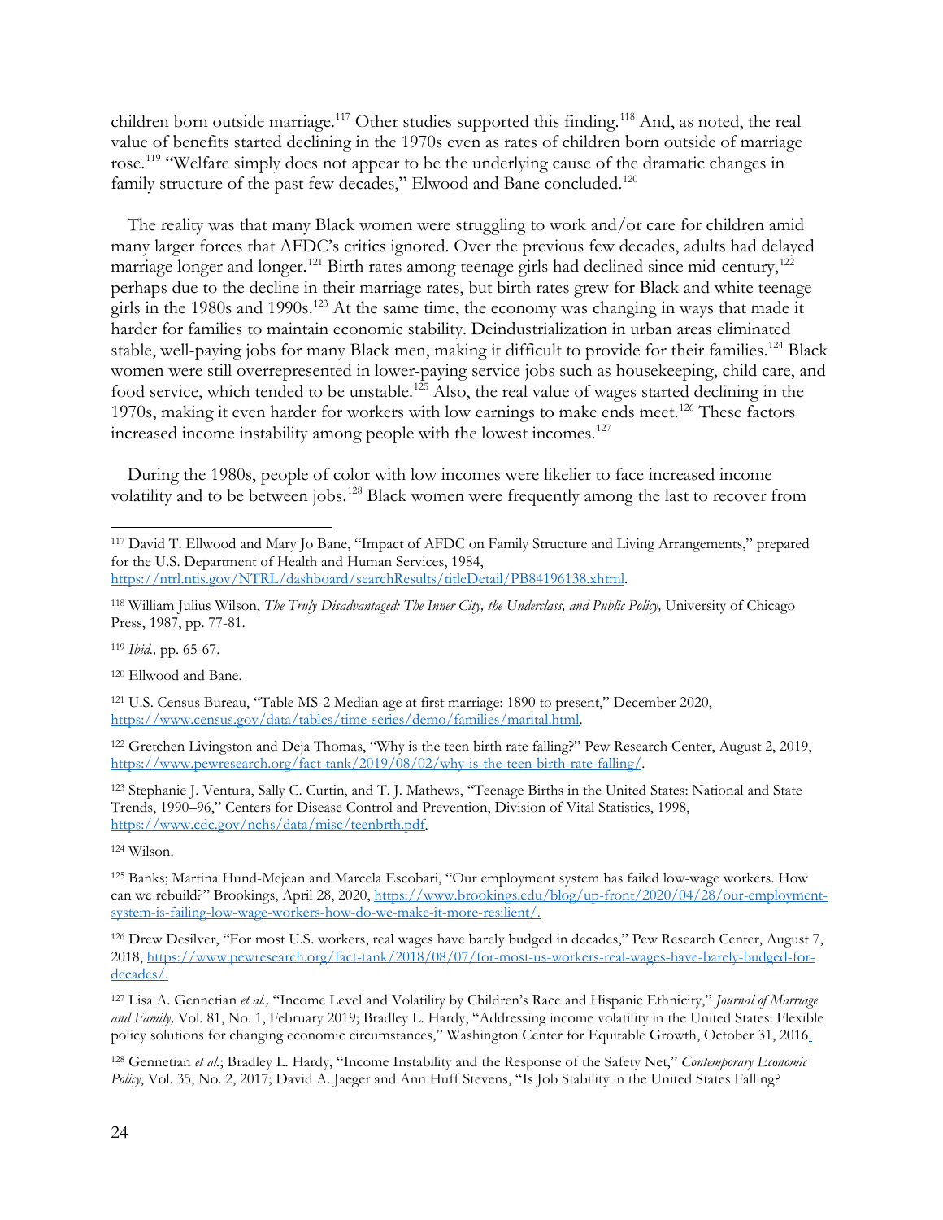children born outside marriage.[117] Other studies supported this finding.[118] And, as noted, the real value of benefits started declining in the 1970s even as rates of children born outside of marriage rose.[119] "Welfare simply does not appear to be the underlying cause of the dramatic changes in family structure of the past few decades," Elwood and Bane concluded.[120]

The reality was that many Black women were struggling to work and/or care for children amid many larger forces that AFDC's critics ignored. Over the previous few decades, adults had delayed marriage longer and longer.[121] Birth rates among teenage girls had declined since mid-century,[122] perhaps due to the decline in their marriage rates, but birth rates grew for Black and white teenage girls in the 1980s and 1990s.[123] At the same time, the economy was changing in ways that made it harder for families to maintain economic stability. Deindustrialization in urban areas eliminated stable, well-paying jobs for many Black men, making it difficult to provide for their families.[124] Black women were still overrepresented in lower-paying service jobs such as housekeeping, child care, and food service, which tended to be unstable.[125] Also, the real value of wages started declining in the 1970s, making it even harder for workers with low earnings to make ends meet.[126] These factors increased income instability among people with the lowest incomes.[127]

During the 1980s, people of color with low incomes were likelier to face increased income volatility and to be between jobs.[128] Black women were frequently among the last to recover from

---

[117] David T. Ellwood and Mary Jo Bane, "Impact of AFDC on Family Structure and Living Arrangements," prepared for the U.S. Department of Health and Human Services, 1984, https://ntrl.ntis.gov/NTRL/dashboard/searchResults/titleDetail/PB84196138.xhtml.

[118] William Julius Wilson, *The Truly Disadvantaged: The Inner City, the Underclass, and Public Policy,* University of Chicago Press, 1987, pp. 77-81.

[119] *Ibid.,* pp. 65-67.

[120] Ellwood and Bane.

[121] U.S. Census Bureau, "Table MS-2 Median age at first marriage: 1890 to present," December 2020, https://www.census.gov/data/tables/time-series/demo/families/marital.html.

[122] Gretchen Livingston and Deja Thomas, "Why is the teen birth rate falling?" Pew Research Center, August 2, 2019, https://www.pewresearch.org/fact-tank/2019/08/02/why-is-the-teen-birth-rate-falling/.

[123] Stephanie J. Ventura, Sally C. Curtin, and T. J. Mathews, "Teenage Births in the United States: National and State Trends, 1990–96," Centers for Disease Control and Prevention, Division of Vital Statistics, 1998, https://www.cdc.gov/nchs/data/misc/teenbrth.pdf.

[124] Wilson.

[125] Banks; Martina Hund-Mejean and Marcela Escobari, "Our employment system has failed low-wage workers. How can we rebuild?" Brookings, April 28, 2020, https://www.brookings.edu/blog/up-front/2020/04/28/our-employment-system-is-failing-low-wage-workers-how-do-we-make-it-more-resilient/.

[126] Drew Desilver, "For most U.S. workers, real wages have barely budged in decades," Pew Research Center, August 7, 2018, https://www.pewresearch.org/fact-tank/2018/08/07/for-most-us-workers-real-wages-have-barely-budged-for-decades/.

[127] Lisa A. Gennetian *et al.,* "Income Level and Volatility by Children's Race and Hispanic Ethnicity," *Journal of Marriage and Family,* Vol. 81, No. 1, February 2019; Bradley L. Hardy, "Addressing income volatility in the United States: Flexible policy solutions for changing economic circumstances," Washington Center for Equitable Growth, October 31, 2016.

[128] Gennetian *et al.*; Bradley L. Hardy, "Income Instability and the Response of the Safety Net," *Contemporary Economic Policy*, Vol. 35, No. 2, 2017; David A. Jaeger and Ann Huff Stevens, "Is Job Stability in the United States Falling?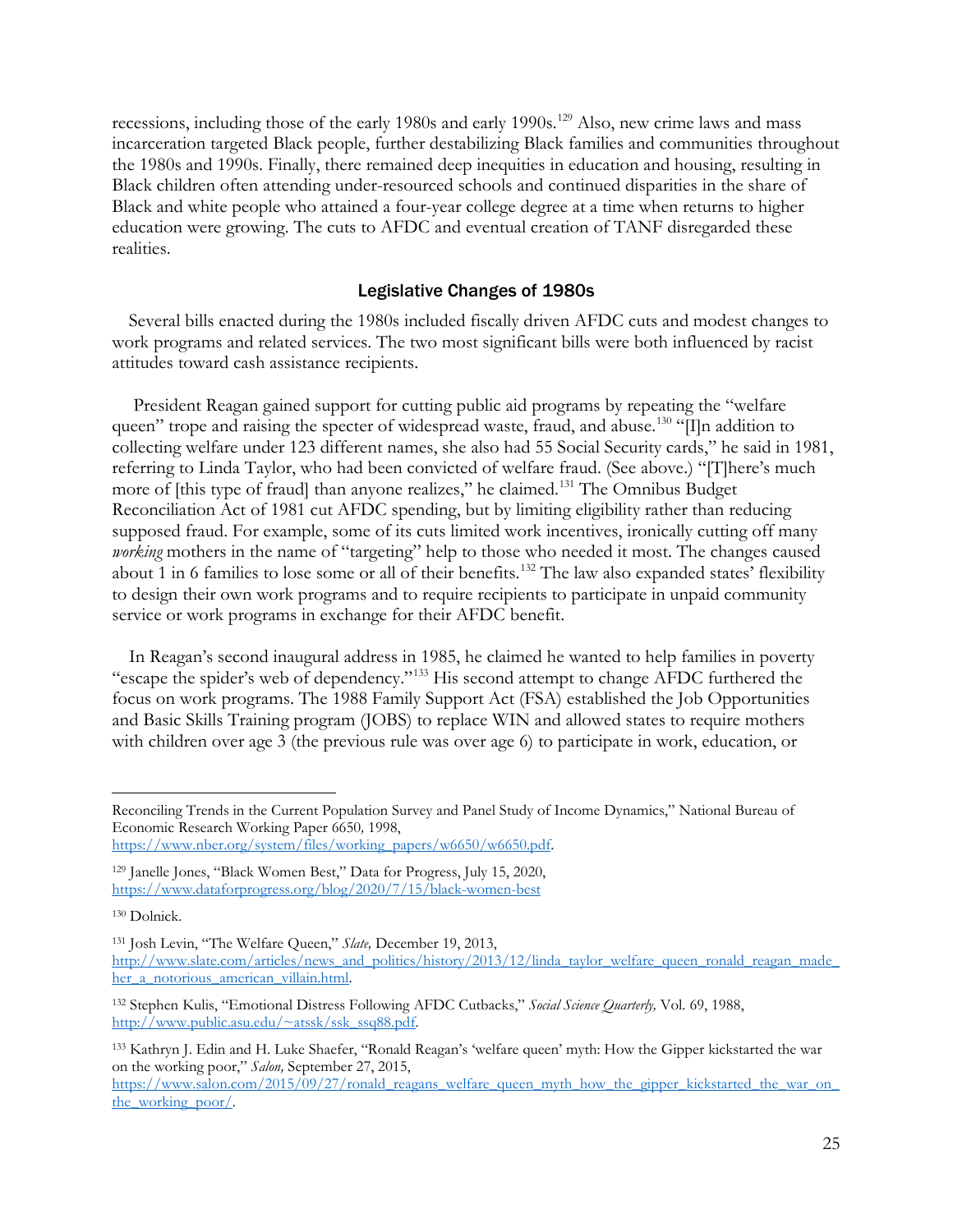recessions, including those of the early 1980s and early 1990s.[129] Also, new crime laws and mass incarceration targeted Black people, further destabilizing Black families and communities throughout the 1980s and 1990s. Finally, there remained deep inequities in education and housing, resulting in Black children often attending under-resourced schools and continued disparities in the share of Black and white people who attained a four-year college degree at a time when returns to higher education were growing. The cuts to AFDC and eventual creation of TANF disregarded these realities.

## Legislative Changes of 1980s

Several bills enacted during the 1980s included fiscally driven AFDC cuts and modest changes to work programs and related services. The two most significant bills were both influenced by racist attitudes toward cash assistance recipients.

President Reagan gained support for cutting public aid programs by repeating the "welfare queen" trope and raising the specter of widespread waste, fraud, and abuse.[130] "[I]n addition to collecting welfare under 123 different names, she also had 55 Social Security cards," he said in 1981, referring to Linda Taylor, who had been convicted of welfare fraud. (See above.) "[T]here's much more of [this type of fraud] than anyone realizes," he claimed.[131] The Omnibus Budget Reconciliation Act of 1981 cut AFDC spending, but by limiting eligibility rather than reducing supposed fraud. For example, some of its cuts limited work incentives, ironically cutting off many *working* mothers in the name of "targeting" help to those who needed it most. The changes caused about 1 in 6 families to lose some or all of their benefits.[132] The law also expanded states' flexibility to design their own work programs and to require recipients to participate in unpaid community service or work programs in exchange for their AFDC benefit.

In Reagan's second inaugural address in 1985, he claimed he wanted to help families in poverty "escape the spider's web of dependency."[133] His second attempt to change AFDC furthered the focus on work programs. The 1988 Family Support Act (FSA) established the Job Opportunities and Basic Skills Training program (JOBS) to replace WIN and allowed states to require mothers with children over age 3 (the previous rule was over age 6) to participate in work, education, or

---

Reconciling Trends in the Current Population Survey and Panel Study of Income Dynamics," National Bureau of Economic Research Working Paper 6650, 1998, https://www.nber.org/system/files/working_papers/w6650/w6650.pdf.

[129] Janelle Jones, "Black Women Best," Data for Progress, July 15, 2020, https://www.dataforprogress.org/blog/2020/7/15/black-women-best

[130] Dolnick.

[131] Josh Levin, "The Welfare Queen," *Slate,* December 19, 2013, http://www.slate.com/articles/news_and_politics/history/2013/12/linda_taylor_welfare_queen_ronald_reagan_made_her_a_notorious_american_villain.html.

[132] Stephen Kulis, "Emotional Distress Following AFDC Cutbacks," *Social Science Quarterly,* Vol. 69, 1988, http://www.public.asu.edu/~atssk/ssk_ssq88.pdf.

[133] Kathryn J. Edin and H. Luke Shaefer, "Ronald Reagan's 'welfare queen' myth: How the Gipper kickstarted the war on the working poor," *Salon,* September 27, 2015, https://www.salon.com/2015/09/27/ronald_reagans_welfare_queen_myth_how_the_gipper_kickstarted_the_war_on_the_working_poor/.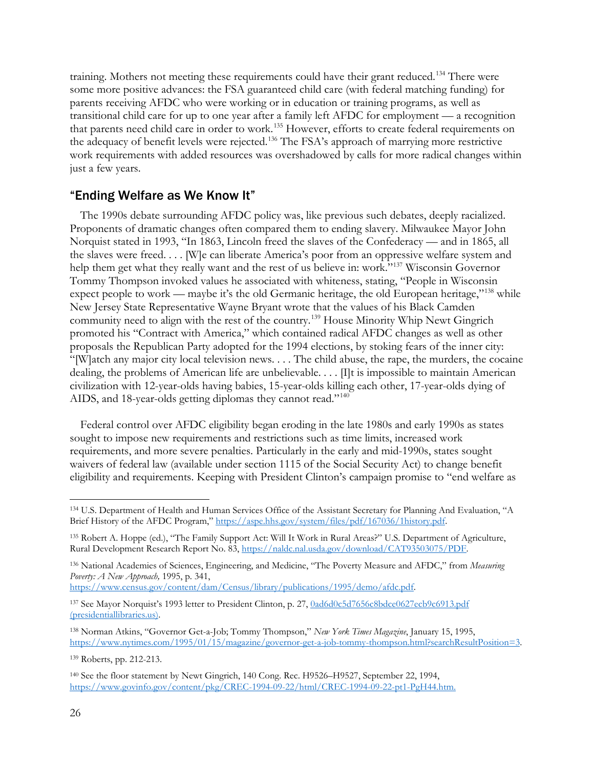training. Mothers not meeting these requirements could have their grant reduced.[134] There were some more positive advances: the FSA guaranteed child care (with federal matching funding) for parents receiving AFDC who were working or in education or training programs, as well as transitional child care for up to one year after a family left AFDC for employment — a recognition that parents need child care in order to work.[135] However, efforts to create federal requirements on the adequacy of benefit levels were rejected.[136] The FSA's approach of marrying more restrictive work requirements with added resources was overshadowed by calls for more radical changes within just a few years.

## "Ending Welfare as We Know It"

The 1990s debate surrounding AFDC policy was, like previous such debates, deeply racialized. Proponents of dramatic changes often compared them to ending slavery. Milwaukee Mayor John Norquist stated in 1993, "In 1863, Lincoln freed the slaves of the Confederacy — and in 1865, all the slaves were freed. . . . [W]e can liberate America's poor from an oppressive welfare system and help them get what they really want and the rest of us believe in: work."[137] Wisconsin Governor Tommy Thompson invoked values he associated with whiteness, stating, "People in Wisconsin expect people to work — maybe it's the old Germanic heritage, the old European heritage,"[138] while New Jersey State Representative Wayne Bryant wrote that the values of his Black Camden community need to align with the rest of the country.[139] House Minority Whip Newt Gingrich promoted his "Contract with America," which contained radical AFDC changes as well as other proposals the Republican Party adopted for the 1994 elections, by stoking fears of the inner city: "[W]atch any major city local television news. . . . The child abuse, the rape, the murders, the cocaine dealing, the problems of American life are unbelievable. . . . [I]t is impossible to maintain American civilization with 12-year-olds having babies, 15-year-olds killing each other, 17-year-olds dying of AIDS, and 18-year-olds getting diplomas they cannot read."[140]

Federal control over AFDC eligibility began eroding in the late 1980s and early 1990s as states sought to impose new requirements and restrictions such as time limits, increased work requirements, and more severe penalties. Particularly in the early and mid-1990s, states sought waivers of federal law (available under section 1115 of the Social Security Act) to change benefit eligibility and requirements. Keeping with President Clinton's campaign promise to "end welfare as

---

[134] U.S. Department of Health and Human Services Office of the Assistant Secretary for Planning And Evaluation, "A Brief History of the AFDC Program," https://aspe.hhs.gov/system/files/pdf/167036/1history.pdf.

[135] Robert A. Hoppe (ed.), "The Family Support Act: Will It Work in Rural Areas?" U.S. Department of Agriculture, Rural Development Research Report No. 83, https://naldc.nal.usda.gov/download/CAT93503075/PDF.

[136] National Academies of Sciences, Engineering, and Medicine, "The Poverty Measure and AFDC," from *Measuring Poverty: A New Approach,* 1995, p. 341, https://www.census.gov/content/dam/Census/library/publications/1995/demo/afdc.pdf.

[137] See Mayor Norquist's 1993 letter to President Clinton, p. 27, 0ad6d0c5d7656c8bdce0627ecb9c6913.pdf (presidentiallibraries.us).

[138] Norman Atkins, "Governor Get-a-Job; Tommy Thompson," *New York Times Magazine*, January 15, 1995, https://www.nytimes.com/1995/01/15/magazine/governor-get-a-job-tommy-thompson.html?searchResultPosition=3.

[139] Roberts, pp. 212-213.

[140] See the floor statement by Newt Gingrich, 140 Cong. Rec. H9526–H9527, September 22, 1994, https://www.govinfo.gov/content/pkg/CREC-1994-09-22/html/CREC-1994-09-22-pt1-PgH44.htm.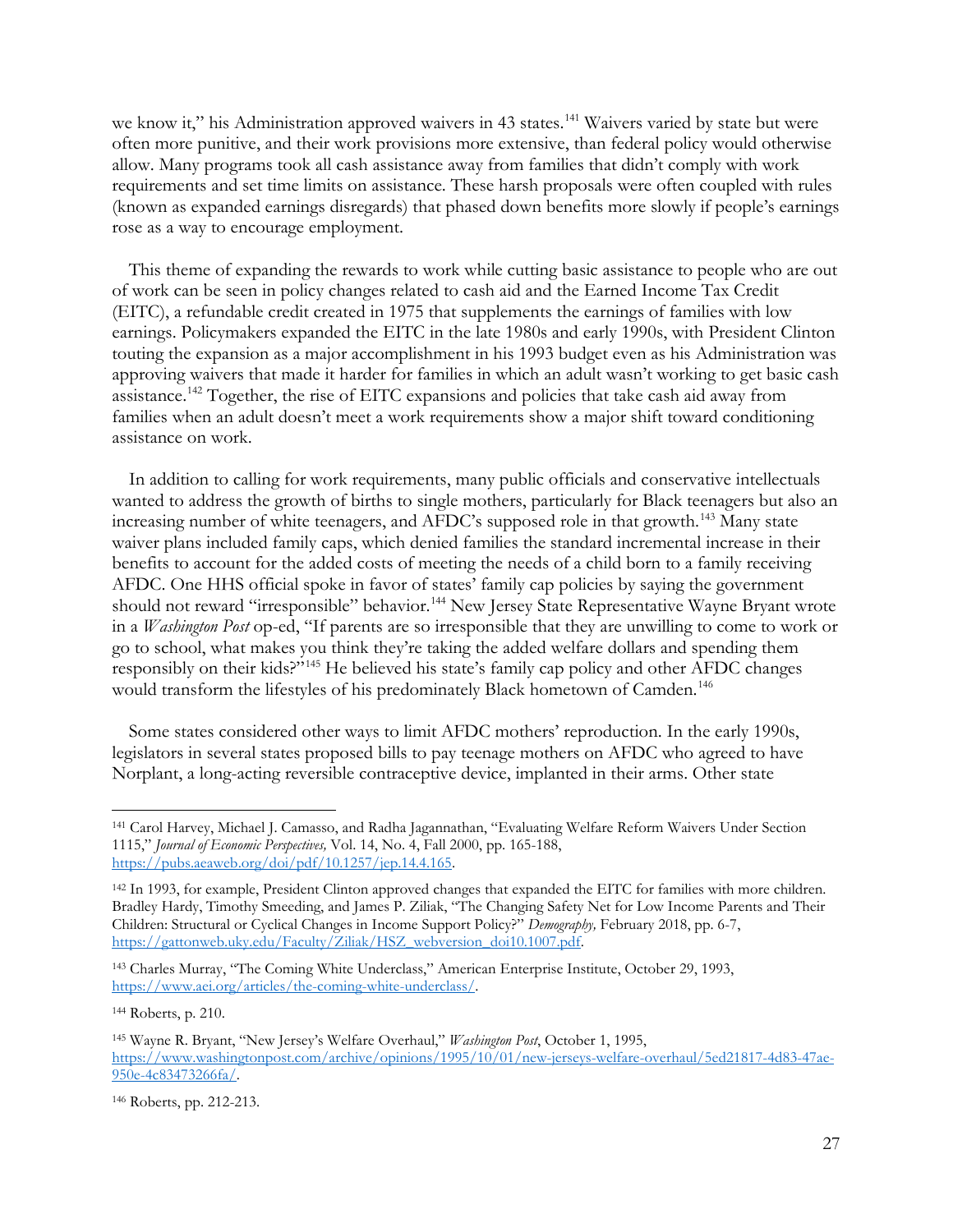we know it," his Administration approved waivers in 43 states.[141] Waivers varied by state but were often more punitive, and their work provisions more extensive, than federal policy would otherwise allow. Many programs took all cash assistance away from families that didn't comply with work requirements and set time limits on assistance. These harsh proposals were often coupled with rules (known as expanded earnings disregards) that phased down benefits more slowly if people's earnings rose as a way to encourage employment.

This theme of expanding the rewards to work while cutting basic assistance to people who are out of work can be seen in policy changes related to cash aid and the Earned Income Tax Credit (EITC), a refundable credit created in 1975 that supplements the earnings of families with low earnings. Policymakers expanded the EITC in the late 1980s and early 1990s, with President Clinton touting the expansion as a major accomplishment in his 1993 budget even as his Administration was approving waivers that made it harder for families in which an adult wasn't working to get basic cash assistance.[142] Together, the rise of EITC expansions and policies that take cash aid away from families when an adult doesn't meet a work requirements show a major shift toward conditioning assistance on work.

In addition to calling for work requirements, many public officials and conservative intellectuals wanted to address the growth of births to single mothers, particularly for Black teenagers but also an increasing number of white teenagers, and AFDC's supposed role in that growth.[143] Many state waiver plans included family caps, which denied families the standard incremental increase in their benefits to account for the added costs of meeting the needs of a child born to a family receiving AFDC. One HHS official spoke in favor of states' family cap policies by saying the government should not reward "irresponsible" behavior.[144] New Jersey State Representative Wayne Bryant wrote in a *Washington Post* op-ed, "If parents are so irresponsible that they are unwilling to come to work or go to school, what makes you think they're taking the added welfare dollars and spending them responsibly on their kids?"[145] He believed his state's family cap policy and other AFDC changes would transform the lifestyles of his predominately Black hometown of Camden.[146]

Some states considered other ways to limit AFDC mothers' reproduction. In the early 1990s, legislators in several states proposed bills to pay teenage mothers on AFDC who agreed to have Norplant, a long-acting reversible contraceptive device, implanted in their arms. Other state

---

[141] Carol Harvey, Michael J. Camasso, and Radha Jagannathan, "Evaluating Welfare Reform Waivers Under Section 1115," *Journal of Economic Perspectives,* Vol. 14, No. 4, Fall 2000, pp. 165-188, https://pubs.aeaweb.org/doi/pdf/10.1257/jep.14.4.165.

[142] In 1993, for example, President Clinton approved changes that expanded the EITC for families with more children. Bradley Hardy, Timothy Smeeding, and James P. Ziliak, "The Changing Safety Net for Low Income Parents and Their Children: Structural or Cyclical Changes in Income Support Policy?" *Demography,* February 2018, pp. 6-7, https://gattonweb.uky.edu/Faculty/Ziliak/HSZ_webversion_doi10.1007.pdf.

[143] Charles Murray, "The Coming White Underclass," American Enterprise Institute, October 29, 1993, https://www.aei.org/articles/the-coming-white-underclass/.

[144] Roberts, p. 210.

[145] Wayne R. Bryant, "New Jersey's Welfare Overhaul," *Washington Post*, October 1, 1995, https://www.washingtonpost.com/archive/opinions/1995/10/01/new-jerseys-welfare-overhaul/5ed21817-4d83-47ae-950e-4c83473266fa/.

[146] Roberts, pp. 212-213.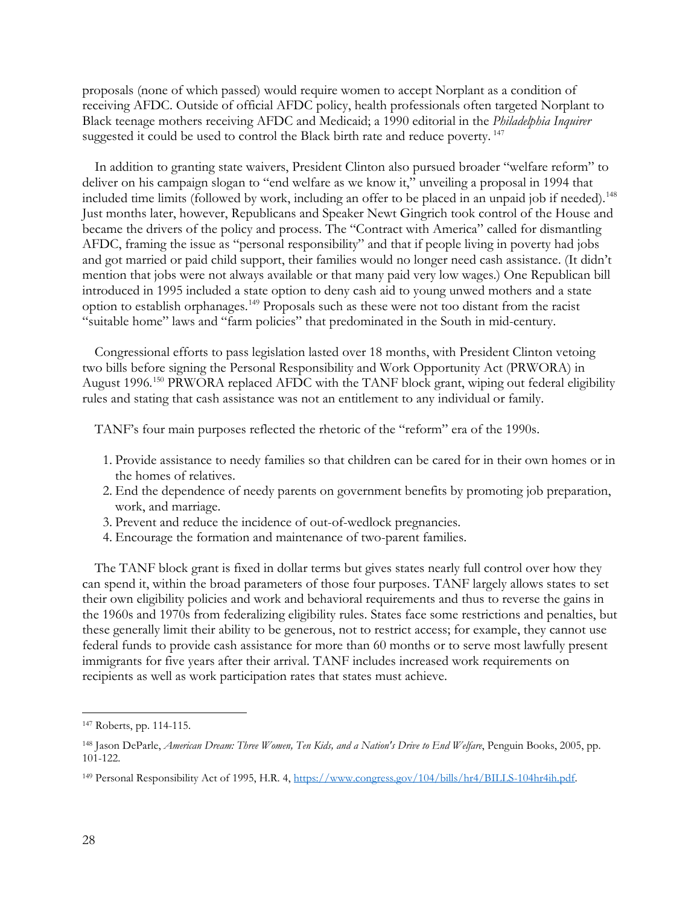proposals (none of which passed) would require women to accept Norplant as a condition of receiving AFDC. Outside of official AFDC policy, health professionals often targeted Norplant to Black teenage mothers receiving AFDC and Medicaid; a 1990 editorial in the *Philadelphia Inquirer* suggested it could be used to control the Black birth rate and reduce poverty.[147]

In addition to granting state waivers, President Clinton also pursued broader "welfare reform" to deliver on his campaign slogan to "end welfare as we know it," unveiling a proposal in 1994 that included time limits (followed by work, including an offer to be placed in an unpaid job if needed).[148] Just months later, however, Republicans and Speaker Newt Gingrich took control of the House and became the drivers of the policy and process. The "Contract with America" called for dismantling AFDC, framing the issue as "personal responsibility" and that if people living in poverty had jobs and got married or paid child support, their families would no longer need cash assistance. (It didn't mention that jobs were not always available or that many paid very low wages.) One Republican bill introduced in 1995 included a state option to deny cash aid to young unwed mothers and a state option to establish orphanages.[149] Proposals such as these were not too distant from the racist "suitable home" laws and "farm policies" that predominated in the South in mid-century.

Congressional efforts to pass legislation lasted over 18 months, with President Clinton vetoing two bills before signing the Personal Responsibility and Work Opportunity Act (PRWORA) in August 1996.[150] PRWORA replaced AFDC with the TANF block grant, wiping out federal eligibility rules and stating that cash assistance was not an entitlement to any individual or family.

TANF's four main purposes reflected the rhetoric of the "reform" era of the 1990s.

1. Provide assistance to needy families so that children can be cared for in their own homes or in the homes of relatives.
2. End the dependence of needy parents on government benefits by promoting job preparation, work, and marriage.
3. Prevent and reduce the incidence of out-of-wedlock pregnancies.
4. Encourage the formation and maintenance of two-parent families.

The TANF block grant is fixed in dollar terms but gives states nearly full control over how they can spend it, within the broad parameters of those four purposes. TANF largely allows states to set their own eligibility policies and work and behavioral requirements and thus to reverse the gains in the 1960s and 1970s from federalizing eligibility rules. States face some restrictions and penalties, but these generally limit their ability to be generous, not to restrict access; for example, they cannot use federal funds to provide cash assistance for more than 60 months or to serve most lawfully present immigrants for five years after their arrival. TANF includes increased work requirements on recipients as well as work participation rates that states must achieve.

---

[147] Roberts, pp. 114-115.

[148] Jason DeParle, *American Dream: Three Women, Ten Kids, and a Nation's Drive to End Welfare*, Penguin Books, 2005, pp. 101-122.

[149] Personal Responsibility Act of 1995, H.R. 4, https://www.congress.gov/104/bills/hr4/BILLS-104hr4ih.pdf.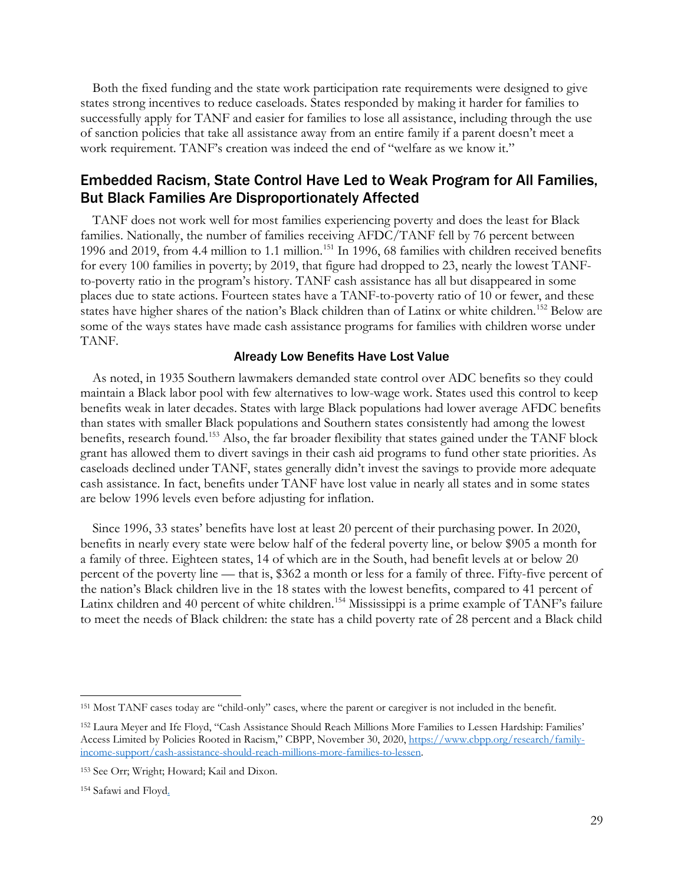Both the fixed funding and the state work participation rate requirements were designed to give states strong incentives to reduce caseloads. States responded by making it harder for families to successfully apply for TANF and easier for families to lose all assistance, including through the use of sanction policies that take all assistance away from an entire family if a parent doesn't meet a work requirement. TANF's creation was indeed the end of "welfare as we know it."

## Embedded Racism, State Control Have Led to Weak Program for All Families, But Black Families Are Disproportionately Affected

TANF does not work well for most families experiencing poverty and does the least for Black families. Nationally, the number of families receiving AFDC/TANF fell by 76 percent between 1996 and 2019, from 4.4 million to 1.1 million.[151] In 1996, 68 families with children received benefits for every 100 families in poverty; by 2019, that figure had dropped to 23, nearly the lowest TANF-to-poverty ratio in the program's history. TANF cash assistance has all but disappeared in some places due to state actions. Fourteen states have a TANF-to-poverty ratio of 10 or fewer, and these states have higher shares of the nation's Black children than of Latinx or white children.[152] Below are some of the ways states have made cash assistance programs for families with children worse under TANF.

### Already Low Benefits Have Lost Value

As noted, in 1935 Southern lawmakers demanded state control over ADC benefits so they could maintain a Black labor pool with few alternatives to low-wage work. States used this control to keep benefits weak in later decades. States with large Black populations had lower average AFDC benefits than states with smaller Black populations and Southern states consistently had among the lowest benefits, research found.[153] Also, the far broader flexibility that states gained under the TANF block grant has allowed them to divert savings in their cash aid programs to fund other state priorities. As caseloads declined under TANF, states generally didn't invest the savings to provide more adequate cash assistance. In fact, benefits under TANF have lost value in nearly all states and in some states are below 1996 levels even before adjusting for inflation.

Since 1996, 33 states' benefits have lost at least 20 percent of their purchasing power. In 2020, benefits in nearly every state were below half of the federal poverty line, or below $905 a month for a family of three. Eighteen states, 14 of which are in the South, had benefit levels at or below 20 percent of the poverty line — that is, $362 a month or less for a family of three. Fifty-five percent of the nation's Black children live in the 18 states with the lowest benefits, compared to 41 percent of Latinx children and 40 percent of white children.[154] Mississippi is a prime example of TANF's failure to meet the needs of Black children: the state has a child poverty rate of 28 percent and a Black child

---

[151] Most TANF cases today are "child-only" cases, where the parent or caregiver is not included in the benefit.

[152] Laura Meyer and Ife Floyd, "Cash Assistance Should Reach Millions More Families to Lessen Hardship: Families' Access Limited by Policies Rooted in Racism," CBPP, November 30, 2020, https://www.cbpp.org/research/family-income-support/cash-assistance-should-reach-millions-more-families-to-lessen.

[153] See Orr; Wright; Howard; Kail and Dixon.

[154] Safawi and Floyd.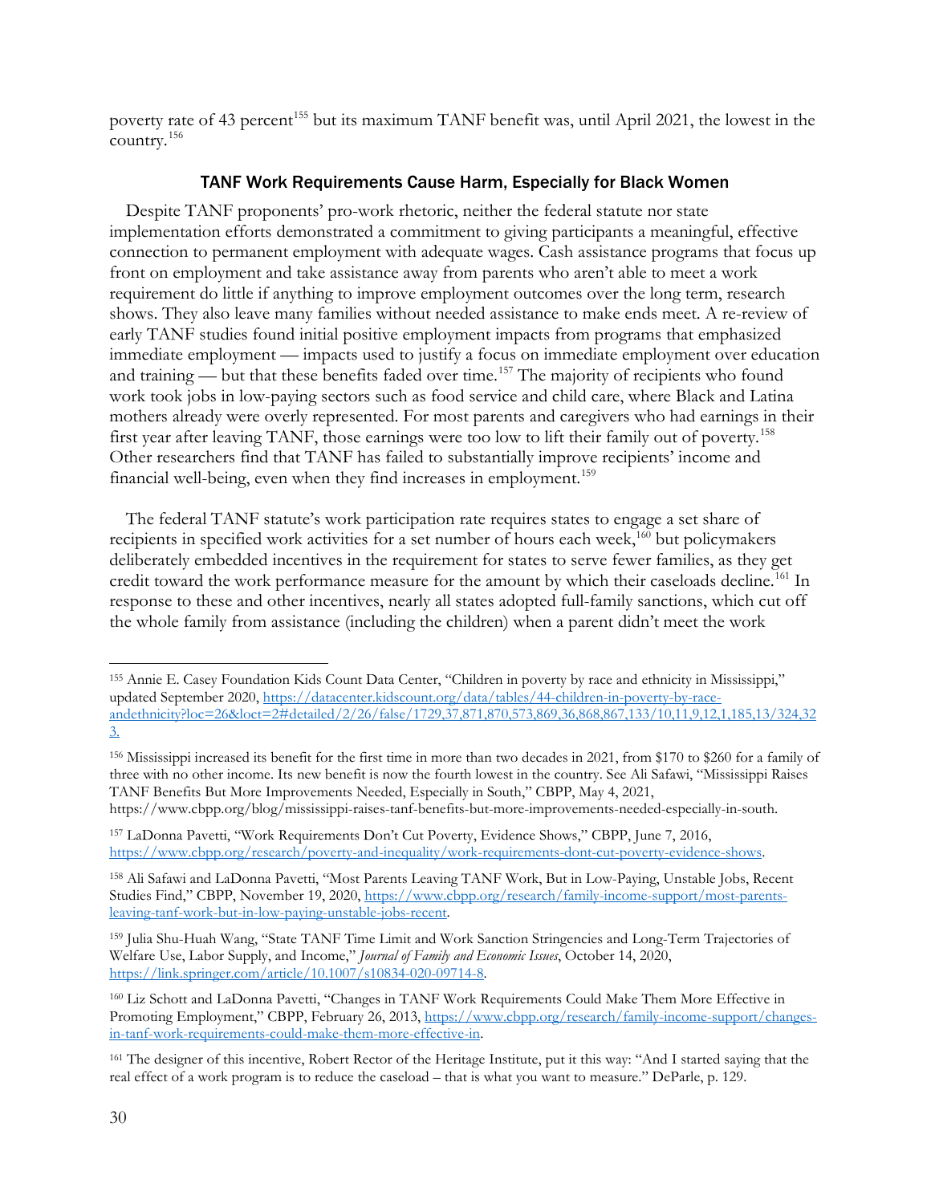poverty rate of 43 percent[155] but its maximum TANF benefit was, until April 2021, the lowest in the country.[156]

## TANF Work Requirements Cause Harm, Especially for Black Women

Despite TANF proponents' pro-work rhetoric, neither the federal statute nor state implementation efforts demonstrated a commitment to giving participants a meaningful, effective connection to permanent employment with adequate wages. Cash assistance programs that focus up front on employment and take assistance away from parents who aren't able to meet a work requirement do little if anything to improve employment outcomes over the long term, research shows. They also leave many families without needed assistance to make ends meet. A re-review of early TANF studies found initial positive employment impacts from programs that emphasized immediate employment — impacts used to justify a focus on immediate employment over education and training — but that these benefits faded over time.[157] The majority of recipients who found work took jobs in low-paying sectors such as food service and child care, where Black and Latina mothers already were overly represented. For most parents and caregivers who had earnings in their first year after leaving TANF, those earnings were too low to lift their family out of poverty.[158] Other researchers find that TANF has failed to substantially improve recipients' income and financial well-being, even when they find increases in employment.[159]

The federal TANF statute's work participation rate requires states to engage a set share of recipients in specified work activities for a set number of hours each week,[160] but policymakers deliberately embedded incentives in the requirement for states to serve fewer families, as they get credit toward the work performance measure for the amount by which their caseloads decline.[161] In response to these and other incentives, nearly all states adopted full-family sanctions, which cut off the whole family from assistance (including the children) when a parent didn't meet the work

---

[155] Annie E. Casey Foundation Kids Count Data Center, "Children in poverty by race and ethnicity in Mississippi," updated September 2020, https://datacenter.kidscount.org/data/tables/44-children-in-poverty-by-race-andethnicity?loc=26&loct=2#detailed/2/26/false/1729,37,871,870,573,869,36,868,867,133/10,11,9,12,1,185,13/324,323.

[156] Mississippi increased its benefit for the first time in more than two decades in 2021, from $170 to $260 for a family of three with no other income. Its new benefit is now the fourth lowest in the country. See Ali Safawi, "Mississippi Raises TANF Benefits But More Improvements Needed, Especially in South," CBPP, May 4, 2021, https://www.cbpp.org/blog/mississippi-raises-tanf-benefits-but-more-improvements-needed-especially-in-south.

[157] LaDonna Pavetti, "Work Requirements Don't Cut Poverty, Evidence Shows," CBPP, June 7, 2016, https://www.cbpp.org/research/poverty-and-inequality/work-requirements-dont-cut-poverty-evidence-shows.

[158] Ali Safawi and LaDonna Pavetti, "Most Parents Leaving TANF Work, But in Low-Paying, Unstable Jobs, Recent Studies Find," CBPP, November 19, 2020, https://www.cbpp.org/research/family-income-support/most-parents-leaving-tanf-work-but-in-low-paying-unstable-jobs-recent.

[159] Julia Shu-Huah Wang, "State TANF Time Limit and Work Sanction Stringencies and Long-Term Trajectories of Welfare Use, Labor Supply, and Income," *Journal of Family and Economic Issues*, October 14, 2020, https://link.springer.com/article/10.1007/s10834-020-09714-8.

[160] Liz Schott and LaDonna Pavetti, "Changes in TANF Work Requirements Could Make Them More Effective in Promoting Employment," CBPP, February 26, 2013, https://www.cbpp.org/research/family-income-support/changes-in-tanf-work-requirements-could-make-them-more-effective-in.

[161] The designer of this incentive, Robert Rector of the Heritage Institute, put it this way: "And I started saying that the real effect of a work program is to reduce the caseload – that is what you want to measure." DeParle, p. 129.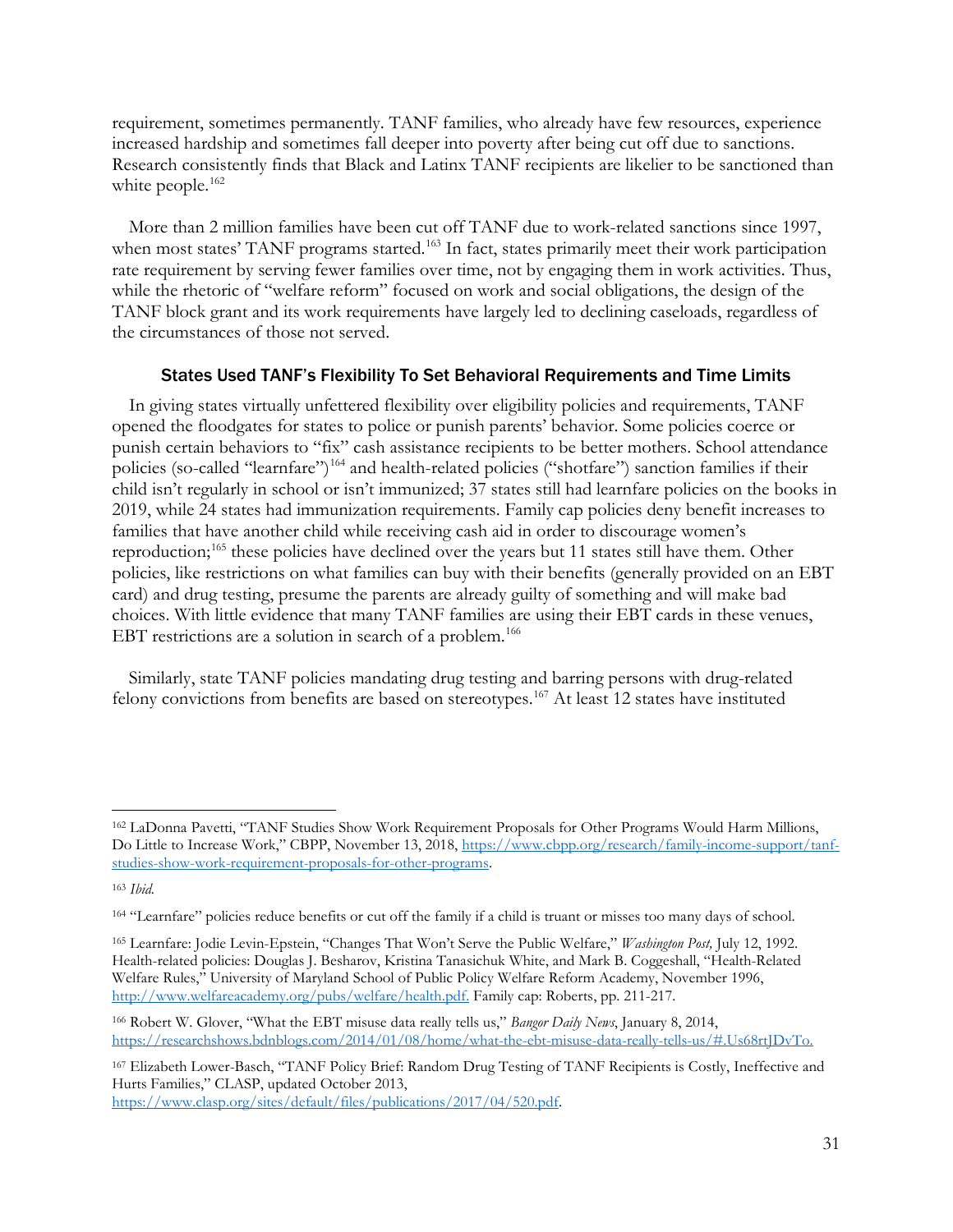requirement, sometimes permanently. TANF families, who already have few resources, experience increased hardship and sometimes fall deeper into poverty after being cut off due to sanctions. Research consistently finds that Black and Latinx TANF recipients are likelier to be sanctioned than white people.[162]

More than 2 million families have been cut off TANF due to work-related sanctions since 1997, when most states' TANF programs started.[163] In fact, states primarily meet their work participation rate requirement by serving fewer families over time, not by engaging them in work activities. Thus, while the rhetoric of "welfare reform" focused on work and social obligations, the design of the TANF block grant and its work requirements have largely led to declining caseloads, regardless of the circumstances of those not served.

### States Used TANF's Flexibility To Set Behavioral Requirements and Time Limits

In giving states virtually unfettered flexibility over eligibility policies and requirements, TANF opened the floodgates for states to police or punish parents' behavior. Some policies coerce or punish certain behaviors to "fix" cash assistance recipients to be better mothers. School attendance policies (so-called "learnfare")[164] and health-related policies ("shotfare") sanction families if their child isn't regularly in school or isn't immunized; 37 states still had learnfare policies on the books in 2019, while 24 states had immunization requirements. Family cap policies deny benefit increases to families that have another child while receiving cash aid in order to discourage women's reproduction;[165] these policies have declined over the years but 11 states still have them. Other policies, like restrictions on what families can buy with their benefits (generally provided on an EBT card) and drug testing, presume the parents are already guilty of something and will make bad choices. With little evidence that many TANF families are using their EBT cards in these venues, EBT restrictions are a solution in search of a problem.[166]

Similarly, state TANF policies mandating drug testing and barring persons with drug-related felony convictions from benefits are based on stereotypes.[167] At least 12 states have instituted

---

[162] LaDonna Pavetti, "TANF Studies Show Work Requirement Proposals for Other Programs Would Harm Millions, Do Little to Increase Work," CBPP, November 13, 2018, https://www.cbpp.org/research/family-income-support/tanf-studies-show-work-requirement-proposals-for-other-programs.

[163] *Ibid.*

[164] "Learnfare" policies reduce benefits or cut off the family if a child is truant or misses too many days of school.

[165] Learnfare: Jodie Levin-Epstein, "Changes That Won't Serve the Public Welfare," *Washington Post,* July 12, 1992. Health-related policies: Douglas J. Besharov, Kristina Tanasichuk White, and Mark B. Coggeshall, "Health-Related Welfare Rules," University of Maryland School of Public Policy Welfare Reform Academy, November 1996, http://www.welfareacademy.org/pubs/welfare/health.pdf. Family cap: Roberts, pp. 211-217.

[166] Robert W. Glover, "What the EBT misuse data really tells us," *Bangor Daily News*, January 8, 2014, https://researchshows.bdnblogs.com/2014/01/08/home/what-the-ebt-misuse-data-really-tells-us/#.Us68rtJDvTo.

[167] Elizabeth Lower-Basch, "TANF Policy Brief: Random Drug Testing of TANF Recipients is Costly, Ineffective and Hurts Families," CLASP, updated October 2013, https://www.clasp.org/sites/default/files/publications/2017/04/520.pdf.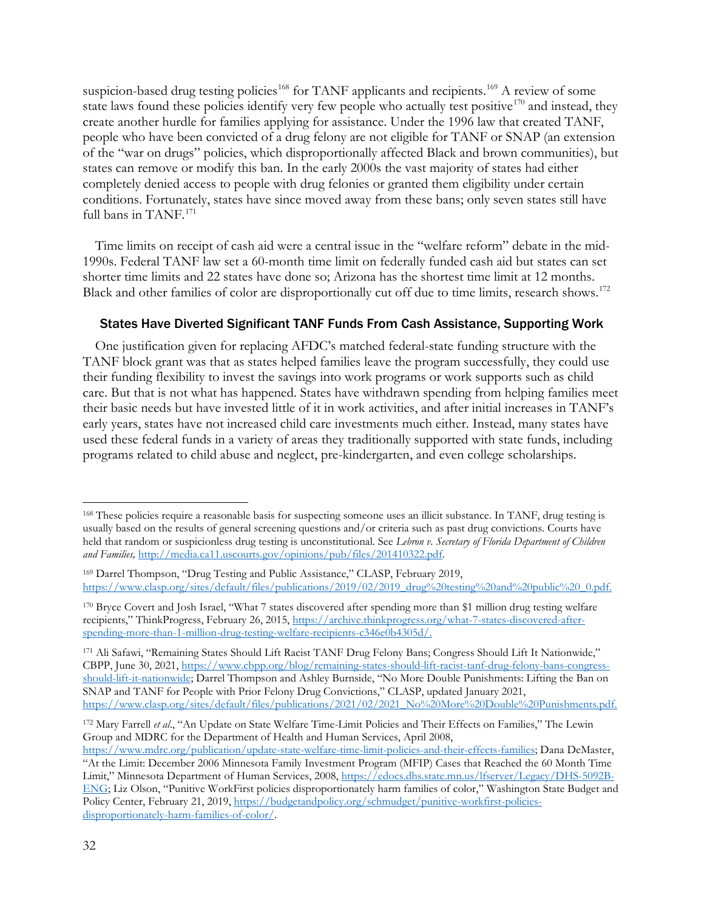suspicion-based drug testing policies[168] for TANF applicants and recipients.[169] A review of some state laws found these policies identify very few people who actually test positive[170] and instead, they create another hurdle for families applying for assistance. Under the 1996 law that created TANF, people who have been convicted of a drug felony are not eligible for TANF or SNAP (an extension of the "war on drugs" policies, which disproportionally affected Black and brown communities), but states can remove or modify this ban. In the early 2000s the vast majority of states had either completely denied access to people with drug felonies or granted them eligibility under certain conditions. Fortunately, states have since moved away from these bans; only seven states still have full bans in TANF.[171]

Time limits on receipt of cash aid were a central issue in the "welfare reform" debate in the mid-1990s. Federal TANF law set a 60-month time limit on federally funded cash aid but states can set shorter time limits and 22 states have done so; Arizona has the shortest time limit at 12 months. Black and other families of color are disproportionally cut off due to time limits, research shows.[172]

### States Have Diverted Significant TANF Funds From Cash Assistance, Supporting Work

One justification given for replacing AFDC's matched federal-state funding structure with the TANF block grant was that as states helped families leave the program successfully, they could use their funding flexibility to invest the savings into work programs or work supports such as child care. But that is not what has happened. States have withdrawn spending from helping families meet their basic needs but have invested little of it in work activities, and after initial increases in TANF's early years, states have not increased child care investments much either. Instead, many states have used these federal funds in a variety of areas they traditionally supported with state funds, including programs related to child abuse and neglect, pre-kindergarten, and even college scholarships.

---

[168] These policies require a reasonable basis for suspecting someone uses an illicit substance. In TANF, drug testing is usually based on the results of general screening questions and/or criteria such as past drug convictions. Courts have held that random or suspicionless drug testing is unconstitutional. See *Lebron v. Secretary of Florida Department of Children and Families,* http://media.ca11.uscourts.gov/opinions/pub/files/201410322.pdf.

[169] Darrel Thompson, "Drug Testing and Public Assistance," CLASP, February 2019, https://www.clasp.org/sites/default/files/publications/2019/02/2019_drug%20testing%20and%20public%20_0.pdf.

[170] Bryce Covert and Josh Israel, "What 7 states discovered after spending more than $1 million drug testing welfare recipients," ThinkProgress, February 26, 2015, https://archive.thinkprogress.org/what-7-states-discovered-after-spending-more-than-1-million-drug-testing-welfare-recipients-c346e0b4305d/.

[171] Ali Safawi, "Remaining States Should Lift Racist TANF Drug Felony Bans; Congress Should Lift It Nationwide," CBPP, June 30, 2021, https://www.cbpp.org/blog/remaining-states-should-lift-racist-tanf-drug-felony-bans-congress-should-lift-it-nationwide; Darrel Thompson and Ashley Burnside, "No More Double Punishments: Lifting the Ban on SNAP and TANF for People with Prior Felony Drug Convictions," CLASP, updated January 2021, https://www.clasp.org/sites/default/files/publications/2021/02/2021_No%20More%20Double%20Punishments.pdf.

[172] Mary Farrell *et al*., "An Update on State Welfare Time-Limit Policies and Their Effects on Families," The Lewin Group and MDRC for the Department of Health and Human Services, April 2008, https://www.mdrc.org/publication/update-state-welfare-time-limit-policies-and-their-effects-families; Dana DeMaster, "At the Limit: December 2006 Minnesota Family Investment Program (MFIP) Cases that Reached the 60 Month Time Limit," Minnesota Department of Human Services, 2008, https://edocs.dhs.state.mn.us/lfserver/Legacy/DHS-5092B-ENG; Liz Olson, "Punitive WorkFirst policies disproportionately harm families of color," Washington State Budget and Policy Center, February 21, 2019, https://budgetandpolicy.org/schmudget/punitive-workfirst-policies-disproportionately-harm-families-of-color/.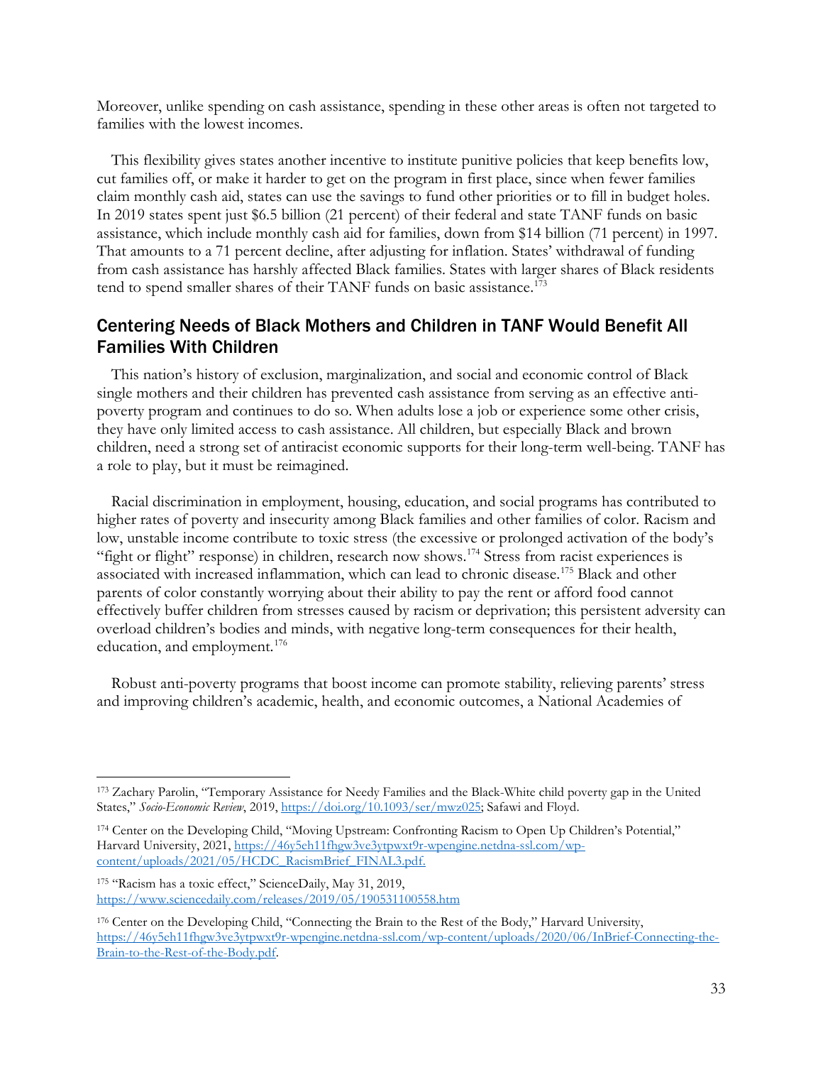Moreover, unlike spending on cash assistance, spending in these other areas is often not targeted to families with the lowest incomes.

This flexibility gives states another incentive to institute punitive policies that keep benefits low, cut families off, or make it harder to get on the program in first place, since when fewer families claim monthly cash aid, states can use the savings to fund other priorities or to fill in budget holes. In 2019 states spent just $6.5 billion (21 percent) of their federal and state TANF funds on basic assistance, which include monthly cash aid for families, down from $14 billion (71 percent) in 1997. That amounts to a 71 percent decline, after adjusting for inflation. States' withdrawal of funding from cash assistance has harshly affected Black families. States with larger shares of Black residents tend to spend smaller shares of their TANF funds on basic assistance.[173]

## Centering Needs of Black Mothers and Children in TANF Would Benefit All Families With Children

This nation's history of exclusion, marginalization, and social and economic control of Black single mothers and their children has prevented cash assistance from serving as an effective anti-poverty program and continues to do so. When adults lose a job or experience some other crisis, they have only limited access to cash assistance. All children, but especially Black and brown children, need a strong set of antiracist economic supports for their long-term well-being. TANF has a role to play, but it must be reimagined.

Racial discrimination in employment, housing, education, and social programs has contributed to higher rates of poverty and insecurity among Black families and other families of color. Racism and low, unstable income contribute to toxic stress (the excessive or prolonged activation of the body's "fight or flight" response) in children, research now shows.[174] Stress from racist experiences is associated with increased inflammation, which can lead to chronic disease.[175] Black and other parents of color constantly worrying about their ability to pay the rent or afford food cannot effectively buffer children from stresses caused by racism or deprivation; this persistent adversity can overload children's bodies and minds, with negative long-term consequences for their health, education, and employment.[176]

Robust anti-poverty programs that boost income can promote stability, relieving parents' stress and improving children's academic, health, and economic outcomes, a National Academies of

---

[173] Zachary Parolin, "Temporary Assistance for Needy Families and the Black-White child poverty gap in the United States," *Socio-Economic Review*, 2019, https://doi.org/10.1093/ser/mwz025; Safawi and Floyd.

[174] Center on the Developing Child, "Moving Upstream: Confronting Racism to Open Up Children's Potential," Harvard University, 2021, https://46y5eh11fhgw3ve3ytpwxt9r-wpengine.netdna-ssl.com/wp-content/uploads/2021/05/HCDC_RacismBrief_FINAL3.pdf.

[175] "Racism has a toxic effect," ScienceDaily, May 31, 2019, https://www.sciencedaily.com/releases/2019/05/190531100558.htm

[176] Center on the Developing Child, "Connecting the Brain to the Rest of the Body," Harvard University, https://46y5eh11fhgw3ve3ytpwxt9r-wpengine.netdna-ssl.com/wp-content/uploads/2020/06/InBrief-Connecting-the-Brain-to-the-Rest-of-the-Body.pdf.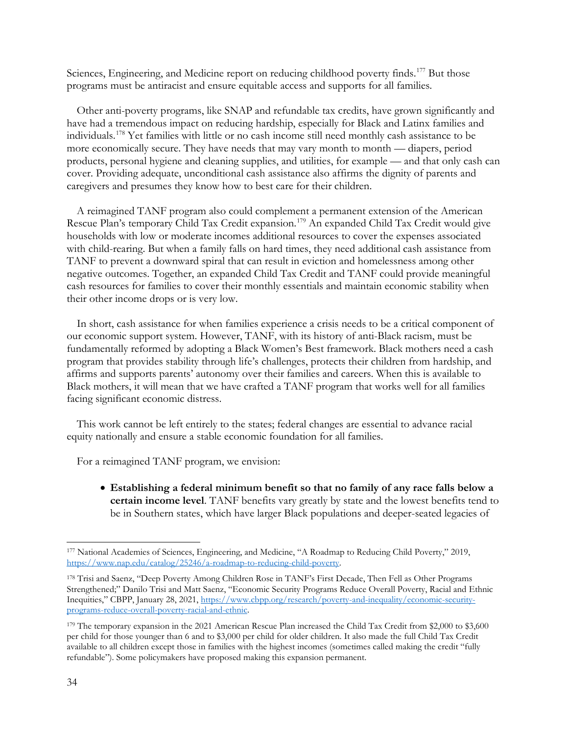Sciences, Engineering, and Medicine report on reducing childhood poverty finds.[177] But those programs must be antiracist and ensure equitable access and supports for all families.

Other anti-poverty programs, like SNAP and refundable tax credits, have grown significantly and have had a tremendous impact on reducing hardship, especially for Black and Latinx families and individuals.[178] Yet families with little or no cash income still need monthly cash assistance to be more economically secure. They have needs that may vary month to month — diapers, period products, personal hygiene and cleaning supplies, and utilities, for example — and that only cash can cover. Providing adequate, unconditional cash assistance also affirms the dignity of parents and caregivers and presumes they know how to best care for their children.

A reimagined TANF program also could complement a permanent extension of the American Rescue Plan's temporary Child Tax Credit expansion.[179] An expanded Child Tax Credit would give households with low or moderate incomes additional resources to cover the expenses associated with child-rearing. But when a family falls on hard times, they need additional cash assistance from TANF to prevent a downward spiral that can result in eviction and homelessness among other negative outcomes. Together, an expanded Child Tax Credit and TANF could provide meaningful cash resources for families to cover their monthly essentials and maintain economic stability when their other income drops or is very low.

In short, cash assistance for when families experience a crisis needs to be a critical component of our economic support system. However, TANF, with its history of anti-Black racism, must be fundamentally reformed by adopting a Black Women's Best framework. Black mothers need a cash program that provides stability through life's challenges, protects their children from hardship, and affirms and supports parents' autonomy over their families and careers. When this is available to Black mothers, it will mean that we have crafted a TANF program that works well for all families facing significant economic distress.

This work cannot be left entirely to the states; federal changes are essential to advance racial equity nationally and ensure a stable economic foundation for all families.

For a reimagined TANF program, we envision:

- **Establishing a federal minimum benefit so that no family of any race falls below a certain income level**. TANF benefits vary greatly by state and the lowest benefits tend to be in Southern states, which have larger Black populations and deeper-seated legacies of

---

[177] National Academies of Sciences, Engineering, and Medicine, "A Roadmap to Reducing Child Poverty," 2019, https://www.nap.edu/catalog/25246/a-roadmap-to-reducing-child-poverty.

[178] Trisi and Saenz, "Deep Poverty Among Children Rose in TANF's First Decade, Then Fell as Other Programs Strengthened;" Danilo Trisi and Matt Saenz, "Economic Security Programs Reduce Overall Poverty, Racial and Ethnic Inequities," CBPP, January 28, 2021, https://www.cbpp.org/research/poverty-and-inequality/economic-security-programs-reduce-overall-poverty-racial-and-ethnic.

[179] The temporary expansion in the 2021 American Rescue Plan increased the Child Tax Credit from $2,000 to $3,600 per child for those younger than 6 and to $3,000 per child for older children. It also made the full Child Tax Credit available to all children except those in families with the highest incomes (sometimes called making the credit "fully refundable"). Some policymakers have proposed making this expansion permanent.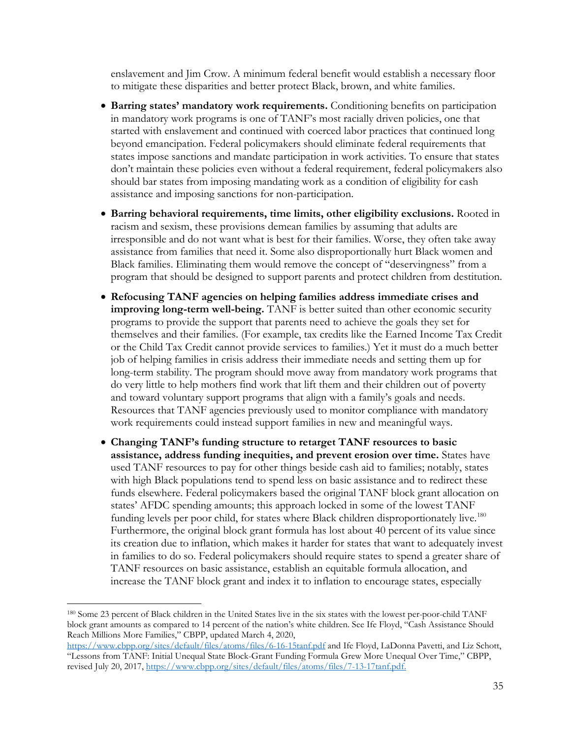enslavement and Jim Crow. A minimum federal benefit would establish a necessary floor to mitigate these disparities and better protect Black, brown, and white families.

- **Barring states' mandatory work requirements.** Conditioning benefits on participation in mandatory work programs is one of TANF's most racially driven policies, one that started with enslavement and continued with coerced labor practices that continued long beyond emancipation. Federal policymakers should eliminate federal requirements that states impose sanctions and mandate participation in work activities. To ensure that states don't maintain these policies even without a federal requirement, federal policymakers also should bar states from imposing mandating work as a condition of eligibility for cash assistance and imposing sanctions for non-participation.

- **Barring behavioral requirements, time limits, other eligibility exclusions.** Rooted in racism and sexism, these provisions demean families by assuming that adults are irresponsible and do not want what is best for their families. Worse, they often take away assistance from families that need it. Some also disproportionally hurt Black women and Black families. Eliminating them would remove the concept of "deservingness" from a program that should be designed to support parents and protect children from destitution.

- **Refocusing TANF agencies on helping families address immediate crises and improving long-term well-being.** TANF is better suited than other economic security programs to provide the support that parents need to achieve the goals they set for themselves and their families. (For example, tax credits like the Earned Income Tax Credit or the Child Tax Credit cannot provide services to families.) Yet it must do a much better job of helping families in crisis address their immediate needs and setting them up for long-term stability. The program should move away from mandatory work programs that do very little to help mothers find work that lift them and their children out of poverty and toward voluntary support programs that align with a family's goals and needs. Resources that TANF agencies previously used to monitor compliance with mandatory work requirements could instead support families in new and meaningful ways.

- **Changing TANF's funding structure to retarget TANF resources to basic assistance, address funding inequities, and prevent erosion over time.** States have used TANF resources to pay for other things beside cash aid to families; notably, states with high Black populations tend to spend less on basic assistance and to redirect these funds elsewhere. Federal policymakers based the original TANF block grant allocation on states' AFDC spending amounts; this approach locked in some of the lowest TANF funding levels per poor child, for states where Black children disproportionately live.[180] Furthermore, the original block grant formula has lost about 40 percent of its value since its creation due to inflation, which makes it harder for states that want to adequately invest in families to do so. Federal policymakers should require states to spend a greater share of TANF resources on basic assistance, establish an equitable formula allocation, and increase the TANF block grant and index it to inflation to encourage states, especially

---

[180] Some 23 percent of Black children in the United States live in the six states with the lowest per-poor-child TANF block grant amounts as compared to 14 percent of the nation's white children. See Ife Floyd, "Cash Assistance Should Reach Millions More Families," CBPP, updated March 4, 2020, https://www.cbpp.org/sites/default/files/atoms/files/6-16-15tanf.pdf and Ife Floyd, LaDonna Pavetti, and Liz Schott, "Lessons from TANF: Initial Unequal State Block-Grant Funding Formula Grew More Unequal Over Time," CBPP, revised July 20, 2017, https://www.cbpp.org/sites/default/files/atoms/files/7-13-17tanf.pdf.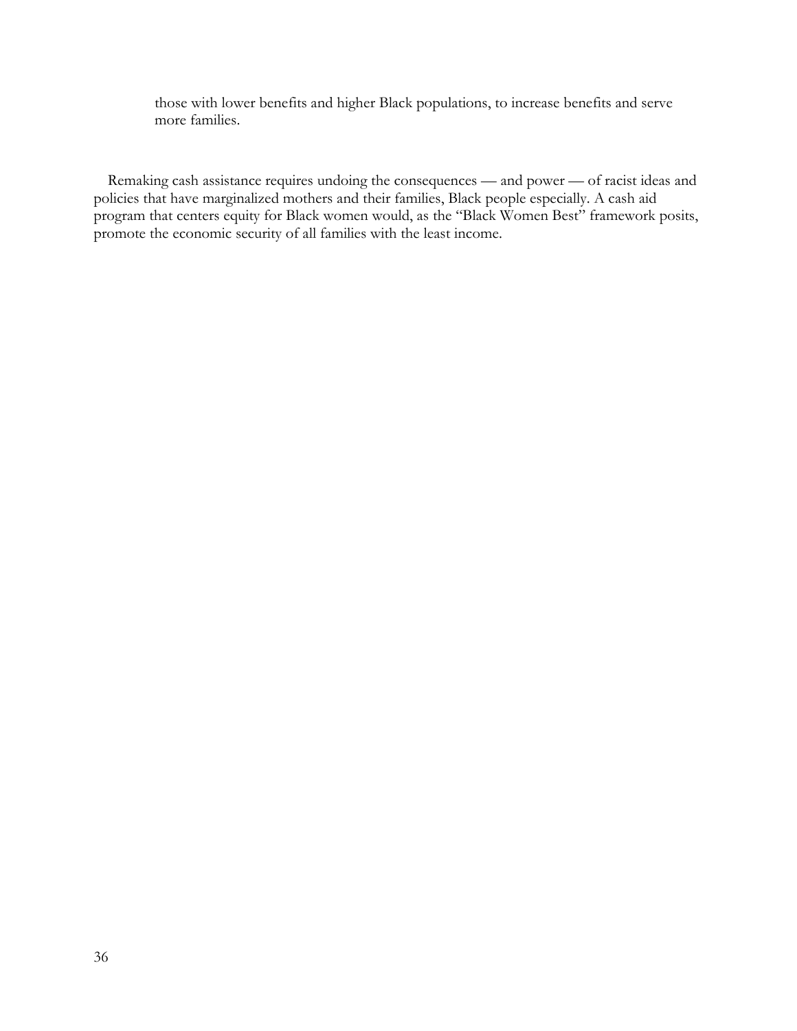those with lower benefits and higher Black populations, to increase benefits and serve more families.

Remaking cash assistance requires undoing the consequences — and power — of racist ideas and policies that have marginalized mothers and their families, Black people especially. A cash aid program that centers equity for Black women would, as the "Black Women Best" framework posits, promote the economic security of all families with the least income.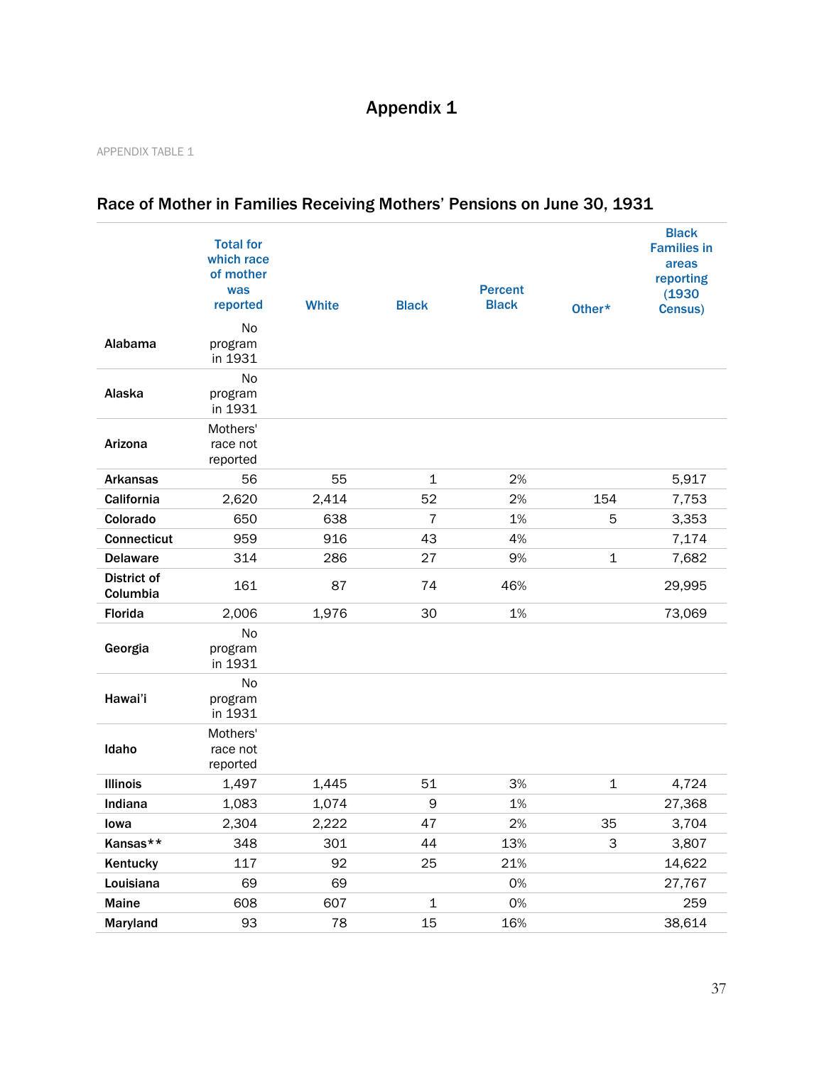# Appendix 1

APPENDIX TABLE 1

## Race of Mother in Families Receiving Mothers' Pensions on June 30, 1931

| | Total for which race of mother was reported | White | Black | Percent Black | Other* | Black Families in areas reporting (1930 Census) |
|---|---|---|---|---|---|---|
| **Alabama** | No program in 1931 | | | | | |
| **Alaska** | No program in 1931 | | | | | |
| **Arizona** | Mothers' race not reported | | | | | |
| **Arkansas** | 56 | 55 | 1 | 2% | | 5,917 |
| **California** | 2,620 | 2,414 | 52 | 2% | 154 | 7,753 |
| **Colorado** | 650 | 638 | 7 | 1% | 5 | 3,353 |
| **Connecticut** | 959 | 916 | 43 | 4% | | 7,174 |
| **Delaware** | 314 | 286 | 27 | 9% | 1 | 7,682 |
| **District of Columbia** | 161 | 87 | 74 | 46% | | 29,995 |
| **Florida** | 2,006 | 1,976 | 30 | 1% | | 73,069 |
| **Georgia** | No program in 1931 | | | | | |
| **Hawai'i** | No program in 1931 | | | | | |
| **Idaho** | Mothers' race not reported | | | | | |
| **Illinois** | 1,497 | 1,445 | 51 | 3% | 1 | 4,724 |
| **Indiana** | 1,083 | 1,074 | 9 | 1% | | 27,368 |
| **Iowa** | 2,304 | 2,222 | 47 | 2% | 35 | 3,704 |
| **Kansas**** | 348 | 301 | 44 | 13% | 3 | 3,807 |
| **Kentucky** | 117 | 92 | 25 | 21% | | 14,622 |
| **Louisiana** | 69 | 69 | | 0% | | 27,767 |
| **Maine** | 608 | 607 | 1 | 0% | | 259 |
| **Maryland** | 93 | 78 | 15 | 16% | | 38,614 |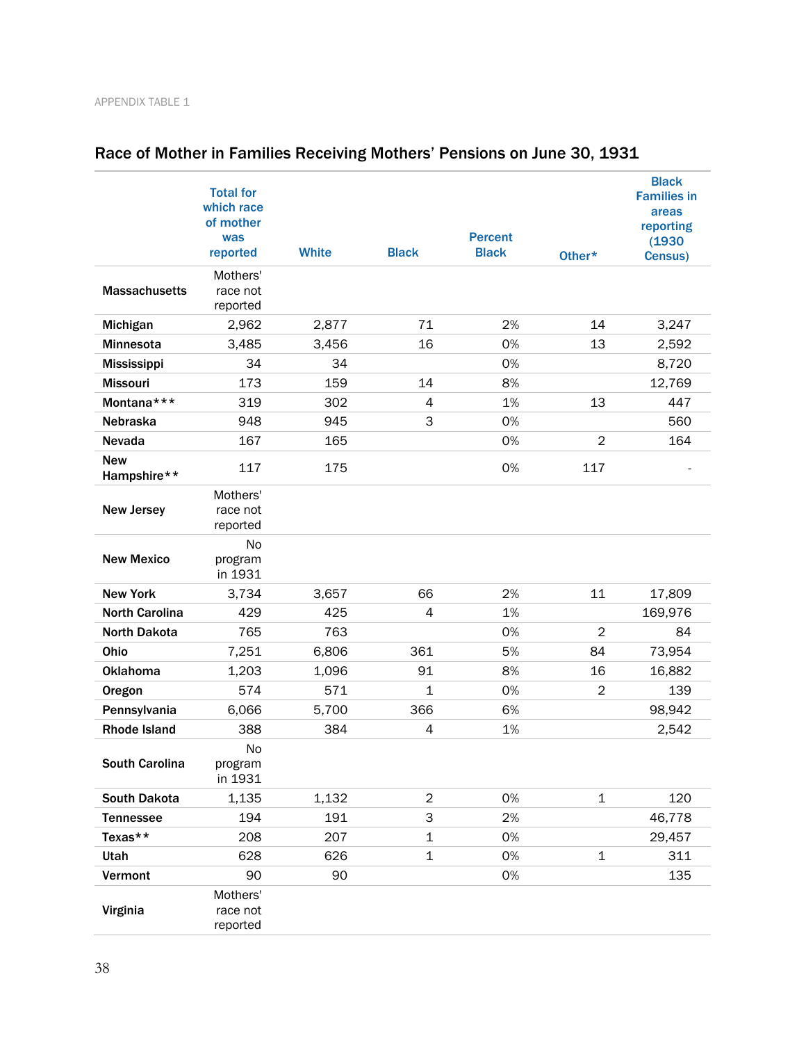APPENDIX TABLE 1

## Race of Mother in Families Receiving Mothers' Pensions on June 30, 1931

| | Total for which race of mother was reported | White | Black | Percent Black | Other* | Black Families in areas reporting (1930 Census) |
|---|---|---|---|---|---|---|
| **Massachusetts** | Mothers' race not reported | | | | | |
| **Michigan** | 2,962 | 2,877 | 71 | 2% | 14 | 3,247 |
| **Minnesota** | 3,485 | 3,456 | 16 | 0% | 13 | 2,592 |
| **Mississippi** | 34 | 34 | | 0% | | 8,720 |
| **Missouri** | 173 | 159 | 14 | 8% | | 12,769 |
| **Montana***** | 319 | 302 | 4 | 1% | 13 | 447 |
| **Nebraska** | 948 | 945 | 3 | 0% | | 560 |
| **Nevada** | 167 | 165 | | 0% | 2 | 164 |
| **New Hampshire**** | 117 | 175 | | 0% | 117 | - |
| **New Jersey** | Mothers' race not reported | | | | | |
| **New Mexico** | No program in 1931 | | | | | |
| **New York** | 3,734 | 3,657 | 66 | 2% | 11 | 17,809 |
| **North Carolina** | 429 | 425 | 4 | 1% | | 169,976 |
| **North Dakota** | 765 | 763 | | 0% | 2 | 84 |
| **Ohio** | 7,251 | 6,806 | 361 | 5% | 84 | 73,954 |
| **Oklahoma** | 1,203 | 1,096 | 91 | 8% | 16 | 16,882 |
| **Oregon** | 574 | 571 | 1 | 0% | 2 | 139 |
| **Pennsylvania** | 6,066 | 5,700 | 366 | 6% | | 98,942 |
| **Rhode Island** | 388 | 384 | 4 | 1% | | 2,542 |
| **South Carolina** | No program in 1931 | | | | | |
| **South Dakota** | 1,135 | 1,132 | 2 | 0% | 1 | 120 |
| **Tennessee** | 194 | 191 | 3 | 2% | | 46,778 |
| **Texas**** | 208 | 207 | 1 | 0% | | 29,457 |
| **Utah** | 628 | 626 | 1 | 0% | 1 | 311 |
| **Vermont** | 90 | 90 | | 0% | | 135 |
| **Virginia** | Mothers' race not reported | | | | | |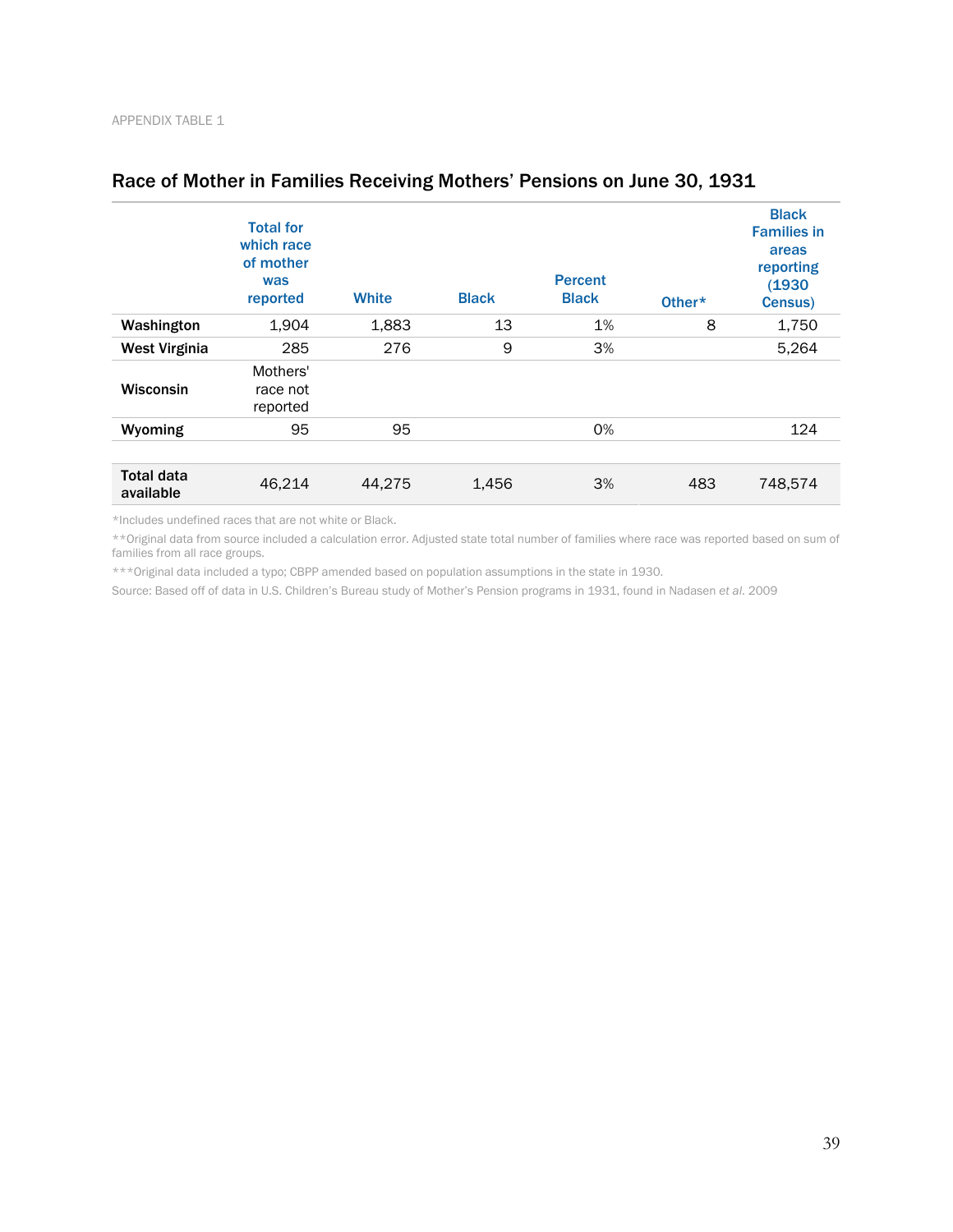APPENDIX TABLE 1

## Race of Mother in Families Receiving Mothers' Pensions on June 30, 1931

| | Total for which race of mother was reported | White | Black | Percent Black | Other* | Black Families in areas reporting (1930 Census) |
|---|---|---|---|---|---|---|
| **Washington** | 1,904 | 1,883 | 13 | 1% | 8 | 1,750 |
| **West Virginia** | 285 | 276 | 9 | 3% | | 5,264 |
| **Wisconsin** | Mothers' race not reported | | | | | |
| **Wyoming** | 95 | 95 | | 0% | | 124 |
| | | | | | | |
| **Total data available** | 46,214 | 44,275 | 1,456 | 3% | 483 | 748,574 |

*Includes undefined races that are not white or Black.

**Original data from source included a calculation error. Adjusted state total number of families where race was reported based on sum of families from all race groups.

***Original data included a typo; CBPP amended based on population assumptions in the state in 1930.

Source: Based off of data in U.S. Children's Bureau study of Mother's Pension programs in 1931, found in Nadasen *et al*. 2009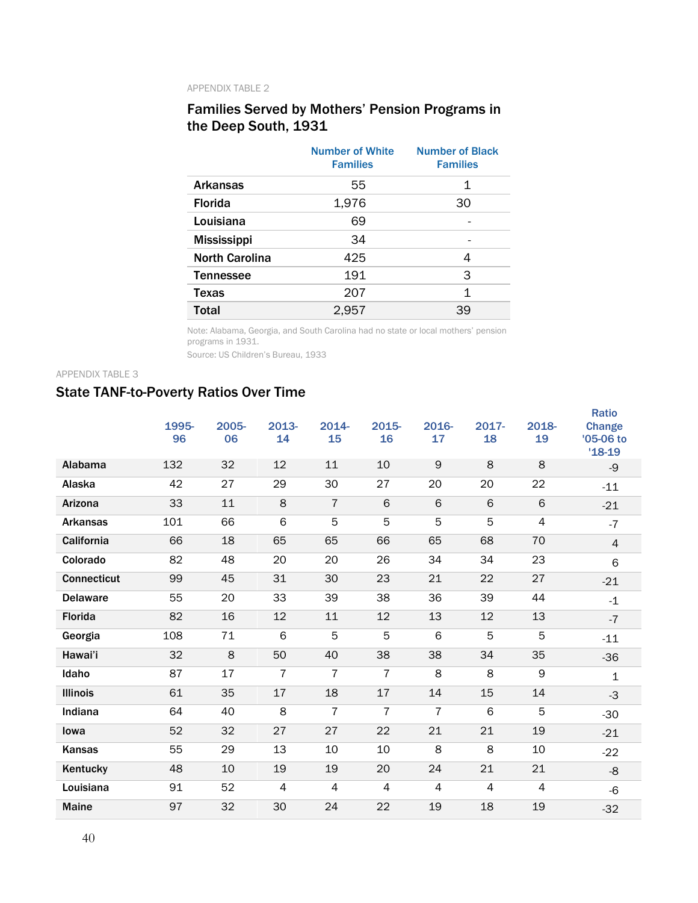APPENDIX TABLE 2

## Families Served by Mothers' Pension Programs in the Deep South, 1931

| | Number of White Families | Number of Black Families |
|---|---|---|
| Arkansas | 55 | 1 |
| Florida | 1,976 | 30 |
| Louisiana | 69 | - |
| Mississippi | 34 | - |
| North Carolina | 425 | 4 |
| Tennessee | 191 | 3 |
| Texas | 207 | 1 |
| **Total** | 2,957 | 39 |

Note: Alabama, Georgia, and South Carolina had no state or local mothers' pension programs in 1931.

Source: US Children's Bureau, 1933

APPENDIX TABLE 3

## State TANF-to-Poverty Ratios Over Time

| | 1995-96 | 2005-06 | 2013-14 | 2014-15 | 2015-16 | 2016-17 | 2017-18 | 2018-19 | Ratio Change '05-06 to '18-19 |
|---|---|---|---|---|---|---|---|---|---|
| Alabama | 132 | 32 | 12 | 11 | 10 | 9 | 8 | 8 | -9 |
| Alaska | 42 | 27 | 29 | 30 | 27 | 20 | 20 | 22 | -11 |
| Arizona | 33 | 11 | 8 | 7 | 6 | 6 | 6 | 6 | -21 |
| Arkansas | 101 | 66 | 6 | 5 | 5 | 5 | 5 | 4 | -7 |
| California | 66 | 18 | 65 | 65 | 66 | 65 | 68 | 70 | 4 |
| Colorado | 82 | 48 | 20 | 20 | 26 | 34 | 34 | 23 | 6 |
| Connecticut | 99 | 45 | 31 | 30 | 23 | 21 | 22 | 27 | -21 |
| Delaware | 55 | 20 | 33 | 39 | 38 | 36 | 39 | 44 | -1 |
| Florida | 82 | 16 | 12 | 11 | 12 | 13 | 12 | 13 | -7 |
| Georgia | 108 | 71 | 6 | 5 | 5 | 6 | 5 | 5 | -11 |
| Hawai'i | 32 | 8 | 50 | 40 | 38 | 38 | 34 | 35 | -36 |
| Idaho | 87 | 17 | 7 | 7 | 7 | 8 | 8 | 9 | 1 |
| Illinois | 61 | 35 | 17 | 18 | 17 | 14 | 15 | 14 | -3 |
| Indiana | 64 | 40 | 8 | 7 | 7 | 7 | 6 | 5 | -30 |
| Iowa | 52 | 32 | 27 | 27 | 22 | 21 | 21 | 19 | -21 |
| Kansas | 55 | 29 | 13 | 10 | 10 | 8 | 8 | 10 | -22 |
| Kentucky | 48 | 10 | 19 | 19 | 20 | 24 | 21 | 21 | -8 |
| Louisiana | 91 | 52 | 4 | 4 | 4 | 4 | 4 | 4 | -6 |
| Maine | 97 | 32 | 30 | 24 | 22 | 19 | 18 | 19 | -32 |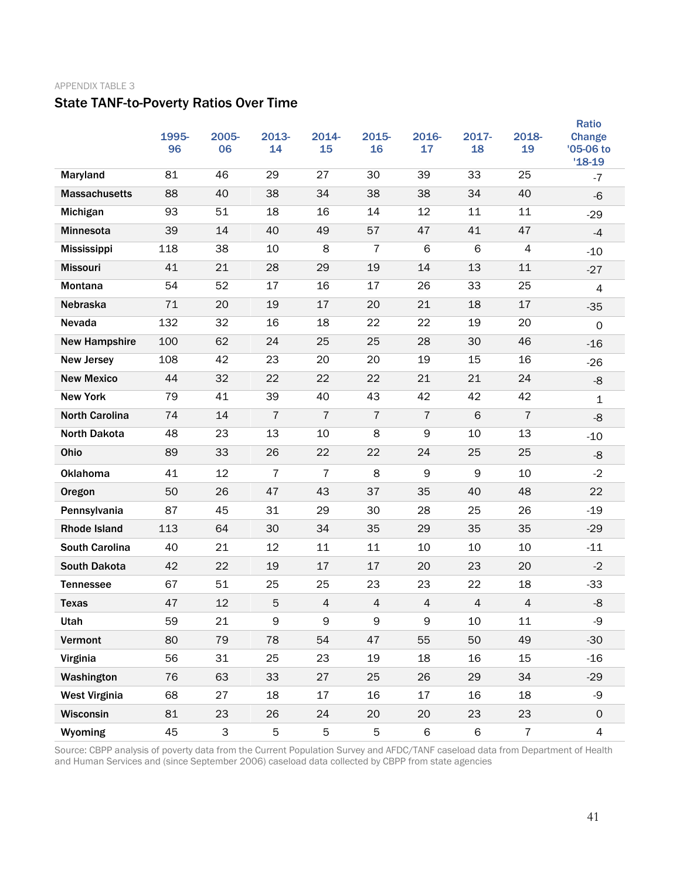APPENDIX TABLE 3

## State TANF-to-Poverty Ratios Over Time

| | 1995-96 | 2005-06 | 2013-14 | 2014-15 | 2015-16 | 2016-17 | 2017-18 | 2018-19 | Ratio Change '05-06 to '18-19 |
|---|---|---|---|---|---|---|---|---|---|
| **Maryland** | 81 | 46 | 29 | 27 | 30 | 39 | 33 | 25 | -7 |
| **Massachusetts** | 88 | 40 | 38 | 34 | 38 | 38 | 34 | 40 | -6 |
| **Michigan** | 93 | 51 | 18 | 16 | 14 | 12 | 11 | 11 | -29 |
| **Minnesota** | 39 | 14 | 40 | 49 | 57 | 47 | 41 | 47 | -4 |
| **Mississippi** | 118 | 38 | 10 | 8 | 7 | 6 | 6 | 4 | -10 |
| **Missouri** | 41 | 21 | 28 | 29 | 19 | 14 | 13 | 11 | -27 |
| **Montana** | 54 | 52 | 17 | 16 | 17 | 26 | 33 | 25 | 4 |
| **Nebraska** | 71 | 20 | 19 | 17 | 20 | 21 | 18 | 17 | -35 |
| **Nevada** | 132 | 32 | 16 | 18 | 22 | 22 | 19 | 20 | 0 |
| **New Hampshire** | 100 | 62 | 24 | 25 | 25 | 28 | 30 | 46 | -16 |
| **New Jersey** | 108 | 42 | 23 | 20 | 20 | 19 | 15 | 16 | -26 |
| **New Mexico** | 44 | 32 | 22 | 22 | 22 | 21 | 21 | 24 | -8 |
| **New York** | 79 | 41 | 39 | 40 | 43 | 42 | 42 | 42 | 1 |
| **North Carolina** | 74 | 14 | 7 | 7 | 7 | 7 | 6 | 7 | -8 |
| **North Dakota** | 48 | 23 | 13 | 10 | 8 | 9 | 10 | 13 | -10 |
| **Ohio** | 89 | 33 | 26 | 22 | 22 | 24 | 25 | 25 | -8 |
| **Oklahoma** | 41 | 12 | 7 | 7 | 8 | 9 | 9 | 10 | -2 |
| **Oregon** | 50 | 26 | 47 | 43 | 37 | 35 | 40 | 48 | 22 |
| **Pennsylvania** | 87 | 45 | 31 | 29 | 30 | 28 | 25 | 26 | -19 |
| **Rhode Island** | 113 | 64 | 30 | 34 | 35 | 29 | 35 | 35 | -29 |
| **South Carolina** | 40 | 21 | 12 | 11 | 11 | 10 | 10 | 10 | -11 |
| **South Dakota** | 42 | 22 | 19 | 17 | 17 | 20 | 23 | 20 | -2 |
| **Tennessee** | 67 | 51 | 25 | 25 | 23 | 23 | 22 | 18 | -33 |
| **Texas** | 47 | 12 | 5 | 4 | 4 | 4 | 4 | 4 | -8 |
| **Utah** | 59 | 21 | 9 | 9 | 9 | 9 | 10 | 11 | -9 |
| **Vermont** | 80 | 79 | 78 | 54 | 47 | 55 | 50 | 49 | -30 |
| **Virginia** | 56 | 31 | 25 | 23 | 19 | 18 | 16 | 15 | -16 |
| **Washington** | 76 | 63 | 33 | 27 | 25 | 26 | 29 | 34 | -29 |
| **West Virginia** | 68 | 27 | 18 | 17 | 16 | 17 | 16 | 18 | -9 |
| **Wisconsin** | 81 | 23 | 26 | 24 | 20 | 20 | 23 | 23 | 0 |
| **Wyoming** | 45 | 3 | 5 | 5 | 5 | 6 | 6 | 7 | 4 |

Source: CBPP analysis of poverty data from the Current Population Survey and AFDC/TANF caseload data from Department of Health and Human Services and (since September 2006) caseload data collected by CBPP from state agencies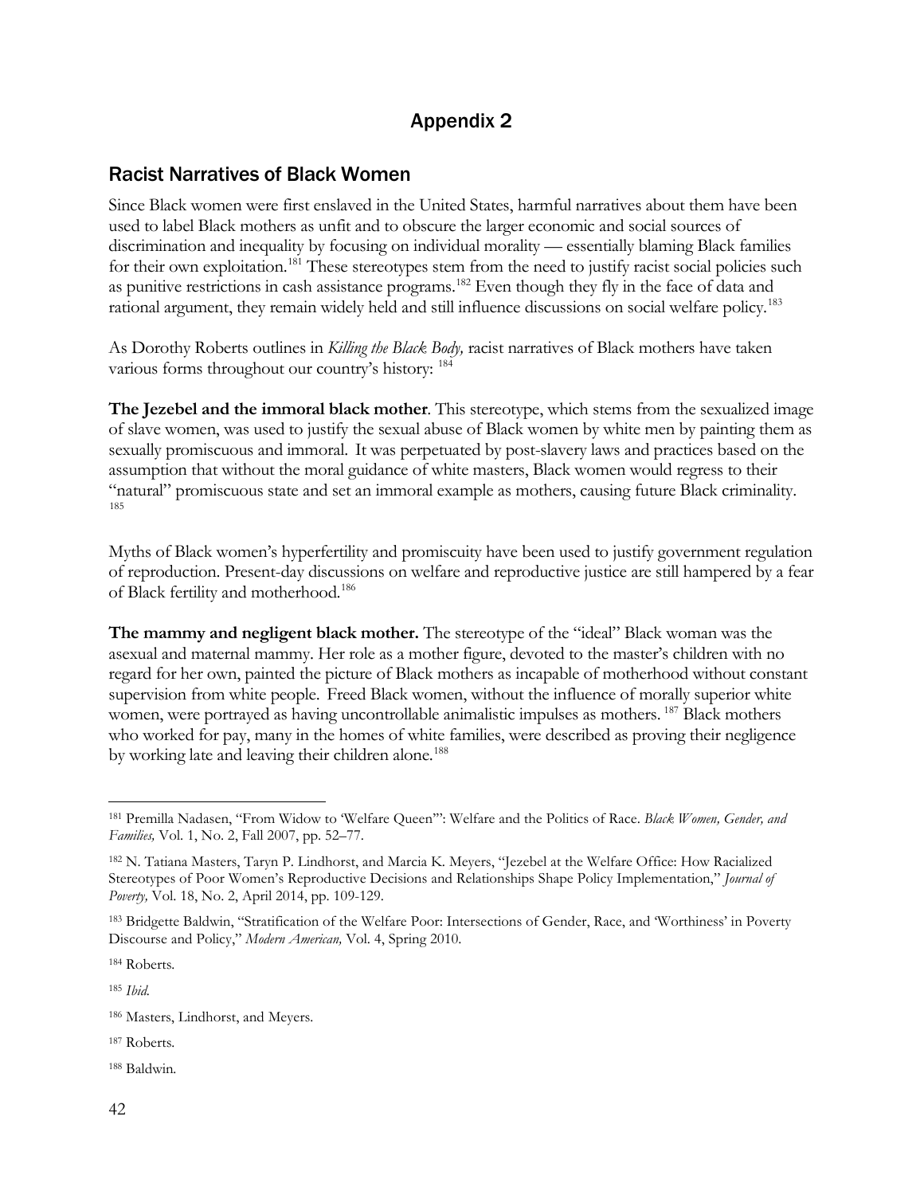# Appendix 2

## Racist Narratives of Black Women

Since Black women were first enslaved in the United States, harmful narratives about them have been used to label Black mothers as unfit and to obscure the larger economic and social sources of discrimination and inequality by focusing on individual morality — essentially blaming Black families for their own exploitation.[181] These stereotypes stem from the need to justify racist social policies such as punitive restrictions in cash assistance programs.[182] Even though they fly in the face of data and rational argument, they remain widely held and still influence discussions on social welfare policy.[183]

As Dorothy Roberts outlines in *Killing the Black Body,* racist narratives of Black mothers have taken various forms throughout our country's history: [184]

**The Jezebel and the immoral black mother**. This stereotype, which stems from the sexualized image of slave women, was used to justify the sexual abuse of Black women by white men by painting them as sexually promiscuous and immoral. It was perpetuated by post-slavery laws and practices based on the assumption that without the moral guidance of white masters, Black women would regress to their "natural" promiscuous state and set an immoral example as mothers, causing future Black criminality. [185]

Myths of Black women's hyperfertility and promiscuity have been used to justify government regulation of reproduction. Present-day discussions on welfare and reproductive justice are still hampered by a fear of Black fertility and motherhood.[186]

**The mammy and negligent black mother.** The stereotype of the "ideal" Black woman was the asexual and maternal mammy. Her role as a mother figure, devoted to the master's children with no regard for her own, painted the picture of Black mothers as incapable of motherhood without constant supervision from white people. Freed Black women, without the influence of morally superior white women, were portrayed as having uncontrollable animalistic impulses as mothers. [187] Black mothers who worked for pay, many in the homes of white families, were described as proving their negligence by working late and leaving their children alone.[188]

---

[181] Premilla Nadasen, "From Widow to 'Welfare Queen'": Welfare and the Politics of Race. *Black Women, Gender, and Families,* Vol. 1, No. 2, Fall 2007, pp. 52–77.

[182] N. Tatiana Masters, Taryn P. Lindhorst, and Marcia K. Meyers, "Jezebel at the Welfare Office: How Racialized Stereotypes of Poor Women's Reproductive Decisions and Relationships Shape Policy Implementation," *Journal of Poverty,* Vol. 18, No. 2, April 2014, pp. 109-129.

[183] Bridgette Baldwin, "Stratification of the Welfare Poor: Intersections of Gender, Race, and 'Worthiness' in Poverty Discourse and Policy," *Modern American,* Vol. 4, Spring 2010.

[184] Roberts.

[185] *Ibid.*

[186] Masters, Lindhorst, and Meyers.

[187] Roberts.

[188] Baldwin.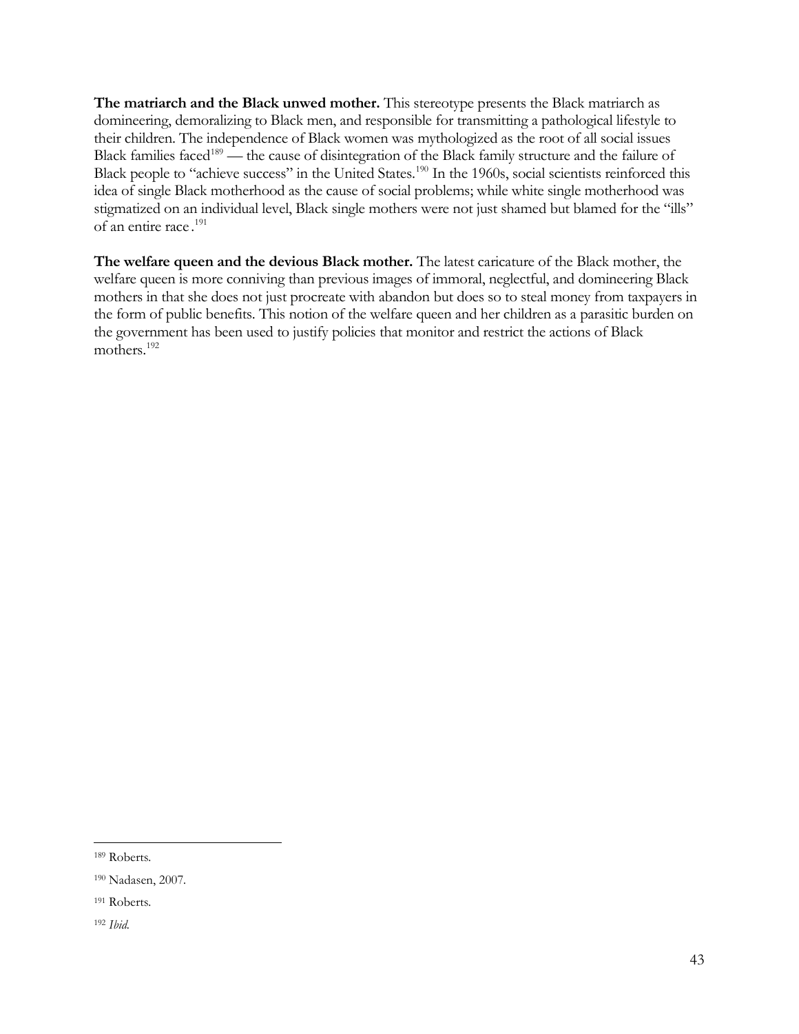**The matriarch and the Black unwed mother.** This stereotype presents the Black matriarch as domineering, demoralizing to Black men, and responsible for transmitting a pathological lifestyle to their children. The independence of Black women was mythologized as the root of all social issues Black families faced[189] — the cause of disintegration of the Black family structure and the failure of Black people to "achieve success" in the United States.[190] In the 1960s, social scientists reinforced this idea of single Black motherhood as the cause of social problems; while white single motherhood was stigmatized on an individual level, Black single mothers were not just shamed but blamed for the "ills" of an entire race.[191]

**The welfare queen and the devious Black mother.** The latest caricature of the Black mother, the welfare queen is more conniving than previous images of immoral, neglectful, and domineering Black mothers in that she does not just procreate with abandon but does so to steal money from taxpayers in the form of public benefits. This notion of the welfare queen and her children as a parasitic burden on the government has been used to justify policies that monitor and restrict the actions of Black mothers.[192]

---

[189] Roberts.

[190] Nadasen, 2007.

[191] Roberts.

[192] *Ibid.*